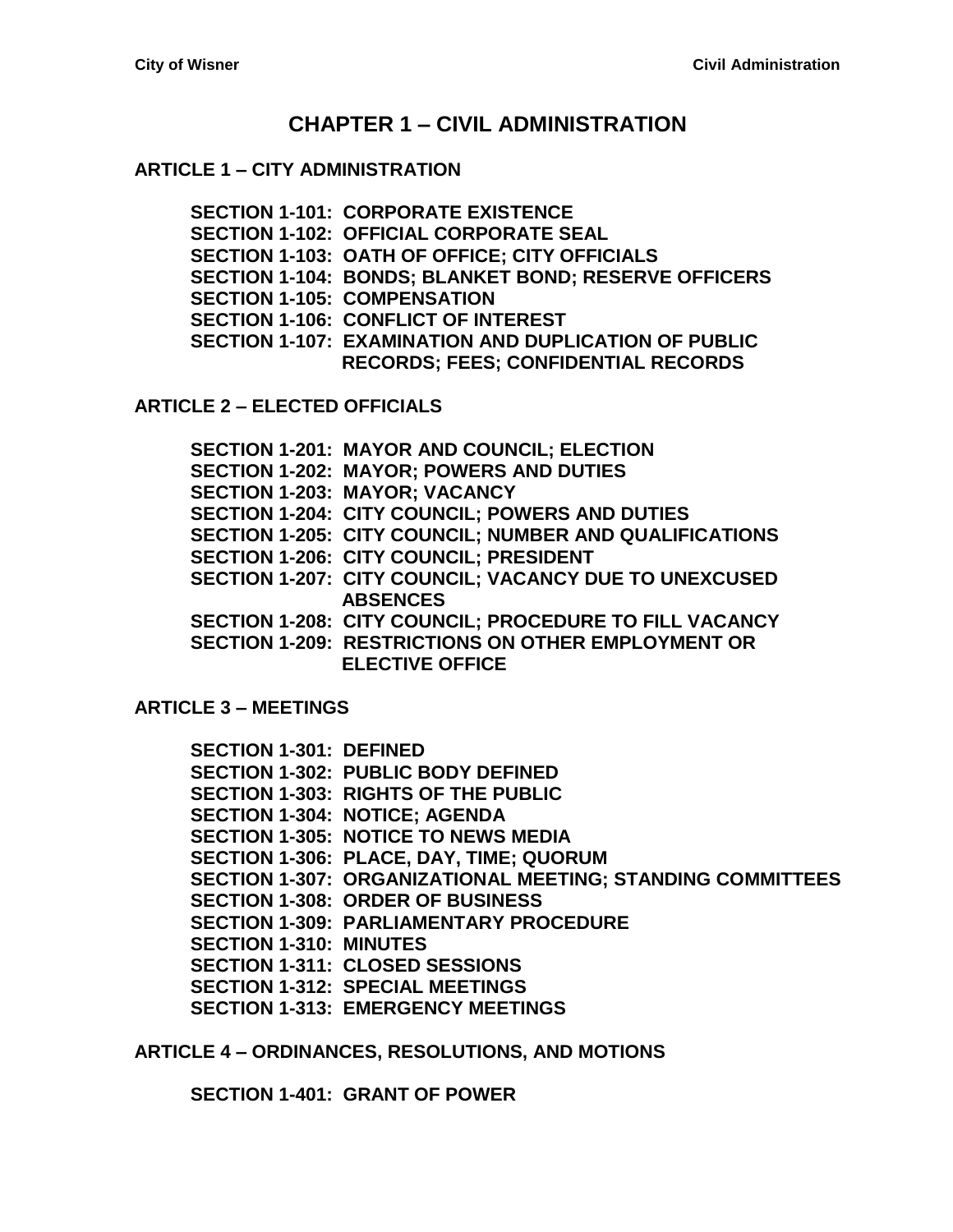# CHAPTER 1 – CIVIL ADMINISTRATION

## ARTICLE 1 – CITY ADMINISTRATION

**SECTION 1-101: CORPORATE EXISTENCE**
**SECTION 1-102: OFFICIAL CORPORATE SEAL**
**SECTION 1-103: OATH OF OFFICE; CITY OFFICIALS**
**SECTION 1-104: BONDS; BLANKET BOND; RESERVE OFFICERS**
**SECTION 1-105: COMPENSATION**
**SECTION 1-106: CONFLICT OF INTEREST**
**SECTION 1-107: EXAMINATION AND DUPLICATION OF PUBLIC RECORDS; FEES; CONFIDENTIAL RECORDS**

## ARTICLE 2 – ELECTED OFFICIALS

**SECTION 1-201: MAYOR AND COUNCIL; ELECTION**
**SECTION 1-202: MAYOR; POWERS AND DUTIES**
**SECTION 1-203: MAYOR; VACANCY**
**SECTION 1-204: CITY COUNCIL; POWERS AND DUTIES**
**SECTION 1-205: CITY COUNCIL; NUMBER AND QUALIFICATIONS**
**SECTION 1-206: CITY COUNCIL; PRESIDENT**
**SECTION 1-207: CITY COUNCIL; VACANCY DUE TO UNEXCUSED ABSENCES**
**SECTION 1-208: CITY COUNCIL; PROCEDURE TO FILL VACANCY**
**SECTION 1-209: RESTRICTIONS ON OTHER EMPLOYMENT OR ELECTIVE OFFICE**

## ARTICLE 3 – MEETINGS

**SECTION 1-301: DEFINED**
**SECTION 1-302: PUBLIC BODY DEFINED**
**SECTION 1-303: RIGHTS OF THE PUBLIC**
**SECTION 1-304: NOTICE; AGENDA**
**SECTION 1-305: NOTICE TO NEWS MEDIA**
**SECTION 1-306: PLACE, DAY, TIME; QUORUM**
**SECTION 1-307: ORGANIZATIONAL MEETING; STANDING COMMITTEES**
**SECTION 1-308: ORDER OF BUSINESS**
**SECTION 1-309: PARLIAMENTARY PROCEDURE**
**SECTION 1-310: MINUTES**
**SECTION 1-311: CLOSED SESSIONS**
**SECTION 1-312: SPECIAL MEETINGS**
**SECTION 1-313: EMERGENCY MEETINGS**

## ARTICLE 4 – ORDINANCES, RESOLUTIONS, AND MOTIONS

**SECTION 1-401: GRANT OF POWER**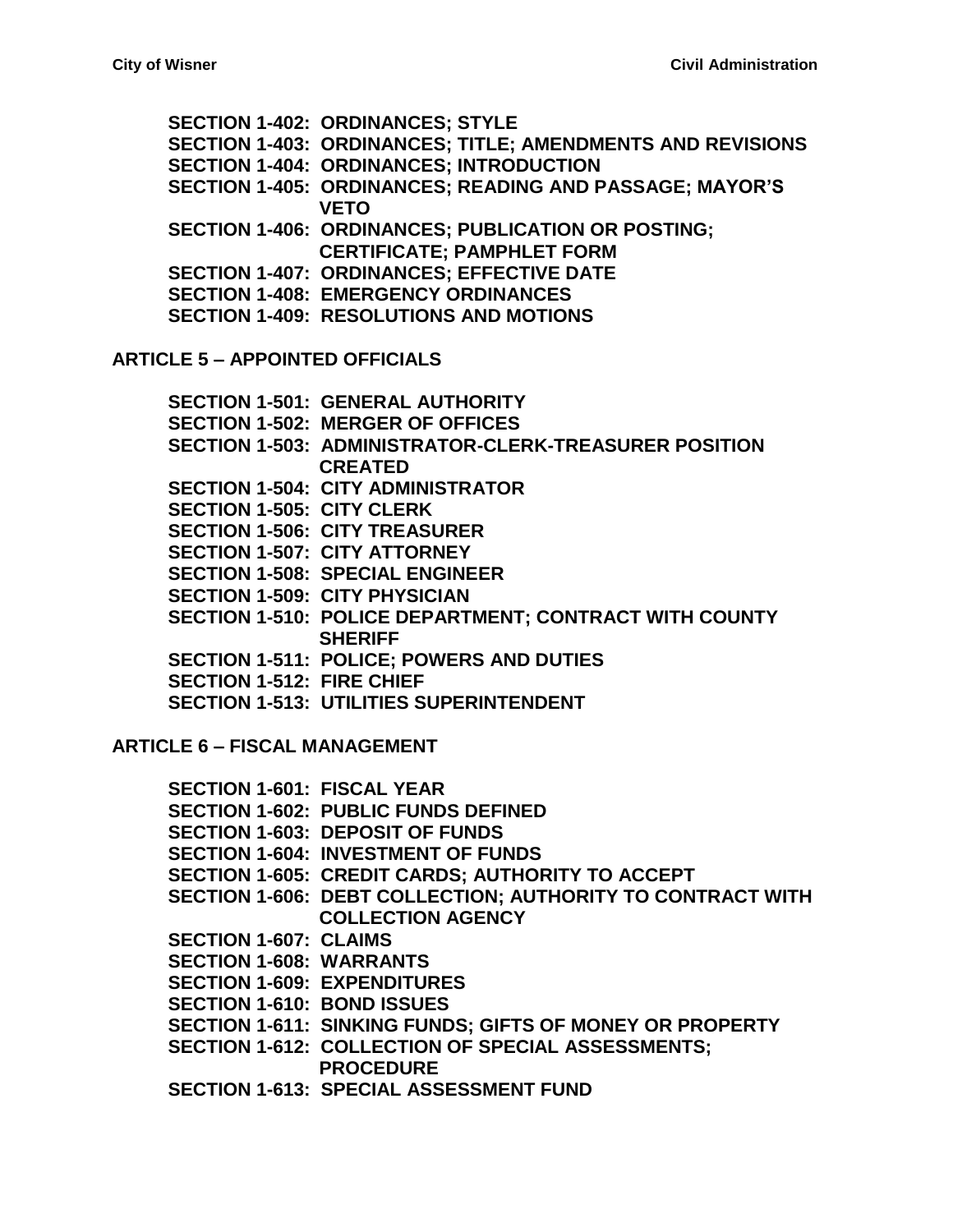**SECTION 1-402: ORDINANCES; STYLE**
**SECTION 1-403: ORDINANCES; TITLE; AMENDMENTS AND REVISIONS**
**SECTION 1-404: ORDINANCES; INTRODUCTION**
**SECTION 1-405: ORDINANCES; READING AND PASSAGE; MAYOR'S VETO**
**SECTION 1-406: ORDINANCES; PUBLICATION OR POSTING; CERTIFICATE; PAMPHLET FORM**
**SECTION 1-407: ORDINANCES; EFFECTIVE DATE**
**SECTION 1-408: EMERGENCY ORDINANCES**
**SECTION 1-409: RESOLUTIONS AND MOTIONS**

## ARTICLE 5 – APPOINTED OFFICIALS

**SECTION 1-501: GENERAL AUTHORITY**
**SECTION 1-502: MERGER OF OFFICES**
**SECTION 1-503: ADMINISTRATOR-CLERK-TREASURER POSITION CREATED**
**SECTION 1-504: CITY ADMINISTRATOR**
**SECTION 1-505: CITY CLERK**
**SECTION 1-506: CITY TREASURER**
**SECTION 1-507: CITY ATTORNEY**
**SECTION 1-508: SPECIAL ENGINEER**
**SECTION 1-509: CITY PHYSICIAN**
**SECTION 1-510: POLICE DEPARTMENT; CONTRACT WITH COUNTY SHERIFF**
**SECTION 1-511: POLICE; POWERS AND DUTIES**
**SECTION 1-512: FIRE CHIEF**
**SECTION 1-513: UTILITIES SUPERINTENDENT**

## ARTICLE 6 – FISCAL MANAGEMENT

**SECTION 1-601: FISCAL YEAR**
**SECTION 1-602: PUBLIC FUNDS DEFINED**
**SECTION 1-603: DEPOSIT OF FUNDS**
**SECTION 1-604: INVESTMENT OF FUNDS**
**SECTION 1-605: CREDIT CARDS; AUTHORITY TO ACCEPT**
**SECTION 1-606: DEBT COLLECTION; AUTHORITY TO CONTRACT WITH COLLECTION AGENCY**
**SECTION 1-607: CLAIMS**
**SECTION 1-608: WARRANTS**
**SECTION 1-609: EXPENDITURES**
**SECTION 1-610: BOND ISSUES**
**SECTION 1-611: SINKING FUNDS; GIFTS OF MONEY OR PROPERTY**
**SECTION 1-612: COLLECTION OF SPECIAL ASSESSMENTS; PROCEDURE**
**SECTION 1-613: SPECIAL ASSESSMENT FUND**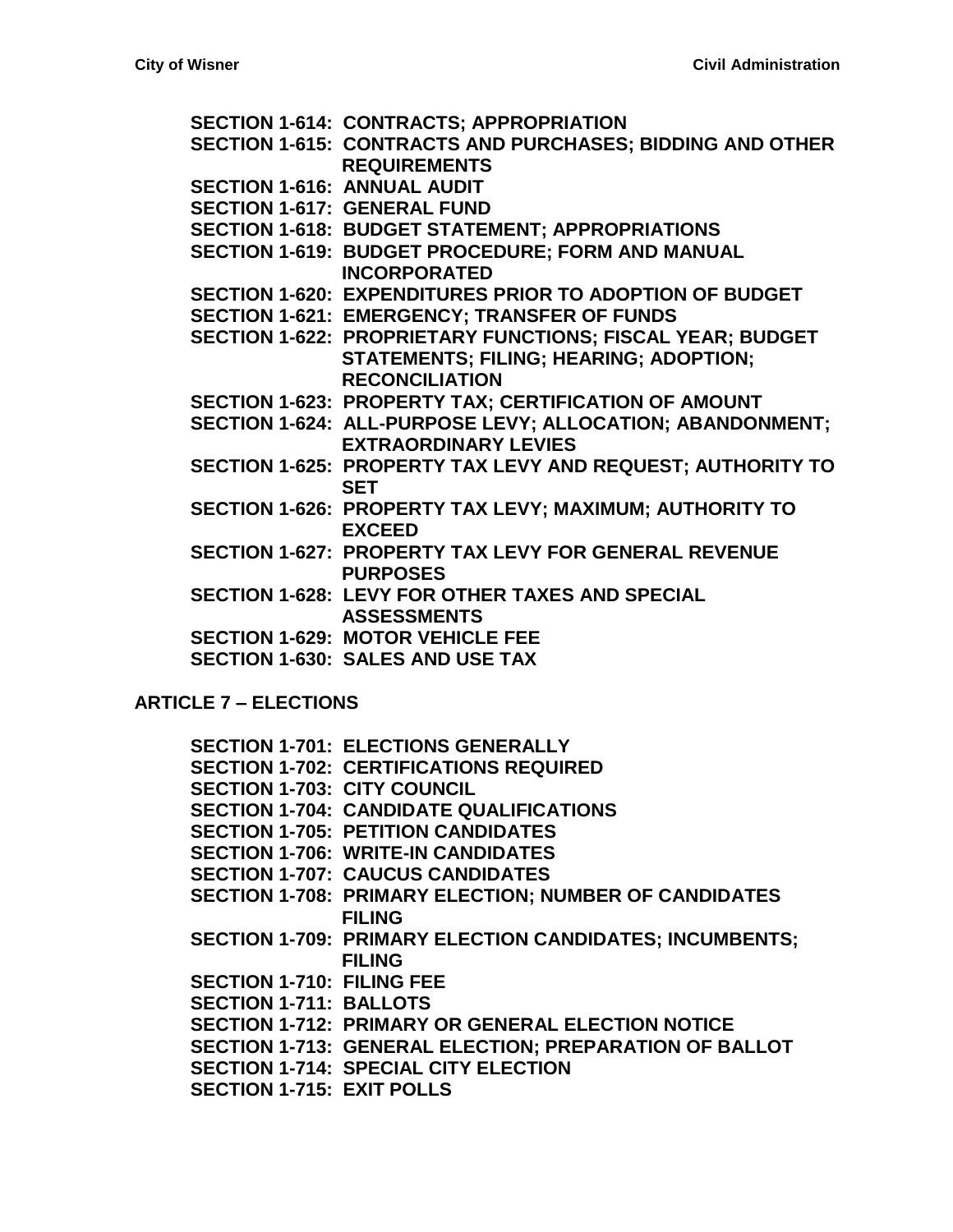**SECTION 1-614: CONTRACTS; APPROPRIATION**
**SECTION 1-615: CONTRACTS AND PURCHASES; BIDDING AND OTHER REQUIREMENTS**
**SECTION 1-616: ANNUAL AUDIT**
**SECTION 1-617: GENERAL FUND**
**SECTION 1-618: BUDGET STATEMENT; APPROPRIATIONS**
**SECTION 1-619: BUDGET PROCEDURE; FORM AND MANUAL INCORPORATED**
**SECTION 1-620: EXPENDITURES PRIOR TO ADOPTION OF BUDGET**
**SECTION 1-621: EMERGENCY; TRANSFER OF FUNDS**
**SECTION 1-622: PROPRIETARY FUNCTIONS; FISCAL YEAR; BUDGET STATEMENTS; FILING; HEARING; ADOPTION; RECONCILIATION**
**SECTION 1-623: PROPERTY TAX; CERTIFICATION OF AMOUNT**
**SECTION 1-624: ALL-PURPOSE LEVY; ALLOCATION; ABANDONMENT; EXTRAORDINARY LEVIES**
**SECTION 1-625: PROPERTY TAX LEVY AND REQUEST; AUTHORITY TO SET**
**SECTION 1-626: PROPERTY TAX LEVY; MAXIMUM; AUTHORITY TO EXCEED**
**SECTION 1-627: PROPERTY TAX LEVY FOR GENERAL REVENUE PURPOSES**
**SECTION 1-628: LEVY FOR OTHER TAXES AND SPECIAL ASSESSMENTS**
**SECTION 1-629: MOTOR VEHICLE FEE**
**SECTION 1-630: SALES AND USE TAX**

## ARTICLE 7 – ELECTIONS

**SECTION 1-701: ELECTIONS GENERALLY**
**SECTION 1-702: CERTIFICATIONS REQUIRED**
**SECTION 1-703: CITY COUNCIL**
**SECTION 1-704: CANDIDATE QUALIFICATIONS**
**SECTION 1-705: PETITION CANDIDATES**
**SECTION 1-706: WRITE-IN CANDIDATES**
**SECTION 1-707: CAUCUS CANDIDATES**
**SECTION 1-708: PRIMARY ELECTION; NUMBER OF CANDIDATES FILING**
**SECTION 1-709: PRIMARY ELECTION CANDIDATES; INCUMBENTS; FILING**
**SECTION 1-710: FILING FEE**
**SECTION 1-711: BALLOTS**
**SECTION 1-712: PRIMARY OR GENERAL ELECTION NOTICE**
**SECTION 1-713: GENERAL ELECTION; PREPARATION OF BALLOT**
**SECTION 1-714: SPECIAL CITY ELECTION**
**SECTION 1-715: EXIT POLLS**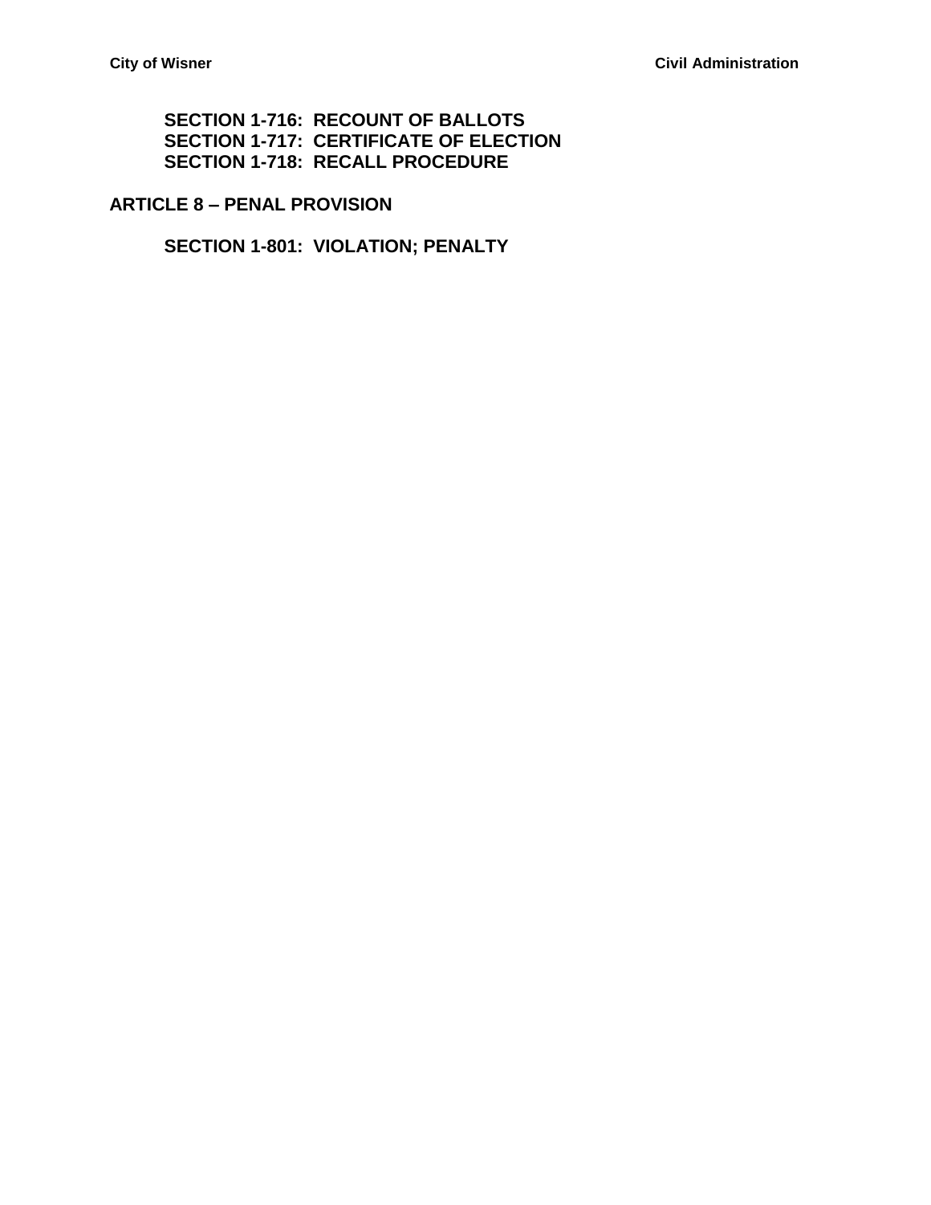**SECTION 1-716: RECOUNT OF BALLOTS**
**SECTION 1-717: CERTIFICATE OF ELECTION**
**SECTION 1-718: RECALL PROCEDURE**

## ARTICLE 8 – PENAL PROVISION

**SECTION 1-801: VIOLATION; PENALTY**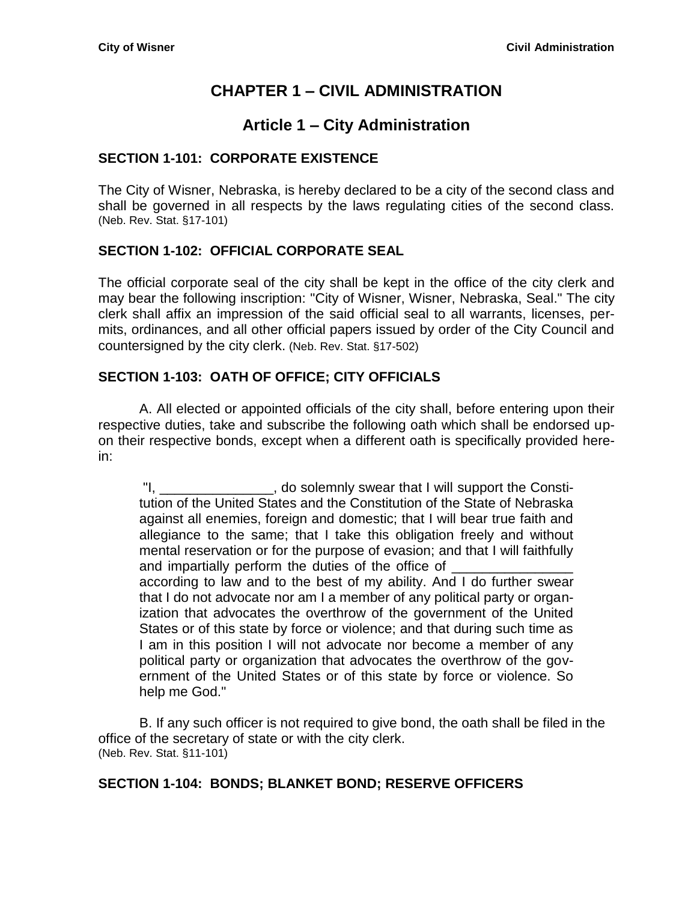# CHAPTER 1 – CIVIL ADMINISTRATION

## Article 1 – City Administration

### SECTION 1-101: CORPORATE EXISTENCE

The City of Wisner, Nebraska, is hereby declared to be a city of the second class and shall be governed in all respects by the laws regulating cities of the second class. (Neb. Rev. Stat. §17-101)

### SECTION 1-102: OFFICIAL CORPORATE SEAL

The official corporate seal of the city shall be kept in the office of the city clerk and may bear the following inscription: "City of Wisner, Wisner, Nebraska, Seal." The city clerk shall affix an impression of the said official seal to all warrants, licenses, permits, ordinances, and all other official papers issued by order of the City Council and countersigned by the city clerk. (Neb. Rev. Stat. §17-502)

### SECTION 1-103: OATH OF OFFICE; CITY OFFICIALS

A. All elected or appointed officials of the city shall, before entering upon their respective duties, take and subscribe the following oath which shall be endorsed upon their respective bonds, except when a different oath is specifically provided herein:

> "I, _______________, do solemnly swear that I will support the Constitution of the United States and the Constitution of the State of Nebraska against all enemies, foreign and domestic; that I will bear true faith and allegiance to the same; that I take this obligation freely and without mental reservation or for the purpose of evasion; and that I will faithfully and impartially perform the duties of the office of _______________ according to law and to the best of my ability. And I do further swear that I do not advocate nor am I a member of any political party or organization that advocates the overthrow of the government of the United States or of this state by force or violence; and that during such time as I am in this position I will not advocate nor become a member of any political party or organization that advocates the overthrow of the government of the United States or of this state by force or violence. So help me God."

B. If any such officer is not required to give bond, the oath shall be filed in the office of the secretary of state or with the city clerk.
(Neb. Rev. Stat. §11-101)

### SECTION 1-104: BONDS; BLANKET BOND; RESERVE OFFICERS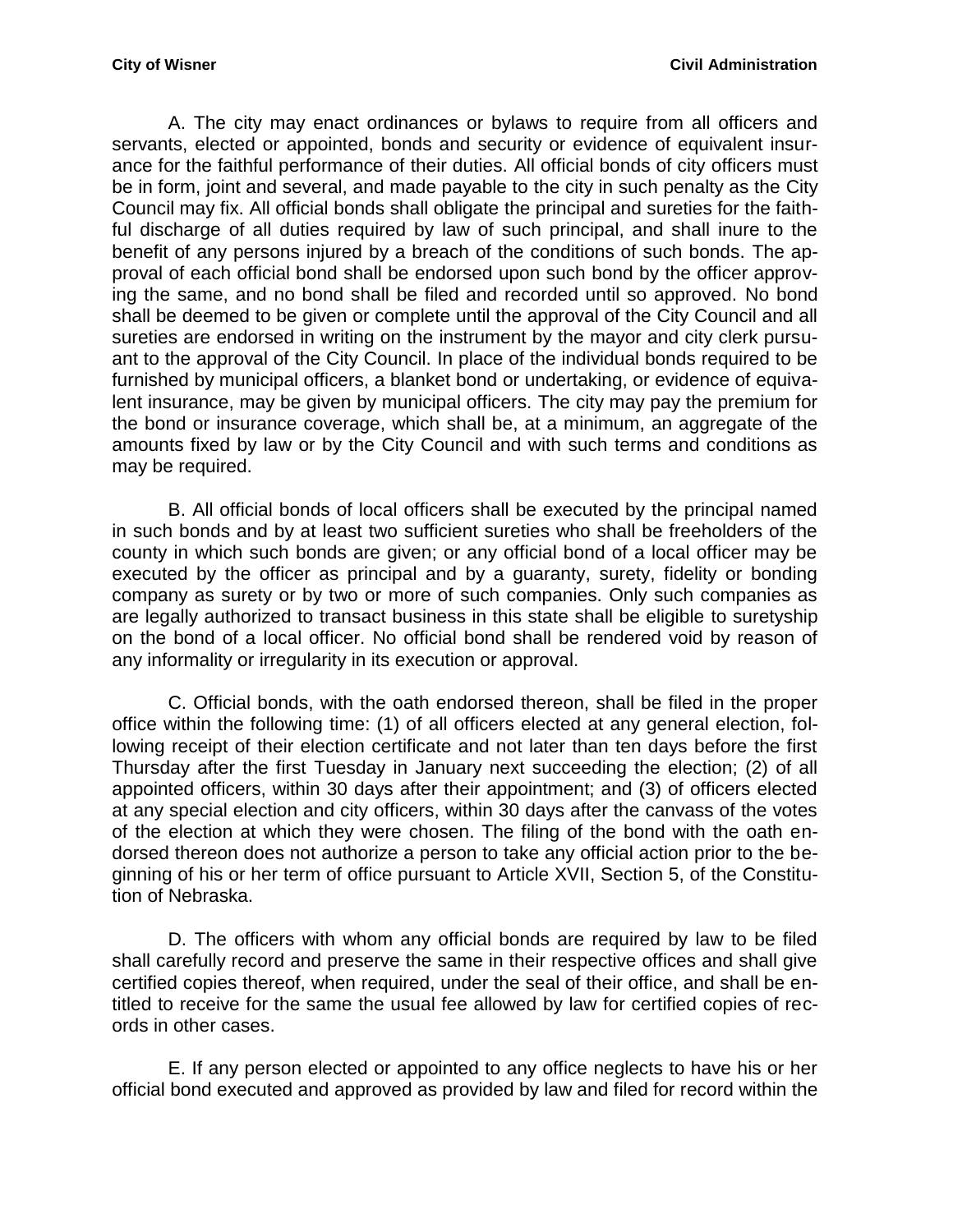A. The city may enact ordinances or bylaws to require from all officers and servants, elected or appointed, bonds and security or evidence of equivalent insurance for the faithful performance of their duties. All official bonds of city officers must be in form, joint and several, and made payable to the city in such penalty as the City Council may fix. All official bonds shall obligate the principal and sureties for the faithful discharge of all duties required by law of such principal, and shall inure to the benefit of any persons injured by a breach of the conditions of such bonds. The approval of each official bond shall be endorsed upon such bond by the officer approving the same, and no bond shall be filed and recorded until so approved. No bond shall be deemed to be given or complete until the approval of the City Council and all sureties are endorsed in writing on the instrument by the mayor and city clerk pursuant to the approval of the City Council. In place of the individual bonds required to be furnished by municipal officers, a blanket bond or undertaking, or evidence of equivalent insurance, may be given by municipal officers. The city may pay the premium for the bond or insurance coverage, which shall be, at a minimum, an aggregate of the amounts fixed by law or by the City Council and with such terms and conditions as may be required.

B. All official bonds of local officers shall be executed by the principal named in such bonds and by at least two sufficient sureties who shall be freeholders of the county in which such bonds are given; or any official bond of a local officer may be executed by the officer as principal and by a guaranty, surety, fidelity or bonding company as surety or by two or more of such companies. Only such companies as are legally authorized to transact business in this state shall be eligible to suretyship on the bond of a local officer. No official bond shall be rendered void by reason of any informality or irregularity in its execution or approval.

C. Official bonds, with the oath endorsed thereon, shall be filed in the proper office within the following time: (1) of all officers elected at any general election, following receipt of their election certificate and not later than ten days before the first Thursday after the first Tuesday in January next succeeding the election; (2) of all appointed officers, within 30 days after their appointment; and (3) of officers elected at any special election and city officers, within 30 days after the canvass of the votes of the election at which they were chosen. The filing of the bond with the oath endorsed thereon does not authorize a person to take any official action prior to the beginning of his or her term of office pursuant to Article XVII, Section 5, of the Constitution of Nebraska.

D. The officers with whom any official bonds are required by law to be filed shall carefully record and preserve the same in their respective offices and shall give certified copies thereof, when required, under the seal of their office, and shall be entitled to receive for the same the usual fee allowed by law for certified copies of records in other cases.

E. If any person elected or appointed to any office neglects to have his or her official bond executed and approved as provided by law and filed for record within the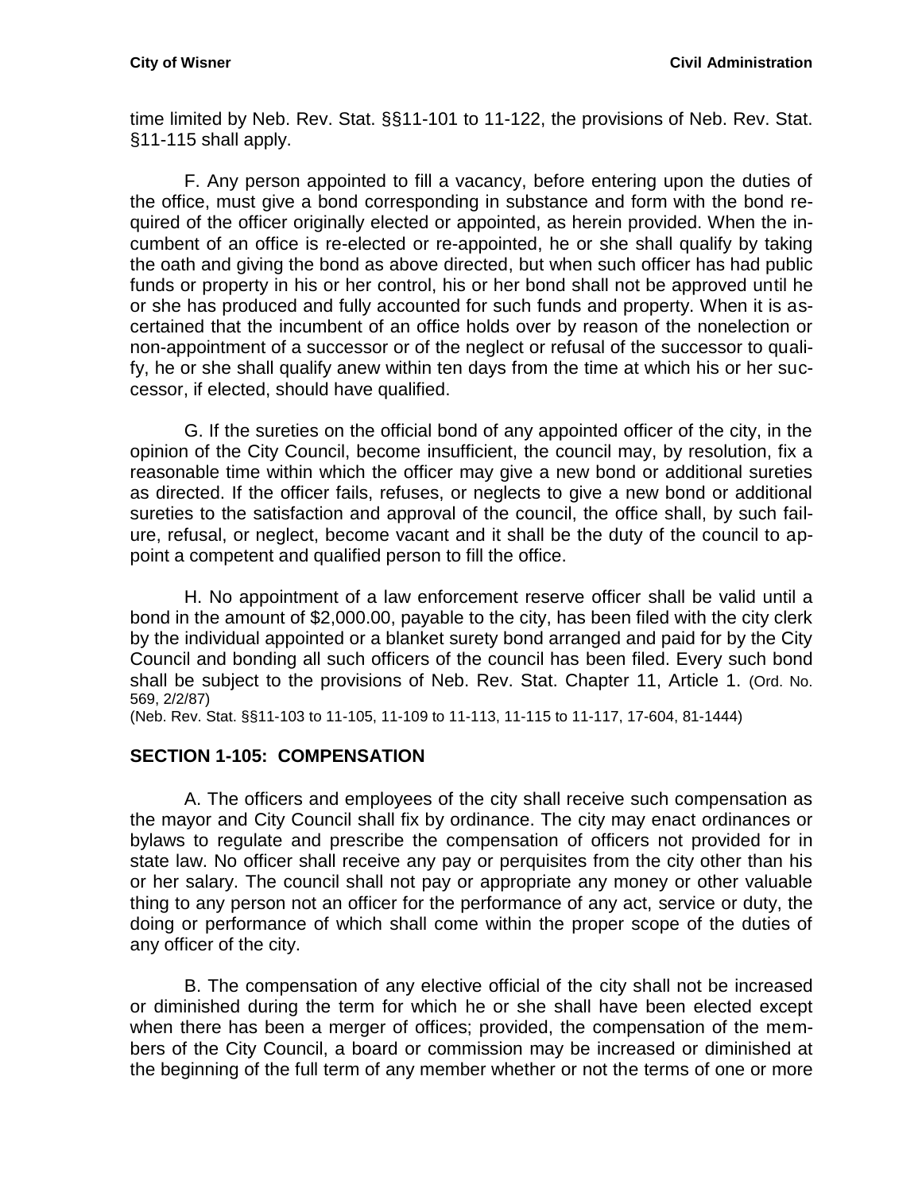time limited by Neb. Rev. Stat. §§11-101 to 11-122, the provisions of Neb. Rev. Stat. §11-115 shall apply.

F. Any person appointed to fill a vacancy, before entering upon the duties of the office, must give a bond corresponding in substance and form with the bond required of the officer originally elected or appointed, as herein provided. When the incumbent of an office is re-elected or re-appointed, he or she shall qualify by taking the oath and giving the bond as above directed, but when such officer has had public funds or property in his or her control, his or her bond shall not be approved until he or she has produced and fully accounted for such funds and property. When it is ascertained that the incumbent of an office holds over by reason of the nonelection or non-appointment of a successor or of the neglect or refusal of the successor to qualify, he or she shall qualify anew within ten days from the time at which his or her successor, if elected, should have qualified.

G. If the sureties on the official bond of any appointed officer of the city, in the opinion of the City Council, become insufficient, the council may, by resolution, fix a reasonable time within which the officer may give a new bond or additional sureties as directed. If the officer fails, refuses, or neglects to give a new bond or additional sureties to the satisfaction and approval of the council, the office shall, by such failure, refusal, or neglect, become vacant and it shall be the duty of the council to appoint a competent and qualified person to fill the office.

H. No appointment of a law enforcement reserve officer shall be valid until a bond in the amount of $2,000.00, payable to the city, has been filed with the city clerk by the individual appointed or a blanket surety bond arranged and paid for by the City Council and bonding all such officers of the council has been filed. Every such bond shall be subject to the provisions of Neb. Rev. Stat. Chapter 11, Article 1. (Ord. No. 569, 2/2/87)
(Neb. Rev. Stat. §§11-103 to 11-105, 11-109 to 11-113, 11-115 to 11-117, 17-604, 81-1444)

## SECTION 1-105: COMPENSATION

A. The officers and employees of the city shall receive such compensation as the mayor and City Council shall fix by ordinance. The city may enact ordinances or bylaws to regulate and prescribe the compensation of officers not provided for in state law. No officer shall receive any pay or perquisites from the city other than his or her salary. The council shall not pay or appropriate any money or other valuable thing to any person not an officer for the performance of any act, service or duty, the doing or performance of which shall come within the proper scope of the duties of any officer of the city.

B. The compensation of any elective official of the city shall not be increased or diminished during the term for which he or she shall have been elected except when there has been a merger of offices; provided, the compensation of the members of the City Council, a board or commission may be increased or diminished at the beginning of the full term of any member whether or not the terms of one or more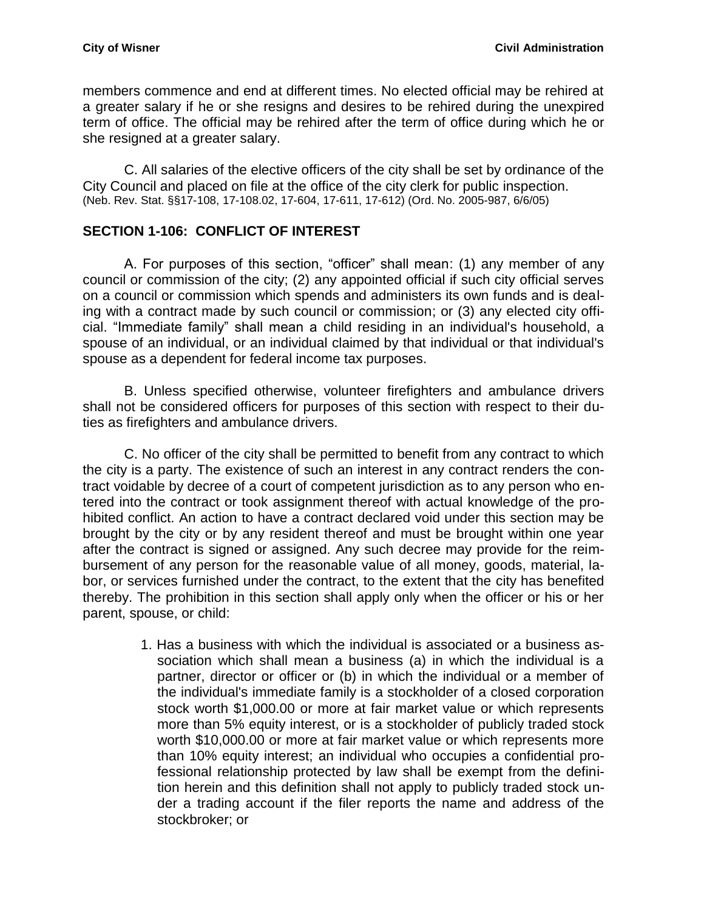members commence and end at different times. No elected official may be rehired at a greater salary if he or she resigns and desires to be rehired during the unexpired term of office. The official may be rehired after the term of office during which he or she resigned at a greater salary.

C. All salaries of the elective officers of the city shall be set by ordinance of the City Council and placed on file at the office of the city clerk for public inspection.
(Neb. Rev. Stat. §§17-108, 17-108.02, 17-604, 17-611, 17-612) (Ord. No. 2005-987, 6/6/05)

## SECTION 1-106: CONFLICT OF INTEREST

A. For purposes of this section, "officer" shall mean: (1) any member of any council or commission of the city; (2) any appointed official if such city official serves on a council or commission which spends and administers its own funds and is dealing with a contract made by such council or commission; or (3) any elected city official. "Immediate family" shall mean a child residing in an individual's household, a spouse of an individual, or an individual claimed by that individual or that individual's spouse as a dependent for federal income tax purposes.

B. Unless specified otherwise, volunteer firefighters and ambulance drivers shall not be considered officers for purposes of this section with respect to their duties as firefighters and ambulance drivers.

C. No officer of the city shall be permitted to benefit from any contract to which the city is a party. The existence of such an interest in any contract renders the contract voidable by decree of a court of competent jurisdiction as to any person who entered into the contract or took assignment thereof with actual knowledge of the prohibited conflict. An action to have a contract declared void under this section may be brought by the city or by any resident thereof and must be brought within one year after the contract is signed or assigned. Any such decree may provide for the reimbursement of any person for the reasonable value of all money, goods, material, labor, or services furnished under the contract, to the extent that the city has benefited thereby. The prohibition in this section shall apply only when the officer or his or her parent, spouse, or child:

1. Has a business with which the individual is associated or a business association which shall mean a business (a) in which the individual is a partner, director or officer or (b) in which the individual or a member of the individual's immediate family is a stockholder of a closed corporation stock worth $1,000.00 or more at fair market value or which represents more than 5% equity interest, or is a stockholder of publicly traded stock worth $10,000.00 or more at fair market value or which represents more than 10% equity interest; an individual who occupies a confidential professional relationship protected by law shall be exempt from the definition herein and this definition shall not apply to publicly traded stock under a trading account if the filer reports the name and address of the stockbroker; or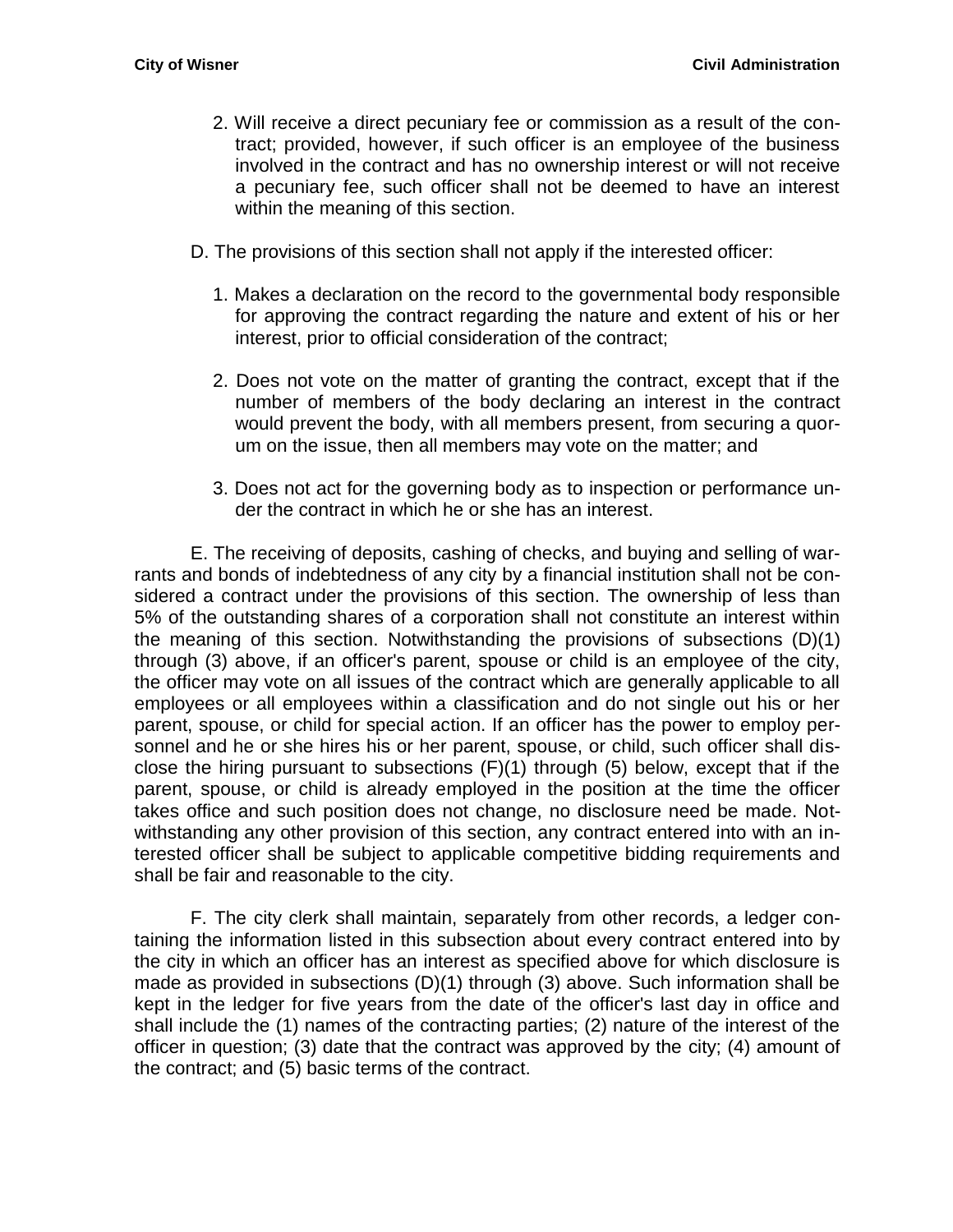2. Will receive a direct pecuniary fee or commission as a result of the contract; provided, however, if such officer is an employee of the business involved in the contract and has no ownership interest or will not receive a pecuniary fee, such officer shall not be deemed to have an interest within the meaning of this section.

D. The provisions of this section shall not apply if the interested officer:

1. Makes a declaration on the record to the governmental body responsible for approving the contract regarding the nature and extent of his or her interest, prior to official consideration of the contract;

2. Does not vote on the matter of granting the contract, except that if the number of members of the body declaring an interest in the contract would prevent the body, with all members present, from securing a quorum on the issue, then all members may vote on the matter; and

3. Does not act for the governing body as to inspection or performance under the contract in which he or she has an interest.

E. The receiving of deposits, cashing of checks, and buying and selling of warrants and bonds of indebtedness of any city by a financial institution shall not be considered a contract under the provisions of this section. The ownership of less than 5% of the outstanding shares of a corporation shall not constitute an interest within the meaning of this section. Notwithstanding the provisions of subsections (D)(1) through (3) above, if an officer's parent, spouse or child is an employee of the city, the officer may vote on all issues of the contract which are generally applicable to all employees or all employees within a classification and do not single out his or her parent, spouse, or child for special action. If an officer has the power to employ personnel and he or she hires his or her parent, spouse, or child, such officer shall disclose the hiring pursuant to subsections (F)(1) through (5) below, except that if the parent, spouse, or child is already employed in the position at the time the officer takes office and such position does not change, no disclosure need be made. Notwithstanding any other provision of this section, any contract entered into with an interested officer shall be subject to applicable competitive bidding requirements and shall be fair and reasonable to the city.

F. The city clerk shall maintain, separately from other records, a ledger containing the information listed in this subsection about every contract entered into by the city in which an officer has an interest as specified above for which disclosure is made as provided in subsections (D)(1) through (3) above. Such information shall be kept in the ledger for five years from the date of the officer's last day in office and shall include the (1) names of the contracting parties; (2) nature of the interest of the officer in question; (3) date that the contract was approved by the city; (4) amount of the contract; and (5) basic terms of the contract.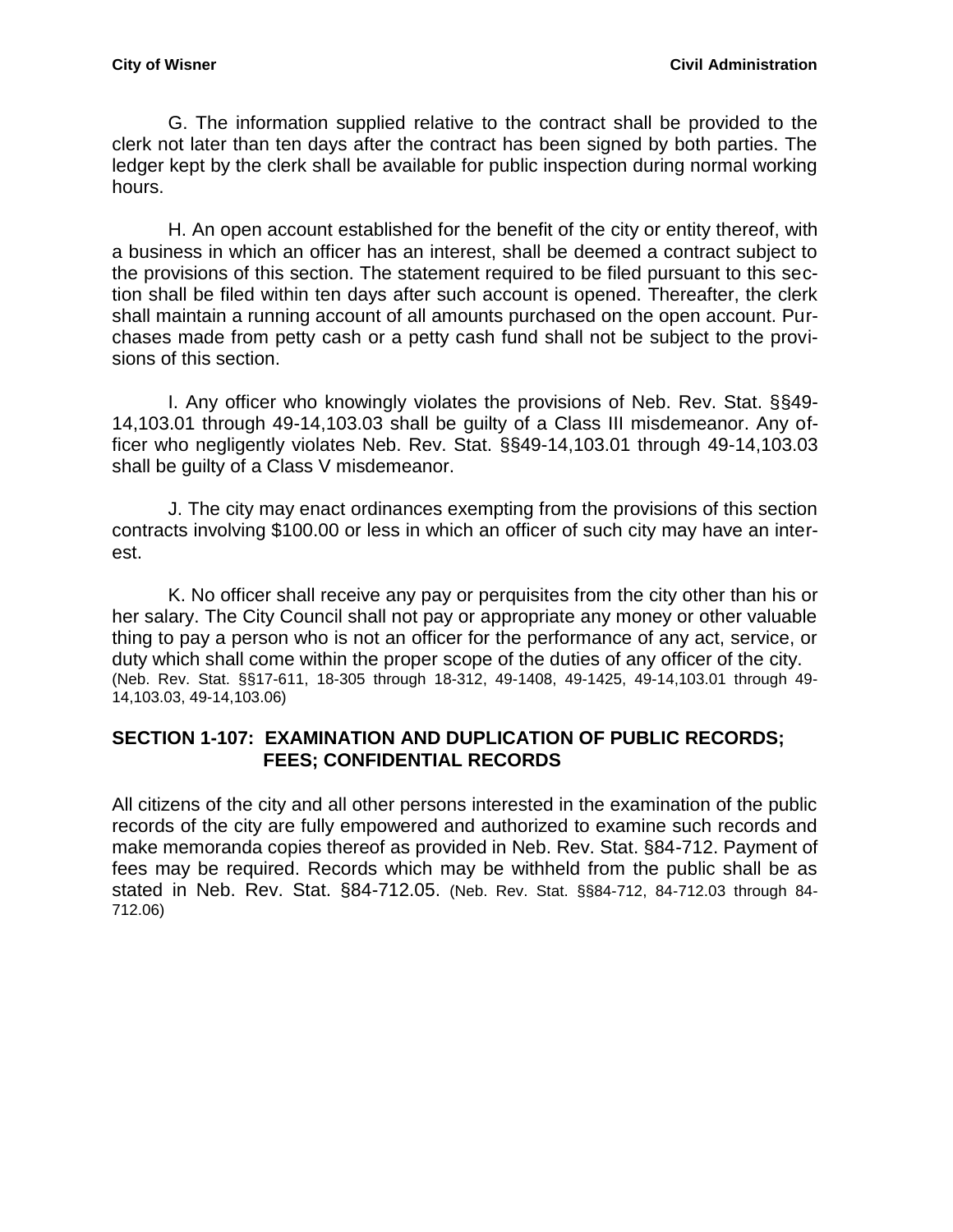G. The information supplied relative to the contract shall be provided to the clerk not later than ten days after the contract has been signed by both parties. The ledger kept by the clerk shall be available for public inspection during normal working hours.

H. An open account established for the benefit of the city or entity thereof, with a business in which an officer has an interest, shall be deemed a contract subject to the provisions of this section. The statement required to be filed pursuant to this section shall be filed within ten days after such account is opened. Thereafter, the clerk shall maintain a running account of all amounts purchased on the open account. Purchases made from petty cash or a petty cash fund shall not be subject to the provisions of this section.

I. Any officer who knowingly violates the provisions of Neb. Rev. Stat. §§49-14,103.01 through 49-14,103.03 shall be guilty of a Class III misdemeanor. Any officer who negligently violates Neb. Rev. Stat. §§49-14,103.01 through 49-14,103.03 shall be guilty of a Class V misdemeanor.

J. The city may enact ordinances exempting from the provisions of this section contracts involving $100.00 or less in which an officer of such city may have an interest.

K. No officer shall receive any pay or perquisites from the city other than his or her salary. The City Council shall not pay or appropriate any money or other valuable thing to pay a person who is not an officer for the performance of any act, service, or duty which shall come within the proper scope of the duties of any officer of the city.
(Neb. Rev. Stat. §§17-611, 18-305 through 18-312, 49-1408, 49-1425, 49-14,103.01 through 49-14,103.03, 49-14,103.06)

## SECTION 1-107: EXAMINATION AND DUPLICATION OF PUBLIC RECORDS; FEES; CONFIDENTIAL RECORDS

All citizens of the city and all other persons interested in the examination of the public records of the city are fully empowered and authorized to examine such records and make memoranda copies thereof as provided in Neb. Rev. Stat. §84-712. Payment of fees may be required. Records which may be withheld from the public shall be as stated in Neb. Rev. Stat. §84-712.05. (Neb. Rev. Stat. §§84-712, 84-712.03 through 84-712.06)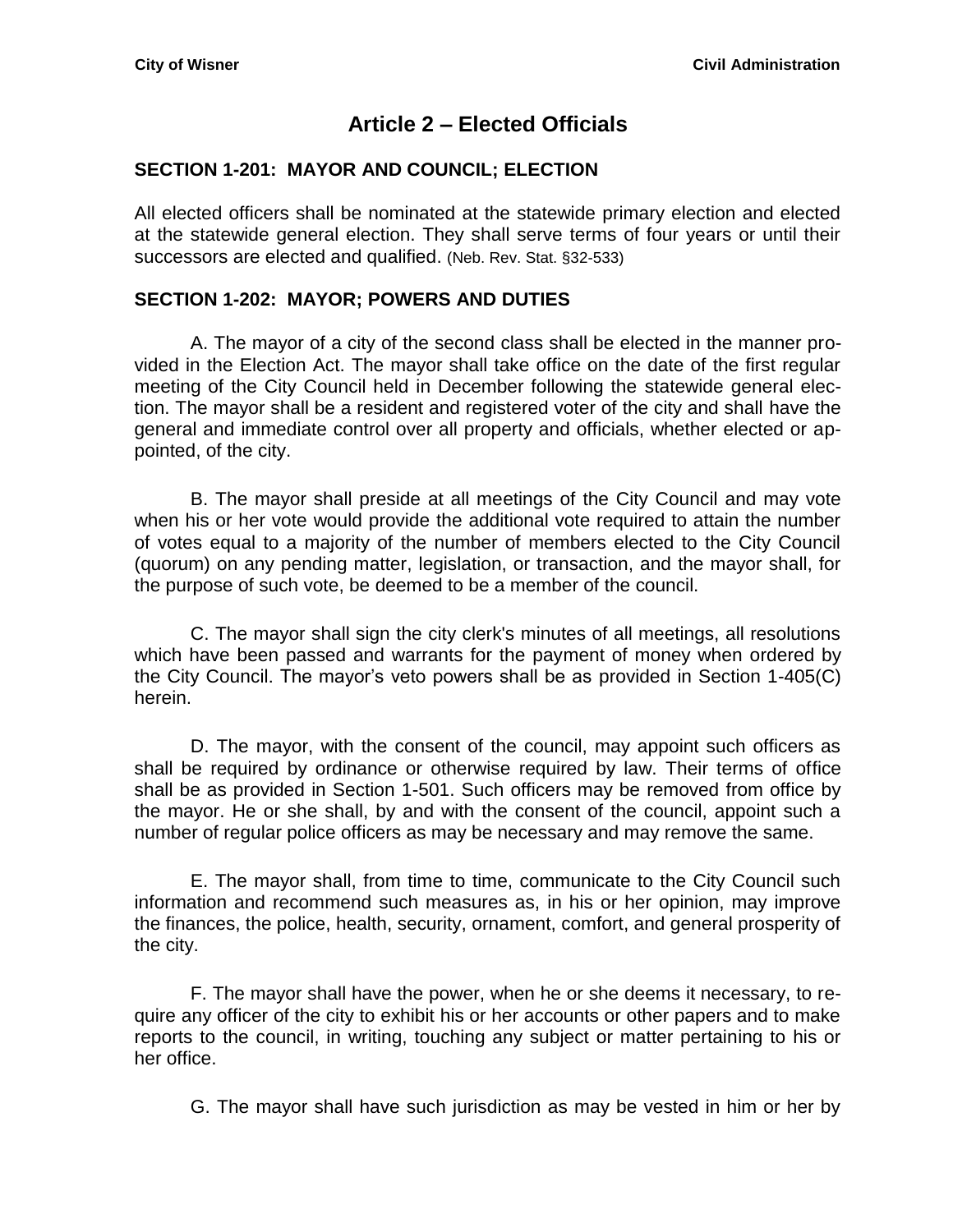# Article 2 – Elected Officials

## SECTION 1-201: MAYOR AND COUNCIL; ELECTION

All elected officers shall be nominated at the statewide primary election and elected at the statewide general election. They shall serve terms of four years or until their successors are elected and qualified. (Neb. Rev. Stat. §32-533)

## SECTION 1-202: MAYOR; POWERS AND DUTIES

A. The mayor of a city of the second class shall be elected in the manner provided in the Election Act. The mayor shall take office on the date of the first regular meeting of the City Council held in December following the statewide general election. The mayor shall be a resident and registered voter of the city and shall have the general and immediate control over all property and officials, whether elected or appointed, of the city.

B. The mayor shall preside at all meetings of the City Council and may vote when his or her vote would provide the additional vote required to attain the number of votes equal to a majority of the number of members elected to the City Council (quorum) on any pending matter, legislation, or transaction, and the mayor shall, for the purpose of such vote, be deemed to be a member of the council.

C. The mayor shall sign the city clerk's minutes of all meetings, all resolutions which have been passed and warrants for the payment of money when ordered by the City Council. The mayor's veto powers shall be as provided in Section 1-405(C) herein.

D. The mayor, with the consent of the council, may appoint such officers as shall be required by ordinance or otherwise required by law. Their terms of office shall be as provided in Section 1-501. Such officers may be removed from office by the mayor. He or she shall, by and with the consent of the council, appoint such a number of regular police officers as may be necessary and may remove the same.

E. The mayor shall, from time to time, communicate to the City Council such information and recommend such measures as, in his or her opinion, may improve the finances, the police, health, security, ornament, comfort, and general prosperity of the city.

F. The mayor shall have the power, when he or she deems it necessary, to require any officer of the city to exhibit his or her accounts or other papers and to make reports to the council, in writing, touching any subject or matter pertaining to his or her office.

G. The mayor shall have such jurisdiction as may be vested in him or her by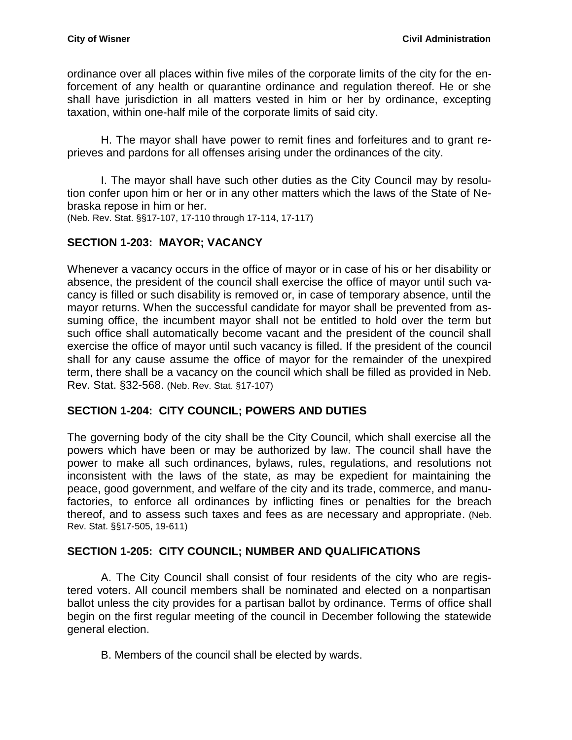ordinance over all places within five miles of the corporate limits of the city for the enforcement of any health or quarantine ordinance and regulation thereof. He or she shall have jurisdiction in all matters vested in him or her by ordinance, excepting taxation, within one-half mile of the corporate limits of said city.

H. The mayor shall have power to remit fines and forfeitures and to grant reprieves and pardons for all offenses arising under the ordinances of the city.

I. The mayor shall have such other duties as the City Council may by resolution confer upon him or her or in any other matters which the laws of the State of Nebraska repose in him or her.
(Neb. Rev. Stat. §§17-107, 17-110 through 17-114, 17-117)

## SECTION 1-203: MAYOR; VACANCY

Whenever a vacancy occurs in the office of mayor or in case of his or her disability or absence, the president of the council shall exercise the office of mayor until such vacancy is filled or such disability is removed or, in case of temporary absence, until the mayor returns. When the successful candidate for mayor shall be prevented from assuming office, the incumbent mayor shall not be entitled to hold over the term but such office shall automatically become vacant and the president of the council shall exercise the office of mayor until such vacancy is filled. If the president of the council shall for any cause assume the office of mayor for the remainder of the unexpired term, there shall be a vacancy on the council which shall be filled as provided in Neb. Rev. Stat. §32-568. (Neb. Rev. Stat. §17-107)

## SECTION 1-204: CITY COUNCIL; POWERS AND DUTIES

The governing body of the city shall be the City Council, which shall exercise all the powers which have been or may be authorized by law. The council shall have the power to make all such ordinances, bylaws, rules, regulations, and resolutions not inconsistent with the laws of the state, as may be expedient for maintaining the peace, good government, and welfare of the city and its trade, commerce, and manufactories, to enforce all ordinances by inflicting fines or penalties for the breach thereof, and to assess such taxes and fees as are necessary and appropriate. (Neb. Rev. Stat. §§17-505, 19-611)

## SECTION 1-205: CITY COUNCIL; NUMBER AND QUALIFICATIONS

A. The City Council shall consist of four residents of the city who are registered voters. All council members shall be nominated and elected on a nonpartisan ballot unless the city provides for a partisan ballot by ordinance. Terms of office shall begin on the first regular meeting of the council in December following the statewide general election.

B. Members of the council shall be elected by wards.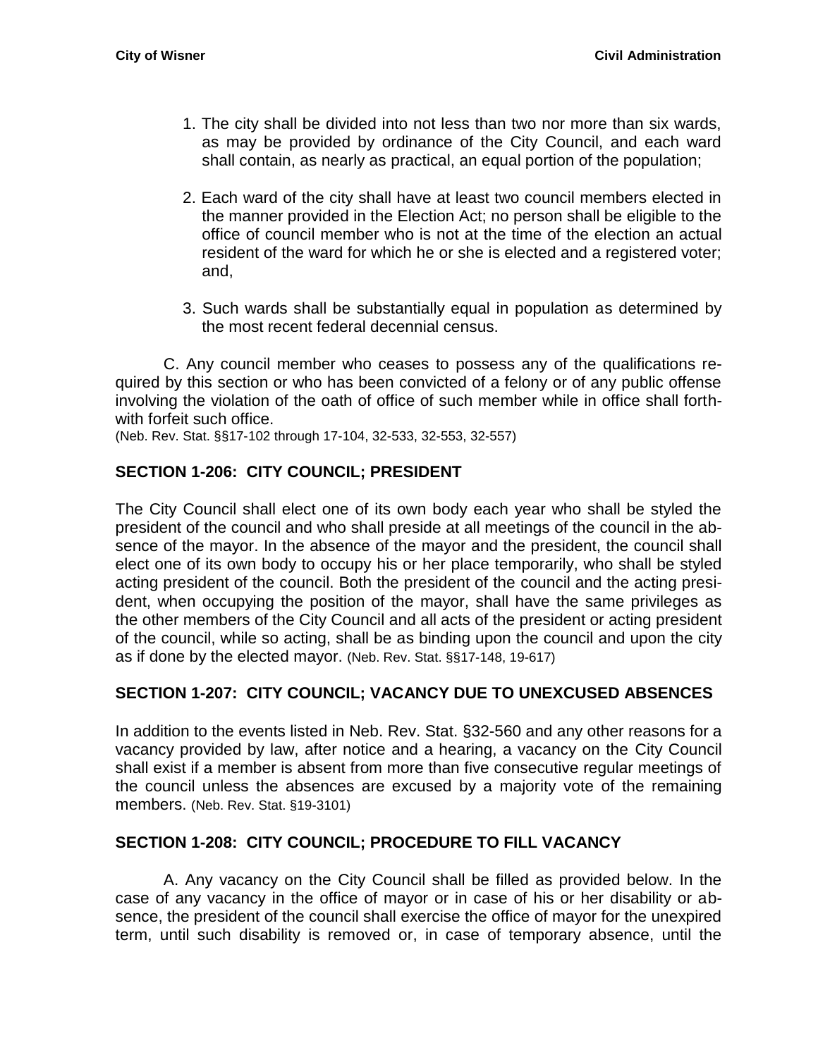1. The city shall be divided into not less than two nor more than six wards, as may be provided by ordinance of the City Council, and each ward shall contain, as nearly as practical, an equal portion of the population;

2. Each ward of the city shall have at least two council members elected in the manner provided in the Election Act; no person shall be eligible to the office of council member who is not at the time of the election an actual resident of the ward for which he or she is elected and a registered voter; and,

3. Such wards shall be substantially equal in population as determined by the most recent federal decennial census.

C. Any council member who ceases to possess any of the qualifications required by this section or who has been convicted of a felony or of any public offense involving the violation of the oath of office of such member while in office shall forthwith forfeit such office.
(Neb. Rev. Stat. §§17-102 through 17-104, 32-533, 32-553, 32-557)

## SECTION 1-206: CITY COUNCIL; PRESIDENT

The City Council shall elect one of its own body each year who shall be styled the president of the council and who shall preside at all meetings of the council in the absence of the mayor. In the absence of the mayor and the president, the council shall elect one of its own body to occupy his or her place temporarily, who shall be styled acting president of the council. Both the president of the council and the acting president, when occupying the position of the mayor, shall have the same privileges as the other members of the City Council and all acts of the president or acting president of the council, while so acting, shall be as binding upon the council and upon the city as if done by the elected mayor. (Neb. Rev. Stat. §§17-148, 19-617)

## SECTION 1-207: CITY COUNCIL; VACANCY DUE TO UNEXCUSED ABSENCES

In addition to the events listed in Neb. Rev. Stat. §32-560 and any other reasons for a vacancy provided by law, after notice and a hearing, a vacancy on the City Council shall exist if a member is absent from more than five consecutive regular meetings of the council unless the absences are excused by a majority vote of the remaining members. (Neb. Rev. Stat. §19-3101)

## SECTION 1-208: CITY COUNCIL; PROCEDURE TO FILL VACANCY

A. Any vacancy on the City Council shall be filled as provided below. In the case of any vacancy in the office of mayor or in case of his or her disability or absence, the president of the council shall exercise the office of mayor for the unexpired term, until such disability is removed or, in case of temporary absence, until the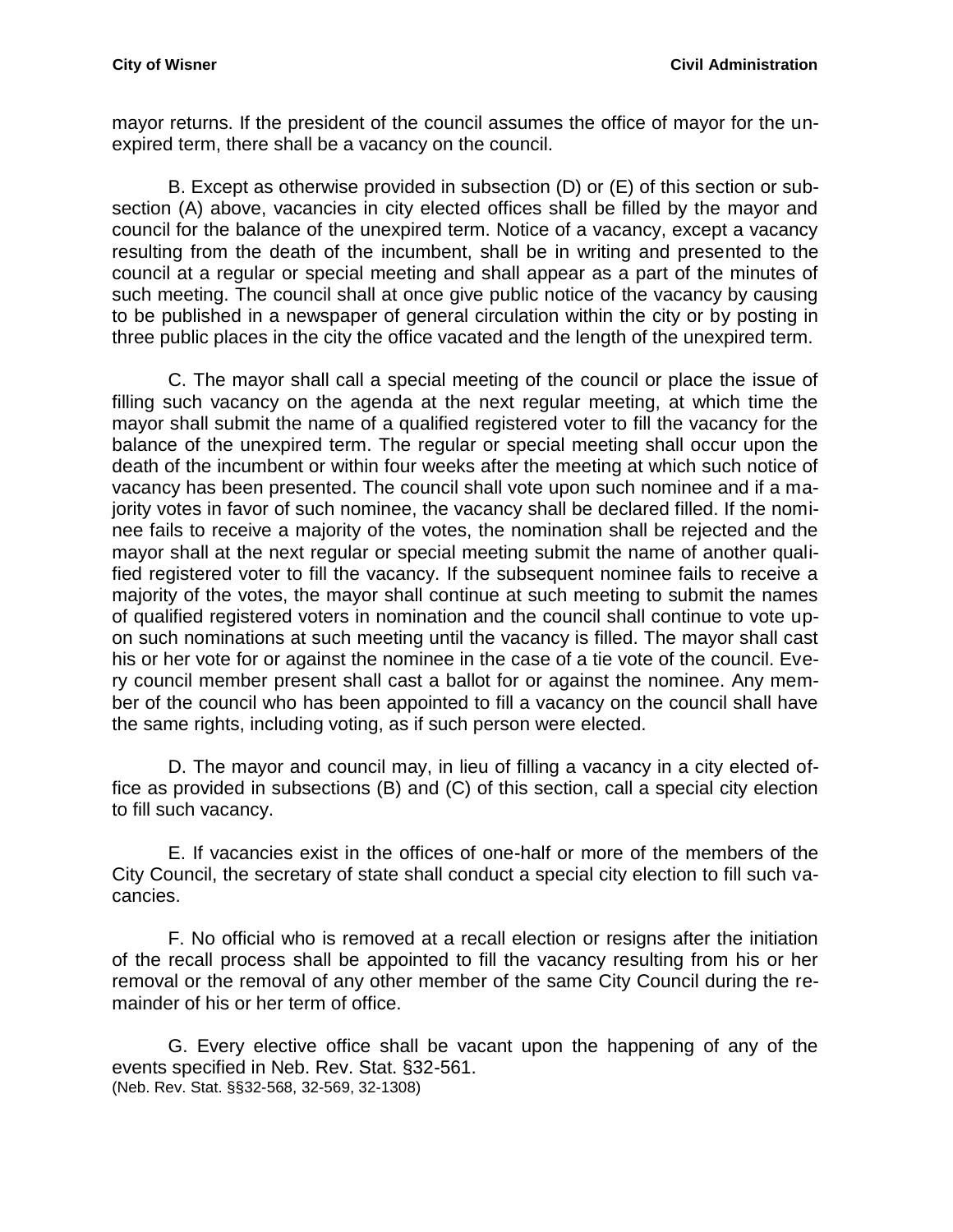mayor returns. If the president of the council assumes the office of mayor for the unexpired term, there shall be a vacancy on the council.

B. Except as otherwise provided in subsection (D) or (E) of this section or subsection (A) above, vacancies in city elected offices shall be filled by the mayor and council for the balance of the unexpired term. Notice of a vacancy, except a vacancy resulting from the death of the incumbent, shall be in writing and presented to the council at a regular or special meeting and shall appear as a part of the minutes of such meeting. The council shall at once give public notice of the vacancy by causing to be published in a newspaper of general circulation within the city or by posting in three public places in the city the office vacated and the length of the unexpired term.

C. The mayor shall call a special meeting of the council or place the issue of filling such vacancy on the agenda at the next regular meeting, at which time the mayor shall submit the name of a qualified registered voter to fill the vacancy for the balance of the unexpired term. The regular or special meeting shall occur upon the death of the incumbent or within four weeks after the meeting at which such notice of vacancy has been presented. The council shall vote upon such nominee and if a majority votes in favor of such nominee, the vacancy shall be declared filled. If the nominee fails to receive a majority of the votes, the nomination shall be rejected and the mayor shall at the next regular or special meeting submit the name of another qualified registered voter to fill the vacancy. If the subsequent nominee fails to receive a majority of the votes, the mayor shall continue at such meeting to submit the names of qualified registered voters in nomination and the council shall continue to vote upon such nominations at such meeting until the vacancy is filled. The mayor shall cast his or her vote for or against the nominee in the case of a tie vote of the council. Every council member present shall cast a ballot for or against the nominee. Any member of the council who has been appointed to fill a vacancy on the council shall have the same rights, including voting, as if such person were elected.

D. The mayor and council may, in lieu of filling a vacancy in a city elected office as provided in subsections (B) and (C) of this section, call a special city election to fill such vacancy.

E. If vacancies exist in the offices of one-half or more of the members of the City Council, the secretary of state shall conduct a special city election to fill such vacancies.

F. No official who is removed at a recall election or resigns after the initiation of the recall process shall be appointed to fill the vacancy resulting from his or her removal or the removal of any other member of the same City Council during the remainder of his or her term of office.

G. Every elective office shall be vacant upon the happening of any of the events specified in Neb. Rev. Stat. §32-561.
(Neb. Rev. Stat. §§32-568, 32-569, 32-1308)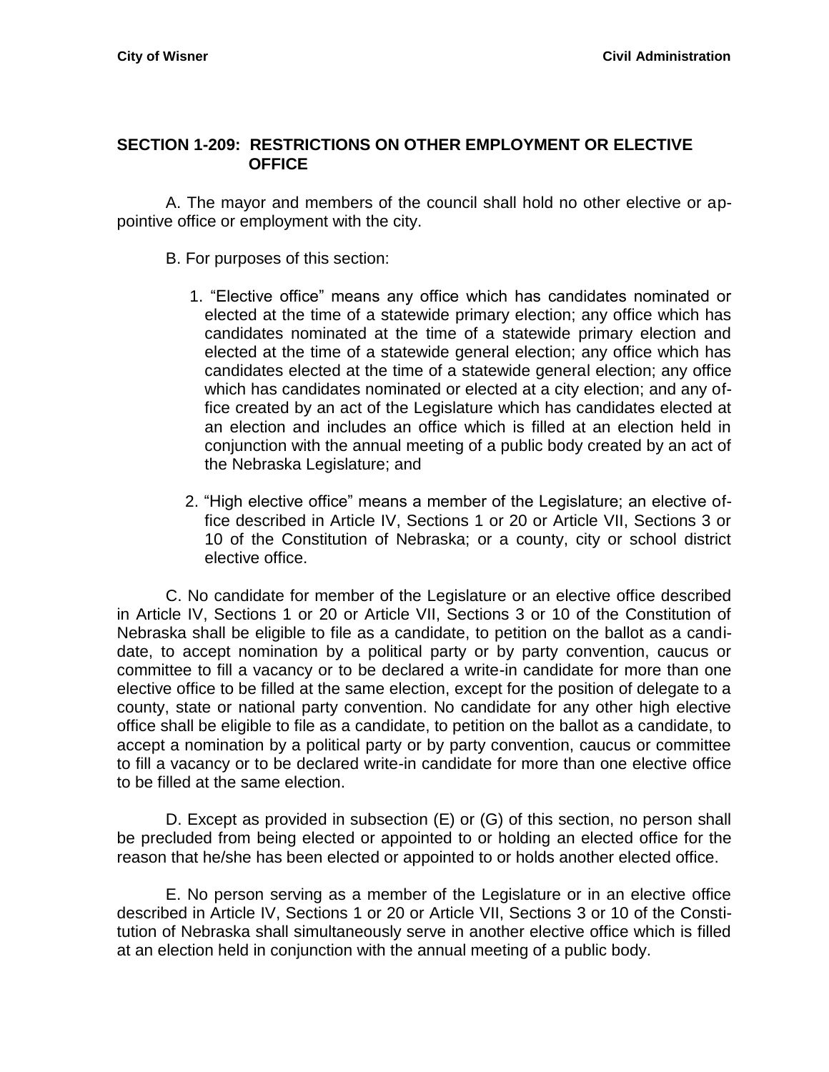## SECTION 1-209: RESTRICTIONS ON OTHER EMPLOYMENT OR ELECTIVE OFFICE

A. The mayor and members of the council shall hold no other elective or appointive office or employment with the city.

B. For purposes of this section:

1. "Elective office" means any office which has candidates nominated or elected at the time of a statewide primary election; any office which has candidates nominated at the time of a statewide primary election and elected at the time of a statewide general election; any office which has candidates elected at the time of a statewide general election; any office which has candidates nominated or elected at a city election; and any office created by an act of the Legislature which has candidates elected at an election and includes an office which is filled at an election held in conjunction with the annual meeting of a public body created by an act of the Nebraska Legislature; and

2. "High elective office" means a member of the Legislature; an elective office described in Article IV, Sections 1 or 20 or Article VII, Sections 3 or 10 of the Constitution of Nebraska; or a county, city or school district elective office.

C. No candidate for member of the Legislature or an elective office described in Article IV, Sections 1 or 20 or Article VII, Sections 3 or 10 of the Constitution of Nebraska shall be eligible to file as a candidate, to petition on the ballot as a candidate, to accept nomination by a political party or by party convention, caucus or committee to fill a vacancy or to be declared a write-in candidate for more than one elective office to be filled at the same election, except for the position of delegate to a county, state or national party convention. No candidate for any other high elective office shall be eligible to file as a candidate, to petition on the ballot as a candidate, to accept a nomination by a political party or by party convention, caucus or committee to fill a vacancy or to be declared write-in candidate for more than one elective office to be filled at the same election.

D. Except as provided in subsection (E) or (G) of this section, no person shall be precluded from being elected or appointed to or holding an elected office for the reason that he/she has been elected or appointed to or holds another elected office.

E. No person serving as a member of the Legislature or in an elective office described in Article IV, Sections 1 or 20 or Article VII, Sections 3 or 10 of the Constitution of Nebraska shall simultaneously serve in another elective office which is filled at an election held in conjunction with the annual meeting of a public body.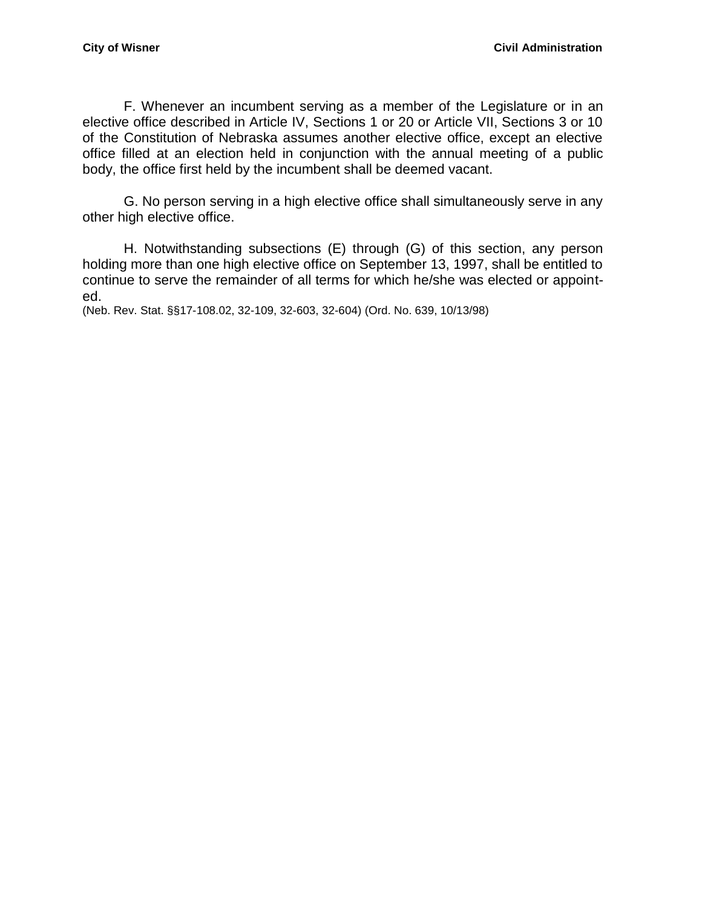F. Whenever an incumbent serving as a member of the Legislature or in an elective office described in Article IV, Sections 1 or 20 or Article VII, Sections 3 or 10 of the Constitution of Nebraska assumes another elective office, except an elective office filled at an election held in conjunction with the annual meeting of a public body, the office first held by the incumbent shall be deemed vacant.

G. No person serving in a high elective office shall simultaneously serve in any other high elective office.

H. Notwithstanding subsections (E) through (G) of this section, any person holding more than one high elective office on September 13, 1997, shall be entitled to continue to serve the remainder of all terms for which he/she was elected or appointed.

(Neb. Rev. Stat. §§17-108.02, 32-109, 32-603, 32-604) (Ord. No. 639, 10/13/98)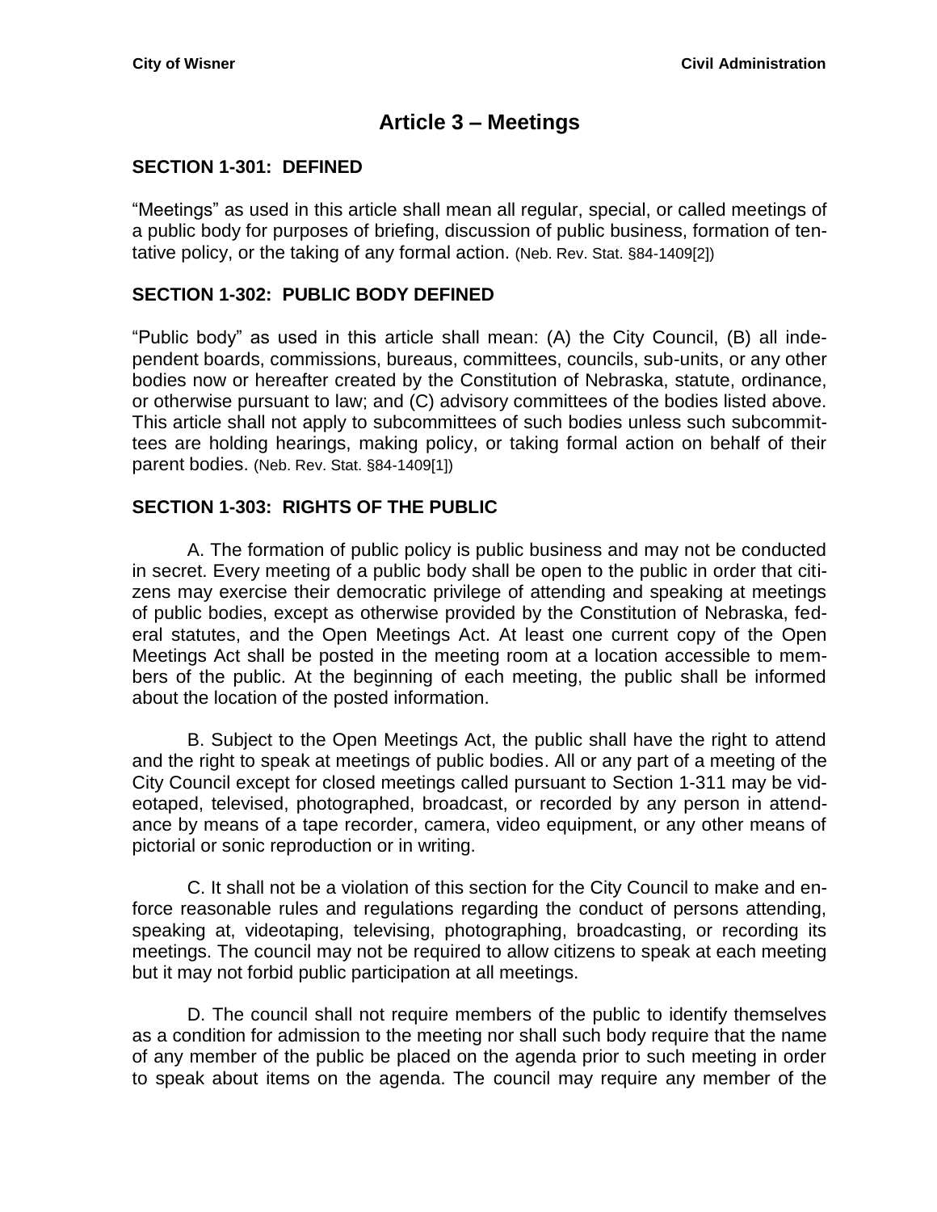# Article 3 – Meetings

## SECTION 1-301: DEFINED

"Meetings" as used in this article shall mean all regular, special, or called meetings of a public body for purposes of briefing, discussion of public business, formation of tentative policy, or the taking of any formal action. (Neb. Rev. Stat. §84-1409[2])

## SECTION 1-302: PUBLIC BODY DEFINED

"Public body" as used in this article shall mean: (A) the City Council, (B) all independent boards, commissions, bureaus, committees, councils, sub-units, or any other bodies now or hereafter created by the Constitution of Nebraska, statute, ordinance, or otherwise pursuant to law; and (C) advisory committees of the bodies listed above. This article shall not apply to subcommittees of such bodies unless such subcommittees are holding hearings, making policy, or taking formal action on behalf of their parent bodies. (Neb. Rev. Stat. §84-1409[1])

## SECTION 1-303: RIGHTS OF THE PUBLIC

A. The formation of public policy is public business and may not be conducted in secret. Every meeting of a public body shall be open to the public in order that citizens may exercise their democratic privilege of attending and speaking at meetings of public bodies, except as otherwise provided by the Constitution of Nebraska, federal statutes, and the Open Meetings Act. At least one current copy of the Open Meetings Act shall be posted in the meeting room at a location accessible to members of the public. At the beginning of each meeting, the public shall be informed about the location of the posted information.

B. Subject to the Open Meetings Act, the public shall have the right to attend and the right to speak at meetings of public bodies. All or any part of a meeting of the City Council except for closed meetings called pursuant to Section 1-311 may be videotaped, televised, photographed, broadcast, or recorded by any person in attendance by means of a tape recorder, camera, video equipment, or any other means of pictorial or sonic reproduction or in writing.

C. It shall not be a violation of this section for the City Council to make and enforce reasonable rules and regulations regarding the conduct of persons attending, speaking at, videotaping, televising, photographing, broadcasting, or recording its meetings. The council may not be required to allow citizens to speak at each meeting but it may not forbid public participation at all meetings.

D. The council shall not require members of the public to identify themselves as a condition for admission to the meeting nor shall such body require that the name of any member of the public be placed on the agenda prior to such meeting in order to speak about items on the agenda. The council may require any member of the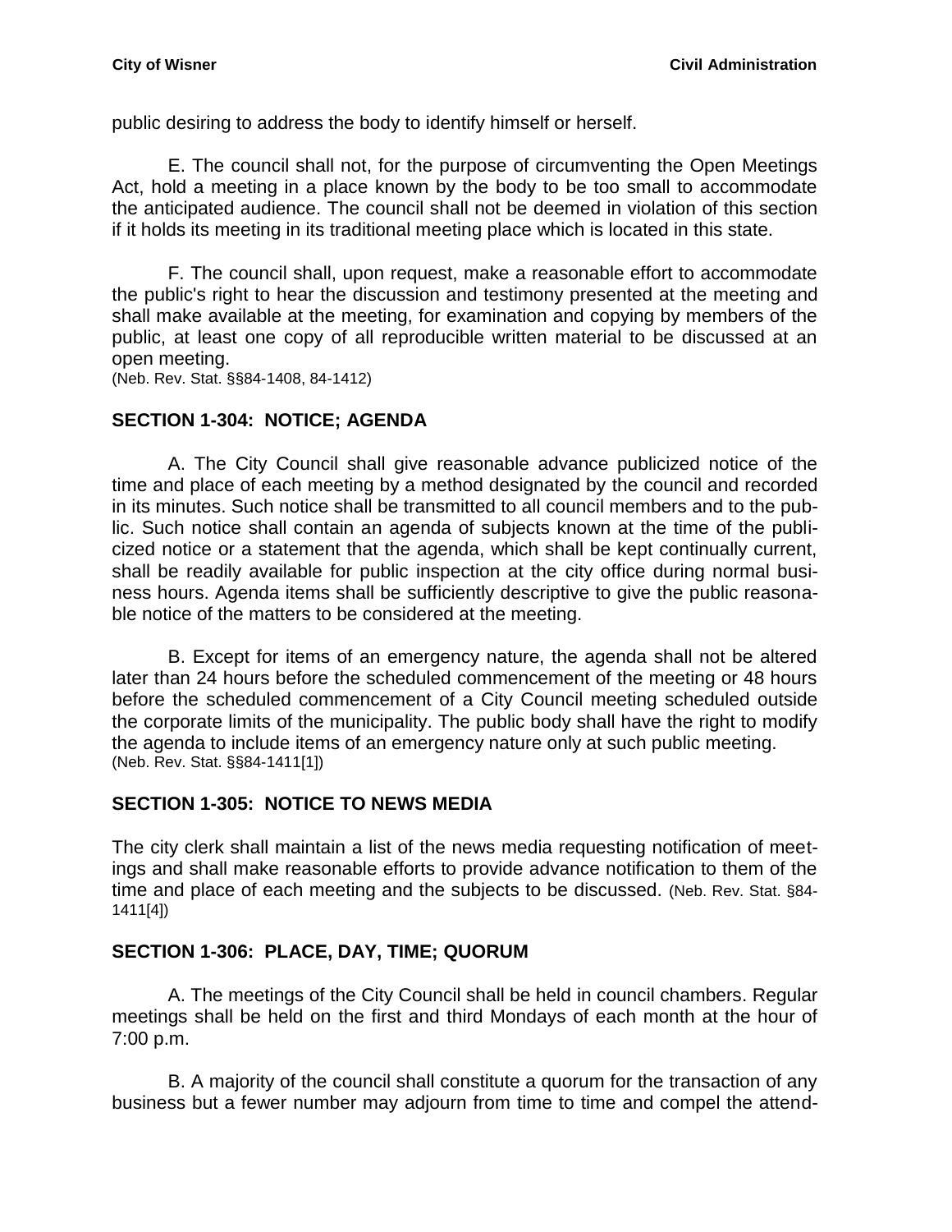public desiring to address the body to identify himself or herself.

E. The council shall not, for the purpose of circumventing the Open Meetings Act, hold a meeting in a place known by the body to be too small to accommodate the anticipated audience. The council shall not be deemed in violation of this section if it holds its meeting in its traditional meeting place which is located in this state.

F. The council shall, upon request, make a reasonable effort to accommodate the public's right to hear the discussion and testimony presented at the meeting and shall make available at the meeting, for examination and copying by members of the public, at least one copy of all reproducible written material to be discussed at an open meeting.
(Neb. Rev. Stat. §§84-1408, 84-1412)

## SECTION 1-304: NOTICE; AGENDA

A. The City Council shall give reasonable advance publicized notice of the time and place of each meeting by a method designated by the council and recorded in its minutes. Such notice shall be transmitted to all council members and to the public. Such notice shall contain an agenda of subjects known at the time of the publicized notice or a statement that the agenda, which shall be kept continually current, shall be readily available for public inspection at the city office during normal business hours. Agenda items shall be sufficiently descriptive to give the public reasonable notice of the matters to be considered at the meeting.

B. Except for items of an emergency nature, the agenda shall not be altered later than 24 hours before the scheduled commencement of the meeting or 48 hours before the scheduled commencement of a City Council meeting scheduled outside the corporate limits of the municipality. The public body shall have the right to modify the agenda to include items of an emergency nature only at such public meeting.
(Neb. Rev. Stat. §§84-1411[1])

## SECTION 1-305: NOTICE TO NEWS MEDIA

The city clerk shall maintain a list of the news media requesting notification of meetings and shall make reasonable efforts to provide advance notification to them of the time and place of each meeting and the subjects to be discussed. (Neb. Rev. Stat. §84-1411[4])

## SECTION 1-306: PLACE, DAY, TIME; QUORUM

A. The meetings of the City Council shall be held in council chambers. Regular meetings shall be held on the first and third Mondays of each month at the hour of 7:00 p.m.

B. A majority of the council shall constitute a quorum for the transaction of any business but a fewer number may adjourn from time to time and compel the attend-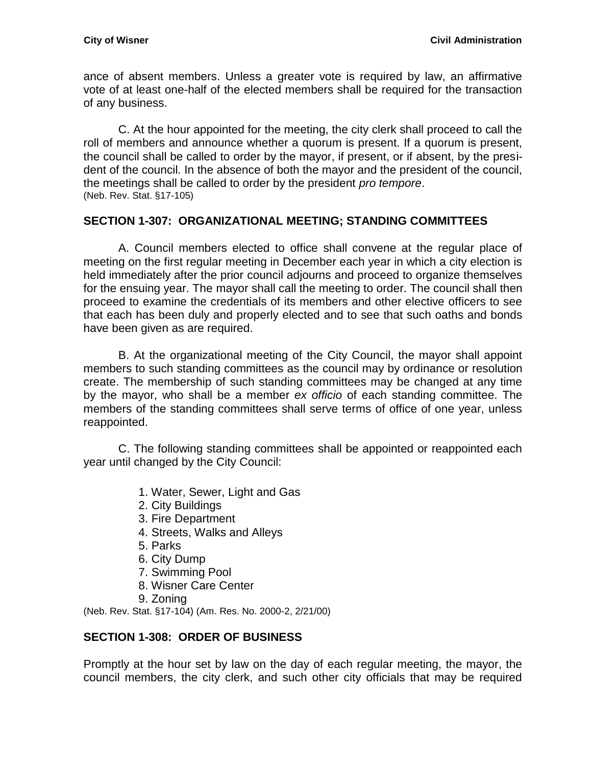ance of absent members. Unless a greater vote is required by law, an affirmative vote of at least one-half of the elected members shall be required for the transaction of any business.

C. At the hour appointed for the meeting, the city clerk shall proceed to call the roll of members and announce whether a quorum is present. If a quorum is present, the council shall be called to order by the mayor, if present, or if absent, by the president of the council. In the absence of both the mayor and the president of the council, the meetings shall be called to order by the president *pro tempore*.
(Neb. Rev. Stat. §17-105)

## SECTION 1-307: ORGANIZATIONAL MEETING; STANDING COMMITTEES

A. Council members elected to office shall convene at the regular place of meeting on the first regular meeting in December each year in which a city election is held immediately after the prior council adjourns and proceed to organize themselves for the ensuing year. The mayor shall call the meeting to order. The council shall then proceed to examine the credentials of its members and other elective officers to see that each has been duly and properly elected and to see that such oaths and bonds have been given as are required.

B. At the organizational meeting of the City Council, the mayor shall appoint members to such standing committees as the council may by ordinance or resolution create. The membership of such standing committees may be changed at any time by the mayor, who shall be a member *ex officio* of each standing committee. The members of the standing committees shall serve terms of office of one year, unless reappointed.

C. The following standing committees shall be appointed or reappointed each year until changed by the City Council:

1. Water, Sewer, Light and Gas
2. City Buildings
3. Fire Department
4. Streets, Walks and Alleys
5. Parks
6. City Dump
7. Swimming Pool
8. Wisner Care Center
9. Zoning

(Neb. Rev. Stat. §17-104) (Am. Res. No. 2000-2, 2/21/00)

## SECTION 1-308: ORDER OF BUSINESS

Promptly at the hour set by law on the day of each regular meeting, the mayor, the council members, the city clerk, and such other city officials that may be required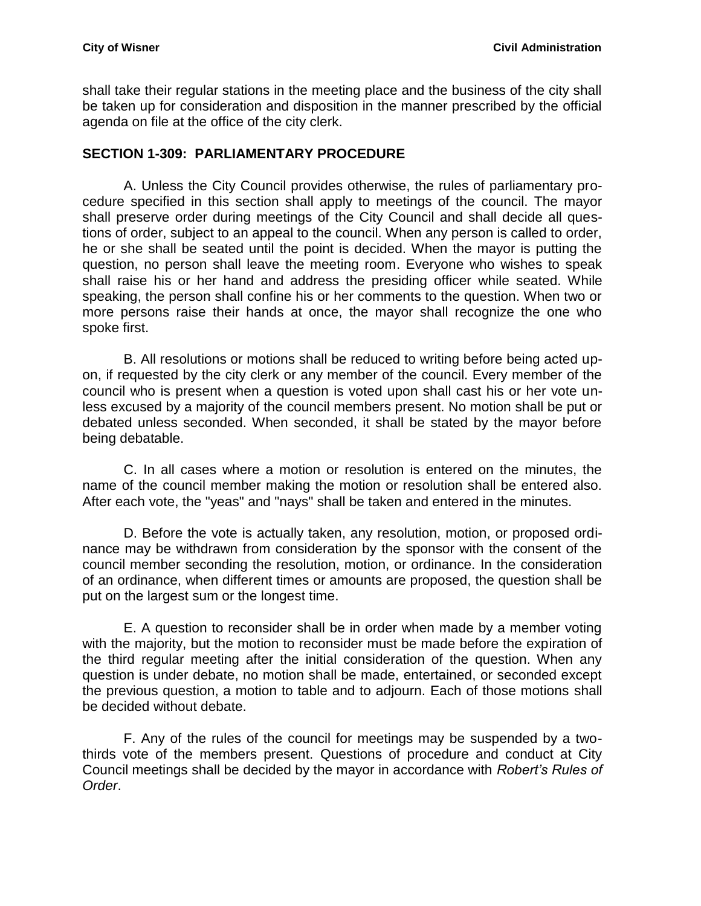shall take their regular stations in the meeting place and the business of the city shall be taken up for consideration and disposition in the manner prescribed by the official agenda on file at the office of the city clerk.

## SECTION 1-309: PARLIAMENTARY PROCEDURE

A. Unless the City Council provides otherwise, the rules of parliamentary procedure specified in this section shall apply to meetings of the council. The mayor shall preserve order during meetings of the City Council and shall decide all questions of order, subject to an appeal to the council. When any person is called to order, he or she shall be seated until the point is decided. When the mayor is putting the question, no person shall leave the meeting room. Everyone who wishes to speak shall raise his or her hand and address the presiding officer while seated. While speaking, the person shall confine his or her comments to the question. When two or more persons raise their hands at once, the mayor shall recognize the one who spoke first.

B. All resolutions or motions shall be reduced to writing before being acted upon, if requested by the city clerk or any member of the council. Every member of the council who is present when a question is voted upon shall cast his or her vote unless excused by a majority of the council members present. No motion shall be put or debated unless seconded. When seconded, it shall be stated by the mayor before being debatable.

C. In all cases where a motion or resolution is entered on the minutes, the name of the council member making the motion or resolution shall be entered also. After each vote, the "yeas" and "nays" shall be taken and entered in the minutes.

D. Before the vote is actually taken, any resolution, motion, or proposed ordinance may be withdrawn from consideration by the sponsor with the consent of the council member seconding the resolution, motion, or ordinance. In the consideration of an ordinance, when different times or amounts are proposed, the question shall be put on the largest sum or the longest time.

E. A question to reconsider shall be in order when made by a member voting with the majority, but the motion to reconsider must be made before the expiration of the third regular meeting after the initial consideration of the question. When any question is under debate, no motion shall be made, entertained, or seconded except the previous question, a motion to table and to adjourn. Each of those motions shall be decided without debate.

F. Any of the rules of the council for meetings may be suspended by a two-thirds vote of the members present. Questions of procedure and conduct at City Council meetings shall be decided by the mayor in accordance with *Robert's Rules of Order*.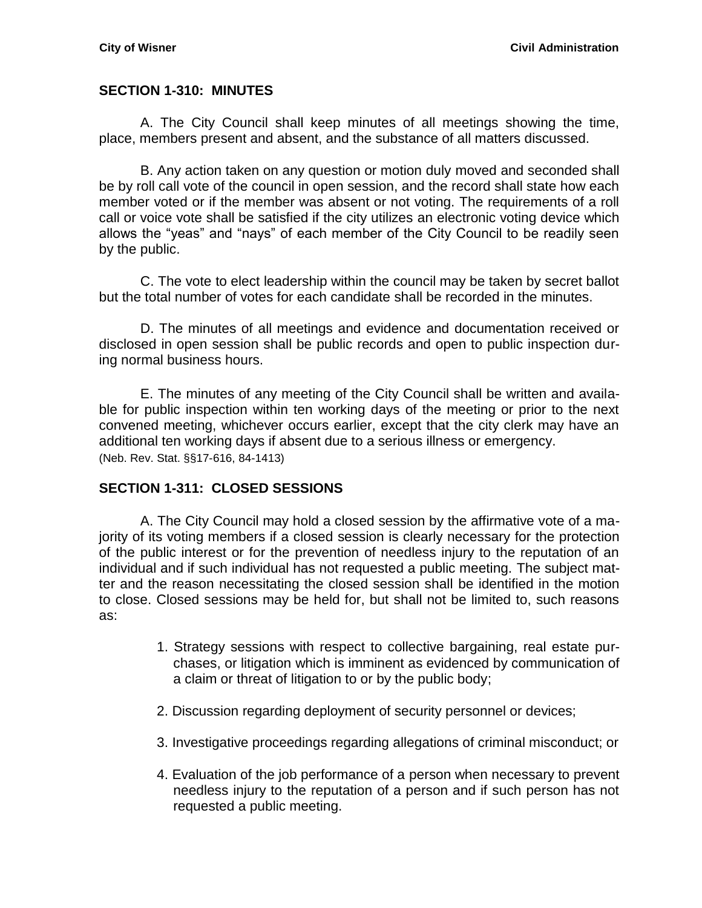## SECTION 1-310: MINUTES

A. The City Council shall keep minutes of all meetings showing the time, place, members present and absent, and the substance of all matters discussed.

B. Any action taken on any question or motion duly moved and seconded shall be by roll call vote of the council in open session, and the record shall state how each member voted or if the member was absent or not voting. The requirements of a roll call or voice vote shall be satisfied if the city utilizes an electronic voting device which allows the "yeas" and "nays" of each member of the City Council to be readily seen by the public.

C. The vote to elect leadership within the council may be taken by secret ballot but the total number of votes for each candidate shall be recorded in the minutes.

D. The minutes of all meetings and evidence and documentation received or disclosed in open session shall be public records and open to public inspection during normal business hours.

E. The minutes of any meeting of the City Council shall be written and available for public inspection within ten working days of the meeting or prior to the next convened meeting, whichever occurs earlier, except that the city clerk may have an additional ten working days if absent due to a serious illness or emergency.
(Neb. Rev. Stat. §§17-616, 84-1413)

## SECTION 1-311: CLOSED SESSIONS

A. The City Council may hold a closed session by the affirmative vote of a majority of its voting members if a closed session is clearly necessary for the protection of the public interest or for the prevention of needless injury to the reputation of an individual and if such individual has not requested a public meeting. The subject matter and the reason necessitating the closed session shall be identified in the motion to close. Closed sessions may be held for, but shall not be limited to, such reasons as:

1. Strategy sessions with respect to collective bargaining, real estate purchases, or litigation which is imminent as evidenced by communication of a claim or threat of litigation to or by the public body;
2. Discussion regarding deployment of security personnel or devices;
3. Investigative proceedings regarding allegations of criminal misconduct; or
4. Evaluation of the job performance of a person when necessary to prevent needless injury to the reputation of a person and if such person has not requested a public meeting.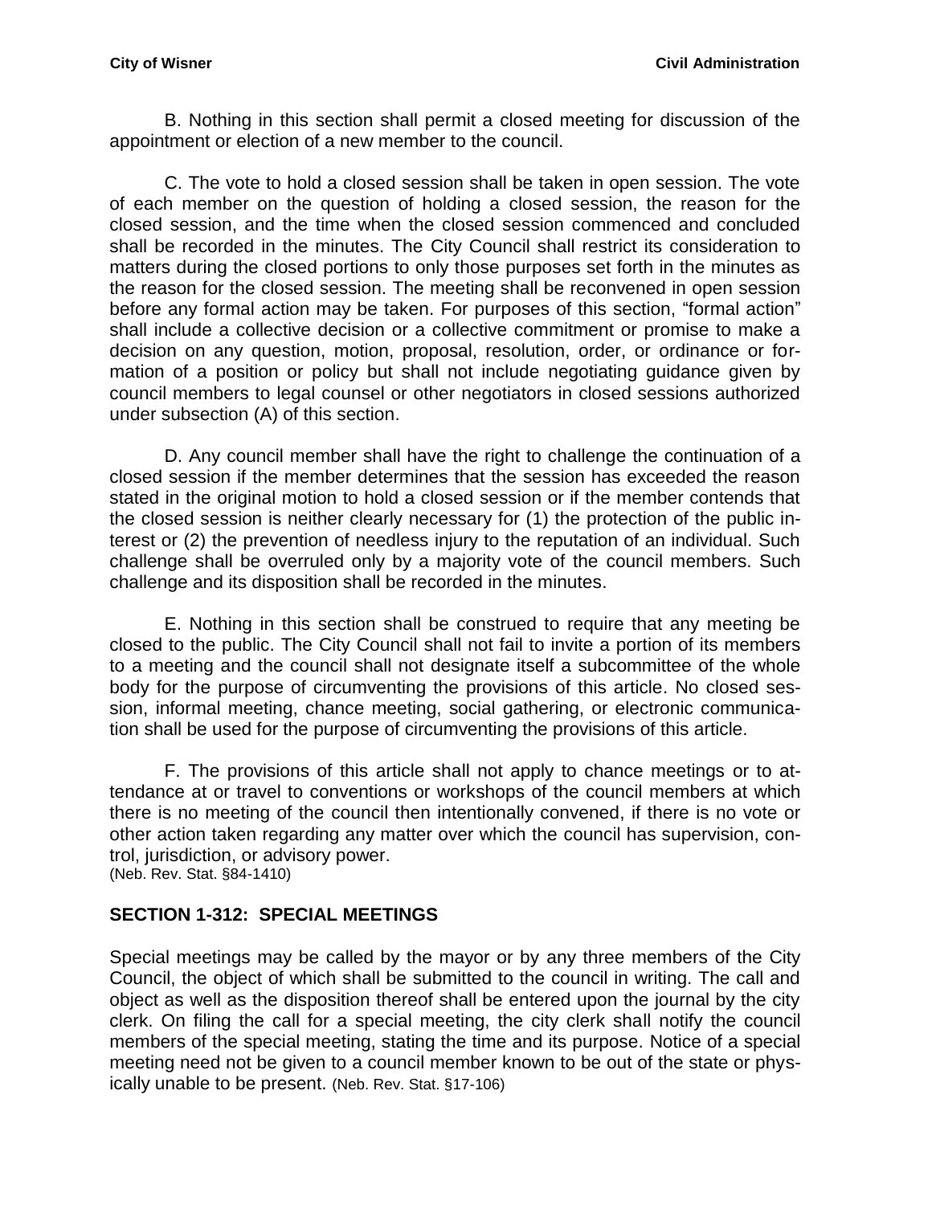B. Nothing in this section shall permit a closed meeting for discussion of the appointment or election of a new member to the council.

C. The vote to hold a closed session shall be taken in open session. The vote of each member on the question of holding a closed session, the reason for the closed session, and the time when the closed session commenced and concluded shall be recorded in the minutes. The City Council shall restrict its consideration to matters during the closed portions to only those purposes set forth in the minutes as the reason for the closed session. The meeting shall be reconvened in open session before any formal action may be taken. For purposes of this section, "formal action" shall include a collective decision or a collective commitment or promise to make a decision on any question, motion, proposal, resolution, order, or ordinance or formation of a position or policy but shall not include negotiating guidance given by council members to legal counsel or other negotiators in closed sessions authorized under subsection (A) of this section.

D. Any council member shall have the right to challenge the continuation of a closed session if the member determines that the session has exceeded the reason stated in the original motion to hold a closed session or if the member contends that the closed session is neither clearly necessary for (1) the protection of the public interest or (2) the prevention of needless injury to the reputation of an individual. Such challenge shall be overruled only by a majority vote of the council members. Such challenge and its disposition shall be recorded in the minutes.

E. Nothing in this section shall be construed to require that any meeting be closed to the public. The City Council shall not fail to invite a portion of its members to a meeting and the council shall not designate itself a subcommittee of the whole body for the purpose of circumventing the provisions of this article. No closed session, informal meeting, chance meeting, social gathering, or electronic communication shall be used for the purpose of circumventing the provisions of this article.

F. The provisions of this article shall not apply to chance meetings or to attendance at or travel to conventions or workshops of the council members at which there is no meeting of the council then intentionally convened, if there is no vote or other action taken regarding any matter over which the council has supervision, control, jurisdiction, or advisory power.
(Neb. Rev. Stat. §84-1410)

## SECTION 1-312: SPECIAL MEETINGS

Special meetings may be called by the mayor or by any three members of the City Council, the object of which shall be submitted to the council in writing. The call and object as well as the disposition thereof shall be entered upon the journal by the city clerk. On filing the call for a special meeting, the city clerk shall notify the council members of the special meeting, stating the time and its purpose. Notice of a special meeting need not be given to a council member known to be out of the state or physically unable to be present. (Neb. Rev. Stat. §17-106)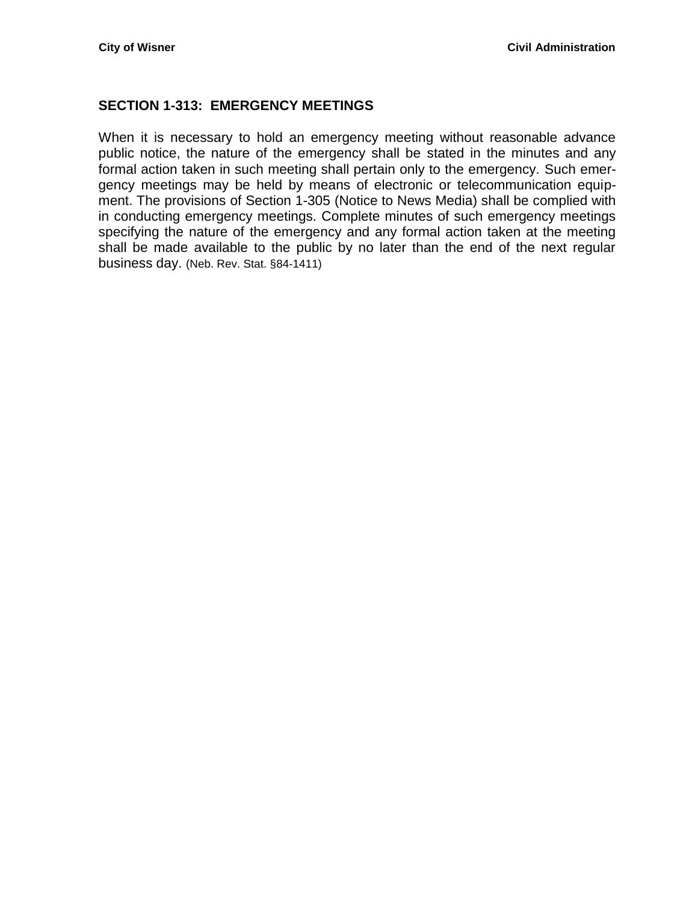## SECTION 1-313: EMERGENCY MEETINGS

When it is necessary to hold an emergency meeting without reasonable advance public notice, the nature of the emergency shall be stated in the minutes and any formal action taken in such meeting shall pertain only to the emergency. Such emergency meetings may be held by means of electronic or telecommunication equipment. The provisions of Section 1-305 (Notice to News Media) shall be complied with in conducting emergency meetings. Complete minutes of such emergency meetings specifying the nature of the emergency and any formal action taken at the meeting shall be made available to the public by no later than the end of the next regular business day. (Neb. Rev. Stat. §84-1411)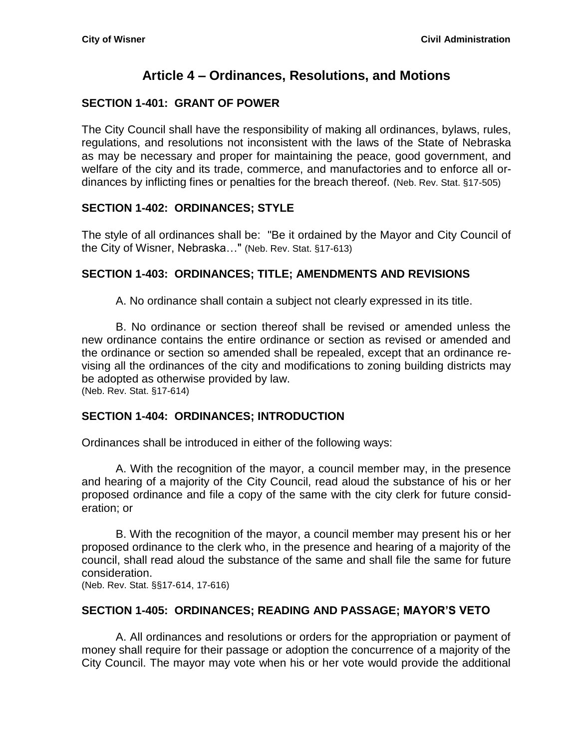# Article 4 – Ordinances, Resolutions, and Motions

## SECTION 1-401: GRANT OF POWER

The City Council shall have the responsibility of making all ordinances, bylaws, rules, regulations, and resolutions not inconsistent with the laws of the State of Nebraska as may be necessary and proper for maintaining the peace, good government, and welfare of the city and its trade, commerce, and manufactories and to enforce all ordinances by inflicting fines or penalties for the breach thereof. (Neb. Rev. Stat. §17-505)

## SECTION 1-402: ORDINANCES; STYLE

The style of all ordinances shall be: "Be it ordained by the Mayor and City Council of the City of Wisner, Nebraska…" (Neb. Rev. Stat. §17-613)

## SECTION 1-403: ORDINANCES; TITLE; AMENDMENTS AND REVISIONS

A. No ordinance shall contain a subject not clearly expressed in its title.

B. No ordinance or section thereof shall be revised or amended unless the new ordinance contains the entire ordinance or section as revised or amended and the ordinance or section so amended shall be repealed, except that an ordinance revising all the ordinances of the city and modifications to zoning building districts may be adopted as otherwise provided by law.
(Neb. Rev. Stat. §17-614)

## SECTION 1-404: ORDINANCES; INTRODUCTION

Ordinances shall be introduced in either of the following ways:

A. With the recognition of the mayor, a council member may, in the presence and hearing of a majority of the City Council, read aloud the substance of his or her proposed ordinance and file a copy of the same with the city clerk for future consideration; or

B. With the recognition of the mayor, a council member may present his or her proposed ordinance to the clerk who, in the presence and hearing of a majority of the council, shall read aloud the substance of the same and shall file the same for future consideration.
(Neb. Rev. Stat. §§17-614, 17-616)

## SECTION 1-405: ORDINANCES; READING AND PASSAGE; MAYOR'S VETO

A. All ordinances and resolutions or orders for the appropriation or payment of money shall require for their passage or adoption the concurrence of a majority of the City Council. The mayor may vote when his or her vote would provide the additional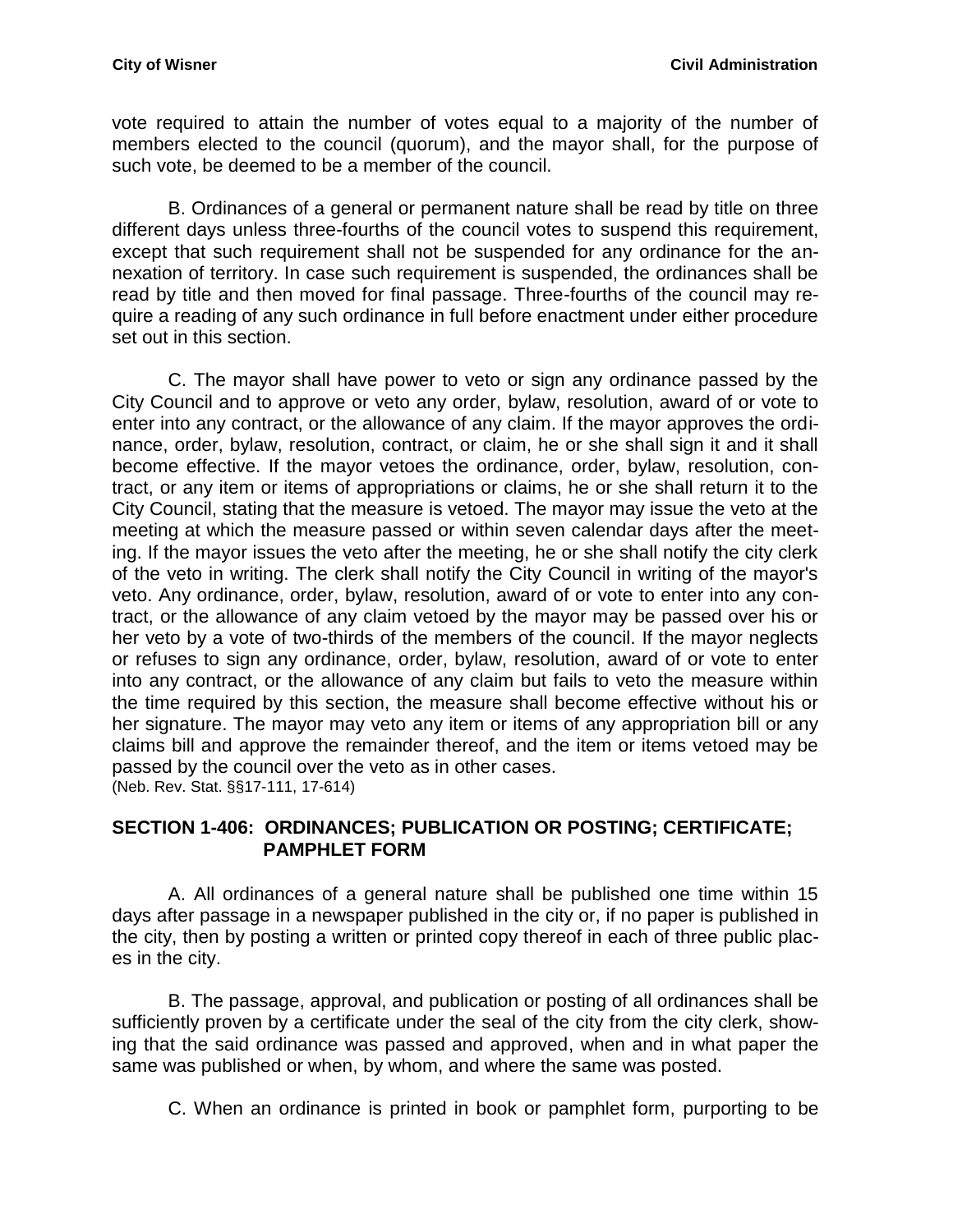vote required to attain the number of votes equal to a majority of the number of members elected to the council (quorum), and the mayor shall, for the purpose of such vote, be deemed to be a member of the council.

B. Ordinances of a general or permanent nature shall be read by title on three different days unless three-fourths of the council votes to suspend this requirement, except that such requirement shall not be suspended for any ordinance for the annexation of territory. In case such requirement is suspended, the ordinances shall be read by title and then moved for final passage. Three-fourths of the council may require a reading of any such ordinance in full before enactment under either procedure set out in this section.

C. The mayor shall have power to veto or sign any ordinance passed by the City Council and to approve or veto any order, bylaw, resolution, award of or vote to enter into any contract, or the allowance of any claim. If the mayor approves the ordinance, order, bylaw, resolution, contract, or claim, he or she shall sign it and it shall become effective. If the mayor vetoes the ordinance, order, bylaw, resolution, contract, or any item or items of appropriations or claims, he or she shall return it to the City Council, stating that the measure is vetoed. The mayor may issue the veto at the meeting at which the measure passed or within seven calendar days after the meeting. If the mayor issues the veto after the meeting, he or she shall notify the city clerk of the veto in writing. The clerk shall notify the City Council in writing of the mayor's veto. Any ordinance, order, bylaw, resolution, award of or vote to enter into any contract, or the allowance of any claim vetoed by the mayor may be passed over his or her veto by a vote of two-thirds of the members of the council. If the mayor neglects or refuses to sign any ordinance, order, bylaw, resolution, award of or vote to enter into any contract, or the allowance of any claim but fails to veto the measure within the time required by this section, the measure shall become effective without his or her signature. The mayor may veto any item or items of any appropriation bill or any claims bill and approve the remainder thereof, and the item or items vetoed may be passed by the council over the veto as in other cases.
(Neb. Rev. Stat. §§17-111, 17-614)

## SECTION 1-406: ORDINANCES; PUBLICATION OR POSTING; CERTIFICATE; PAMPHLET FORM

A. All ordinances of a general nature shall be published one time within 15 days after passage in a newspaper published in the city or, if no paper is published in the city, then by posting a written or printed copy thereof in each of three public places in the city.

B. The passage, approval, and publication or posting of all ordinances shall be sufficiently proven by a certificate under the seal of the city from the city clerk, showing that the said ordinance was passed and approved, when and in what paper the same was published or when, by whom, and where the same was posted.

C. When an ordinance is printed in book or pamphlet form, purporting to be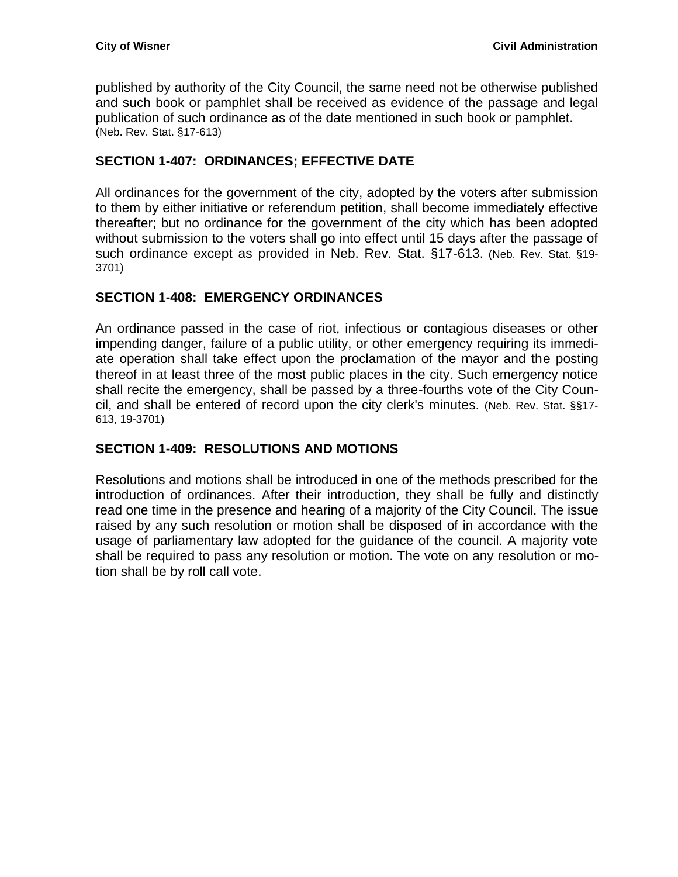published by authority of the City Council, the same need not be otherwise published and such book or pamphlet shall be received as evidence of the passage and legal publication of such ordinance as of the date mentioned in such book or pamphlet. (Neb. Rev. Stat. §17-613)

## SECTION 1-407: ORDINANCES; EFFECTIVE DATE

All ordinances for the government of the city, adopted by the voters after submission to them by either initiative or referendum petition, shall become immediately effective thereafter; but no ordinance for the government of the city which has been adopted without submission to the voters shall go into effect until 15 days after the passage of such ordinance except as provided in Neb. Rev. Stat. §17-613. (Neb. Rev. Stat. §19-3701)

## SECTION 1-408: EMERGENCY ORDINANCES

An ordinance passed in the case of riot, infectious or contagious diseases or other impending danger, failure of a public utility, or other emergency requiring its immediate operation shall take effect upon the proclamation of the mayor and the posting thereof in at least three of the most public places in the city. Such emergency notice shall recite the emergency, shall be passed by a three-fourths vote of the City Council, and shall be entered of record upon the city clerk's minutes. (Neb. Rev. Stat. §§17-613, 19-3701)

## SECTION 1-409: RESOLUTIONS AND MOTIONS

Resolutions and motions shall be introduced in one of the methods prescribed for the introduction of ordinances. After their introduction, they shall be fully and distinctly read one time in the presence and hearing of a majority of the City Council. The issue raised by any such resolution or motion shall be disposed of in accordance with the usage of parliamentary law adopted for the guidance of the council. A majority vote shall be required to pass any resolution or motion. The vote on any resolution or motion shall be by roll call vote.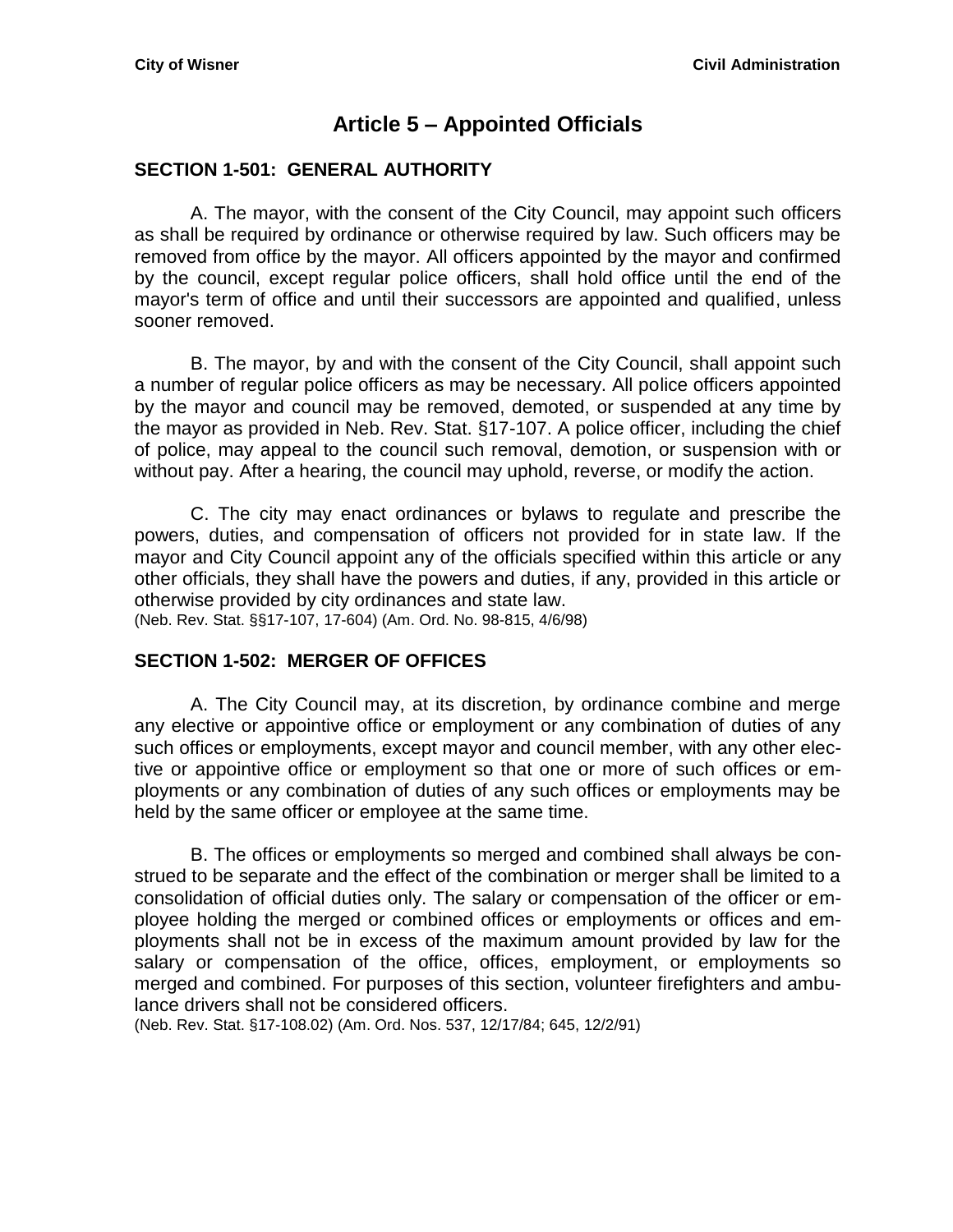# Article 5 – Appointed Officials

## SECTION 1-501: GENERAL AUTHORITY

A. The mayor, with the consent of the City Council, may appoint such officers as shall be required by ordinance or otherwise required by law. Such officers may be removed from office by the mayor. All officers appointed by the mayor and confirmed by the council, except regular police officers, shall hold office until the end of the mayor's term of office and until their successors are appointed and qualified, unless sooner removed.

B. The mayor, by and with the consent of the City Council, shall appoint such a number of regular police officers as may be necessary. All police officers appointed by the mayor and council may be removed, demoted, or suspended at any time by the mayor as provided in Neb. Rev. Stat. §17-107. A police officer, including the chief of police, may appeal to the council such removal, demotion, or suspension with or without pay. After a hearing, the council may uphold, reverse, or modify the action.

C. The city may enact ordinances or bylaws to regulate and prescribe the powers, duties, and compensation of officers not provided for in state law. If the mayor and City Council appoint any of the officials specified within this article or any other officials, they shall have the powers and duties, if any, provided in this article or otherwise provided by city ordinances and state law.
(Neb. Rev. Stat. §§17-107, 17-604) (Am. Ord. No. 98-815, 4/6/98)

## SECTION 1-502: MERGER OF OFFICES

A. The City Council may, at its discretion, by ordinance combine and merge any elective or appointive office or employment or any combination of duties of any such offices or employments, except mayor and council member, with any other elective or appointive office or employment so that one or more of such offices or employments or any combination of duties of any such offices or employments may be held by the same officer or employee at the same time.

B. The offices or employments so merged and combined shall always be construed to be separate and the effect of the combination or merger shall be limited to a consolidation of official duties only. The salary or compensation of the officer or employee holding the merged or combined offices or employments or offices and employments shall not be in excess of the maximum amount provided by law for the salary or compensation of the office, offices, employment, or employments so merged and combined. For purposes of this section, volunteer firefighters and ambulance drivers shall not be considered officers.
(Neb. Rev. Stat. §17-108.02) (Am. Ord. Nos. 537, 12/17/84; 645, 12/2/91)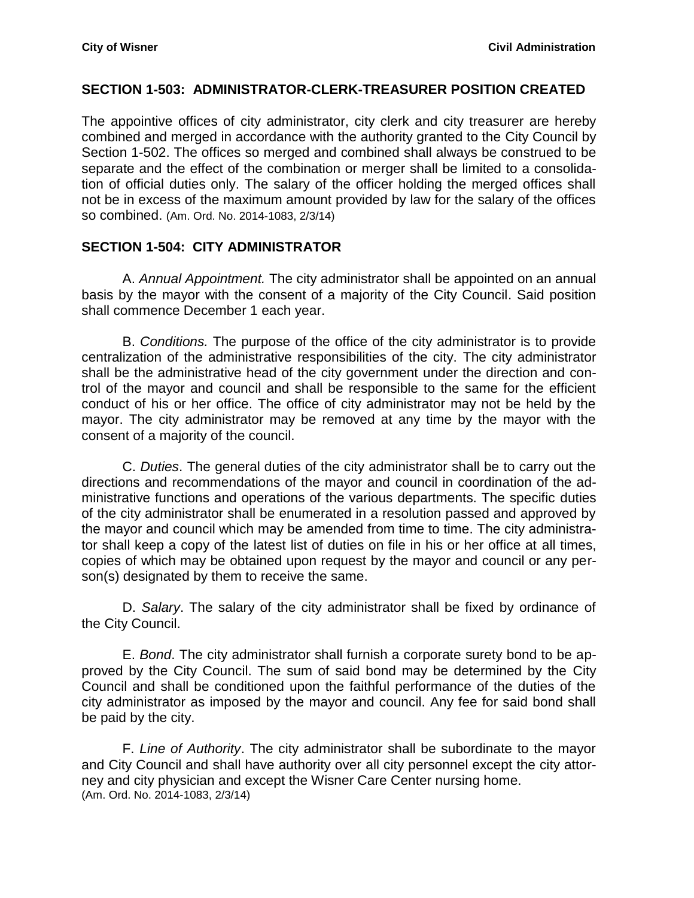## SECTION 1-503: ADMINISTRATOR-CLERK-TREASURER POSITION CREATED

The appointive offices of city administrator, city clerk and city treasurer are hereby combined and merged in accordance with the authority granted to the City Council by Section 1-502. The offices so merged and combined shall always be construed to be separate and the effect of the combination or merger shall be limited to a consolidation of official duties only. The salary of the officer holding the merged offices shall not be in excess of the maximum amount provided by law for the salary of the offices so combined. (Am. Ord. No. 2014-1083, 2/3/14)

## SECTION 1-504: CITY ADMINISTRATOR

A. *Annual Appointment.* The city administrator shall be appointed on an annual basis by the mayor with the consent of a majority of the City Council. Said position shall commence December 1 each year.

B. *Conditions.* The purpose of the office of the city administrator is to provide centralization of the administrative responsibilities of the city. The city administrator shall be the administrative head of the city government under the direction and control of the mayor and council and shall be responsible to the same for the efficient conduct of his or her office. The office of city administrator may not be held by the mayor. The city administrator may be removed at any time by the mayor with the consent of a majority of the council.

C. *Duties*. The general duties of the city administrator shall be to carry out the directions and recommendations of the mayor and council in coordination of the administrative functions and operations of the various departments. The specific duties of the city administrator shall be enumerated in a resolution passed and approved by the mayor and council which may be amended from time to time. The city administrator shall keep a copy of the latest list of duties on file in his or her office at all times, copies of which may be obtained upon request by the mayor and council or any person(s) designated by them to receive the same.

D. *Salary*. The salary of the city administrator shall be fixed by ordinance of the City Council.

E. *Bond*. The city administrator shall furnish a corporate surety bond to be approved by the City Council. The sum of said bond may be determined by the City Council and shall be conditioned upon the faithful performance of the duties of the city administrator as imposed by the mayor and council. Any fee for said bond shall be paid by the city.

F. *Line of Authority*. The city administrator shall be subordinate to the mayor and City Council and shall have authority over all city personnel except the city attorney and city physician and except the Wisner Care Center nursing home.
(Am. Ord. No. 2014-1083, 2/3/14)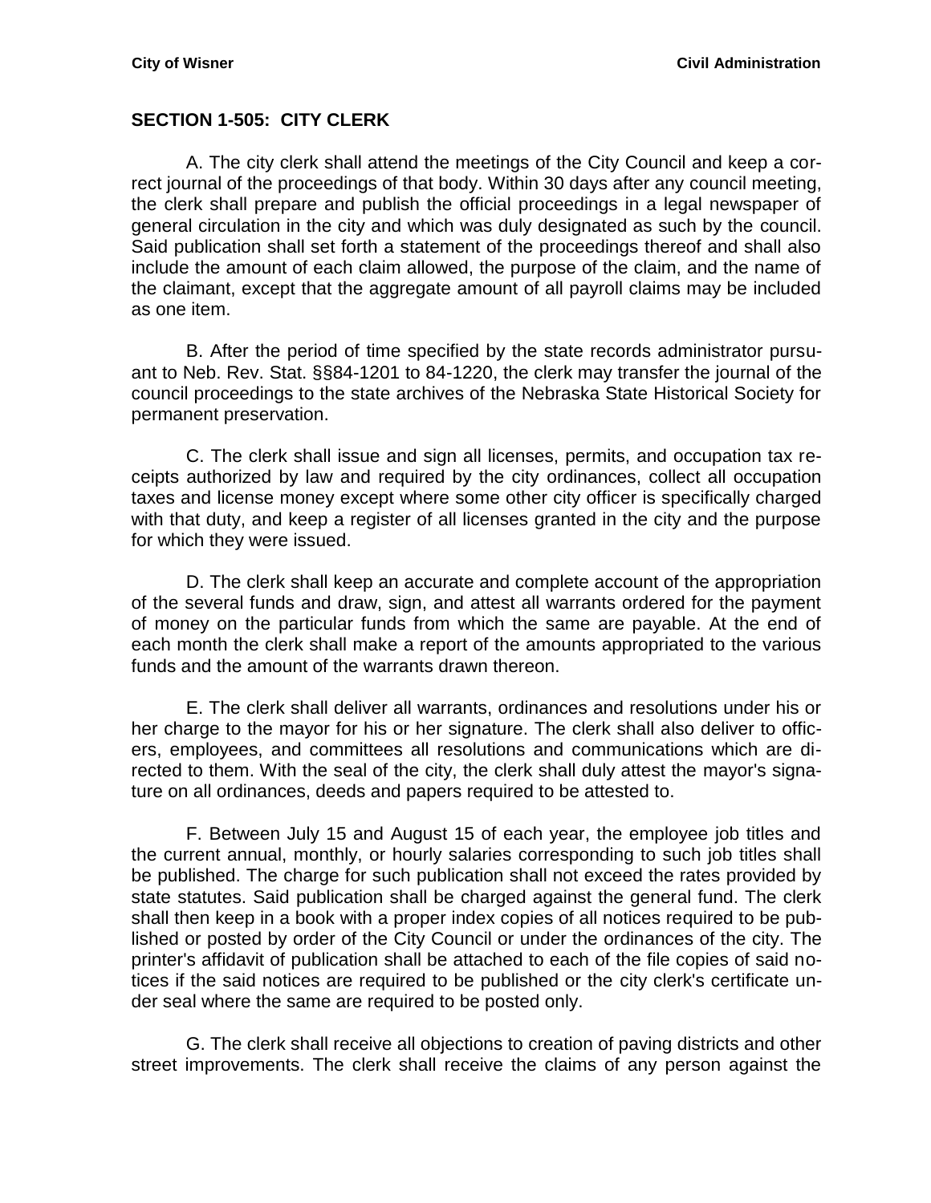## SECTION 1-505: CITY CLERK

A. The city clerk shall attend the meetings of the City Council and keep a correct journal of the proceedings of that body. Within 30 days after any council meeting, the clerk shall prepare and publish the official proceedings in a legal newspaper of general circulation in the city and which was duly designated as such by the council. Said publication shall set forth a statement of the proceedings thereof and shall also include the amount of each claim allowed, the purpose of the claim, and the name of the claimant, except that the aggregate amount of all payroll claims may be included as one item.

B. After the period of time specified by the state records administrator pursuant to Neb. Rev. Stat. §§84-1201 to 84-1220, the clerk may transfer the journal of the council proceedings to the state archives of the Nebraska State Historical Society for permanent preservation.

C. The clerk shall issue and sign all licenses, permits, and occupation tax receipts authorized by law and required by the city ordinances, collect all occupation taxes and license money except where some other city officer is specifically charged with that duty, and keep a register of all licenses granted in the city and the purpose for which they were issued.

D. The clerk shall keep an accurate and complete account of the appropriation of the several funds and draw, sign, and attest all warrants ordered for the payment of money on the particular funds from which the same are payable. At the end of each month the clerk shall make a report of the amounts appropriated to the various funds and the amount of the warrants drawn thereon.

E. The clerk shall deliver all warrants, ordinances and resolutions under his or her charge to the mayor for his or her signature. The clerk shall also deliver to officers, employees, and committees all resolutions and communications which are directed to them. With the seal of the city, the clerk shall duly attest the mayor's signature on all ordinances, deeds and papers required to be attested to.

F. Between July 15 and August 15 of each year, the employee job titles and the current annual, monthly, or hourly salaries corresponding to such job titles shall be published. The charge for such publication shall not exceed the rates provided by state statutes. Said publication shall be charged against the general fund. The clerk shall then keep in a book with a proper index copies of all notices required to be published or posted by order of the City Council or under the ordinances of the city. The printer's affidavit of publication shall be attached to each of the file copies of said notices if the said notices are required to be published or the city clerk's certificate under seal where the same are required to be posted only.

G. The clerk shall receive all objections to creation of paving districts and other street improvements. The clerk shall receive the claims of any person against the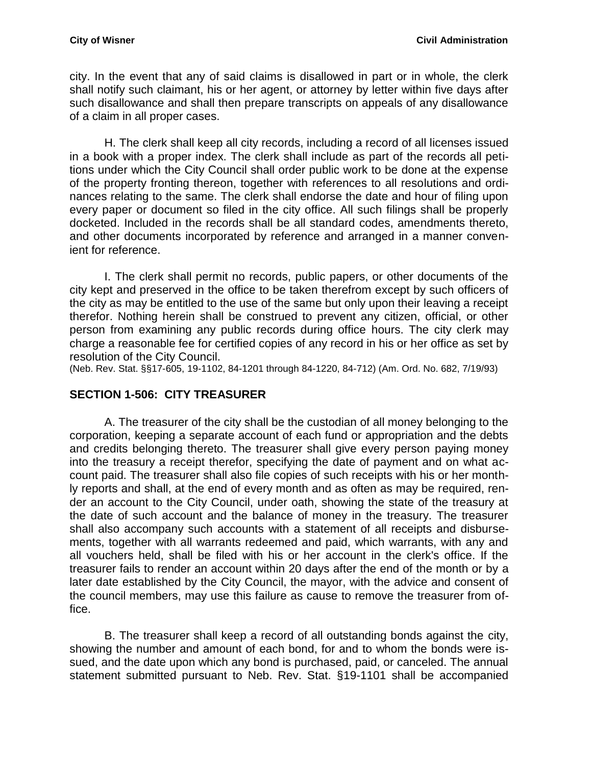city. In the event that any of said claims is disallowed in part or in whole, the clerk shall notify such claimant, his or her agent, or attorney by letter within five days after such disallowance and shall then prepare transcripts on appeals of any disallowance of a claim in all proper cases.

H. The clerk shall keep all city records, including a record of all licenses issued in a book with a proper index. The clerk shall include as part of the records all petitions under which the City Council shall order public work to be done at the expense of the property fronting thereon, together with references to all resolutions and ordinances relating to the same. The clerk shall endorse the date and hour of filing upon every paper or document so filed in the city office. All such filings shall be properly docketed. Included in the records shall be all standard codes, amendments thereto, and other documents incorporated by reference and arranged in a manner convenient for reference.

I. The clerk shall permit no records, public papers, or other documents of the city kept and preserved in the office to be taken therefrom except by such officers of the city as may be entitled to the use of the same but only upon their leaving a receipt therefor. Nothing herein shall be construed to prevent any citizen, official, or other person from examining any public records during office hours. The city clerk may charge a reasonable fee for certified copies of any record in his or her office as set by resolution of the City Council.

(Neb. Rev. Stat. §§17-605, 19-1102, 84-1201 through 84-1220, 84-712) (Am. Ord. No. 682, 7/19/93)

## SECTION 1-506: CITY TREASURER

A. The treasurer of the city shall be the custodian of all money belonging to the corporation, keeping a separate account of each fund or appropriation and the debts and credits belonging thereto. The treasurer shall give every person paying money into the treasury a receipt therefor, specifying the date of payment and on what account paid. The treasurer shall also file copies of such receipts with his or her monthly reports and shall, at the end of every month and as often as may be required, render an account to the City Council, under oath, showing the state of the treasury at the date of such account and the balance of money in the treasury. The treasurer shall also accompany such accounts with a statement of all receipts and disbursements, together with all warrants redeemed and paid, which warrants, with any and all vouchers held, shall be filed with his or her account in the clerk's office. If the treasurer fails to render an account within 20 days after the end of the month or by a later date established by the City Council, the mayor, with the advice and consent of the council members, may use this failure as cause to remove the treasurer from office.

B. The treasurer shall keep a record of all outstanding bonds against the city, showing the number and amount of each bond, for and to whom the bonds were issued, and the date upon which any bond is purchased, paid, or canceled. The annual statement submitted pursuant to Neb. Rev. Stat. §19-1101 shall be accompanied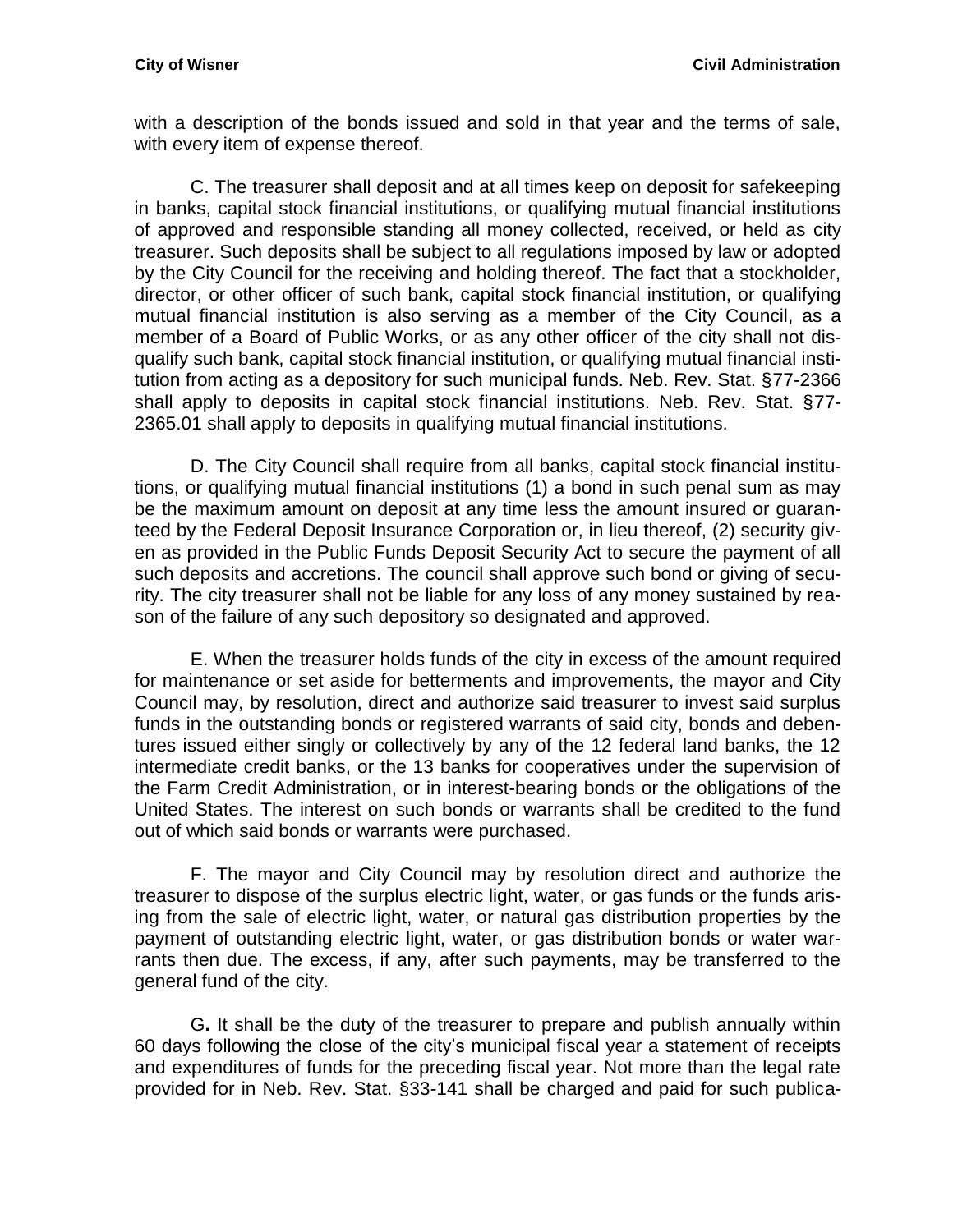with a description of the bonds issued and sold in that year and the terms of sale, with every item of expense thereof.

C. The treasurer shall deposit and at all times keep on deposit for safekeeping in banks, capital stock financial institutions, or qualifying mutual financial institutions of approved and responsible standing all money collected, received, or held as city treasurer. Such deposits shall be subject to all regulations imposed by law or adopted by the City Council for the receiving and holding thereof. The fact that a stockholder, director, or other officer of such bank, capital stock financial institution, or qualifying mutual financial institution is also serving as a member of the City Council, as a member of a Board of Public Works, or as any other officer of the city shall not disqualify such bank, capital stock financial institution, or qualifying mutual financial institution from acting as a depository for such municipal funds. Neb. Rev. Stat. §77-2366 shall apply to deposits in capital stock financial institutions. Neb. Rev. Stat. §77-2365.01 shall apply to deposits in qualifying mutual financial institutions.

D. The City Council shall require from all banks, capital stock financial institutions, or qualifying mutual financial institutions (1) a bond in such penal sum as may be the maximum amount on deposit at any time less the amount insured or guaranteed by the Federal Deposit Insurance Corporation or, in lieu thereof, (2) security given as provided in the Public Funds Deposit Security Act to secure the payment of all such deposits and accretions. The council shall approve such bond or giving of security. The city treasurer shall not be liable for any loss of any money sustained by reason of the failure of any such depository so designated and approved.

E. When the treasurer holds funds of the city in excess of the amount required for maintenance or set aside for betterments and improvements, the mayor and City Council may, by resolution, direct and authorize said treasurer to invest said surplus funds in the outstanding bonds or registered warrants of said city, bonds and debentures issued either singly or collectively by any of the 12 federal land banks, the 12 intermediate credit banks, or the 13 banks for cooperatives under the supervision of the Farm Credit Administration, or in interest-bearing bonds or the obligations of the United States. The interest on such bonds or warrants shall be credited to the fund out of which said bonds or warrants were purchased.

F. The mayor and City Council may by resolution direct and authorize the treasurer to dispose of the surplus electric light, water, or gas funds or the funds arising from the sale of electric light, water, or natural gas distribution properties by the payment of outstanding electric light, water, or gas distribution bonds or water warrants then due. The excess, if any, after such payments, may be transferred to the general fund of the city.

G**.** It shall be the duty of the treasurer to prepare and publish annually within 60 days following the close of the city's municipal fiscal year a statement of receipts and expenditures of funds for the preceding fiscal year. Not more than the legal rate provided for in Neb. Rev. Stat. §33-141 shall be charged and paid for such publica-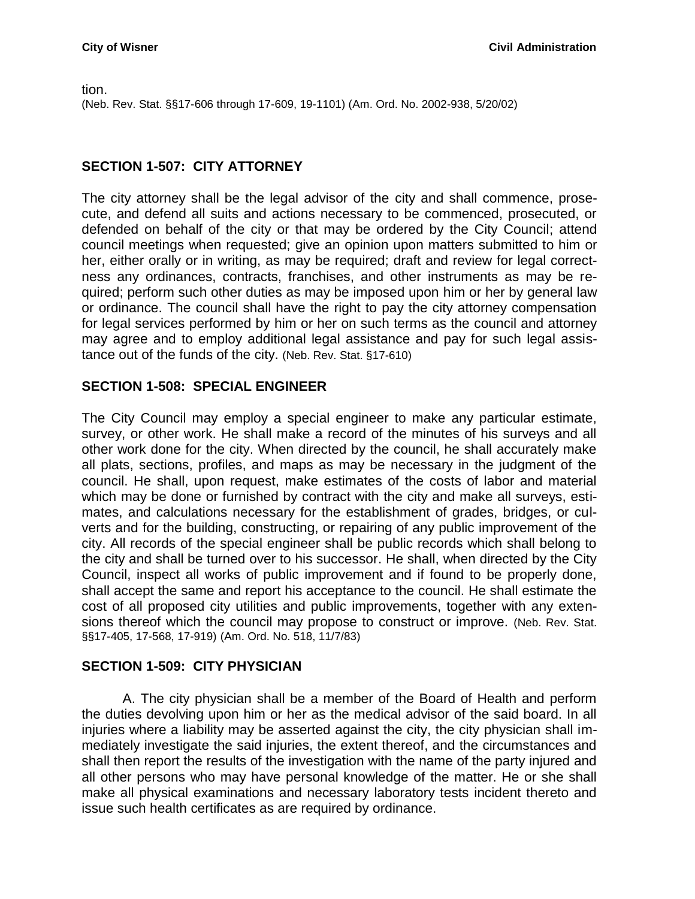tion.
(Neb. Rev. Stat. §§17-606 through 17-609, 19-1101) (Am. Ord. No. 2002-938, 5/20/02)

## SECTION 1-507: CITY ATTORNEY

The city attorney shall be the legal advisor of the city and shall commence, prosecute, and defend all suits and actions necessary to be commenced, prosecuted, or defended on behalf of the city or that may be ordered by the City Council; attend council meetings when requested; give an opinion upon matters submitted to him or her, either orally or in writing, as may be required; draft and review for legal correctness any ordinances, contracts, franchises, and other instruments as may be required; perform such other duties as may be imposed upon him or her by general law or ordinance. The council shall have the right to pay the city attorney compensation for legal services performed by him or her on such terms as the council and attorney may agree and to employ additional legal assistance and pay for such legal assistance out of the funds of the city. (Neb. Rev. Stat. §17-610)

## SECTION 1-508: SPECIAL ENGINEER

The City Council may employ a special engineer to make any particular estimate, survey, or other work. He shall make a record of the minutes of his surveys and all other work done for the city. When directed by the council, he shall accurately make all plats, sections, profiles, and maps as may be necessary in the judgment of the council. He shall, upon request, make estimates of the costs of labor and material which may be done or furnished by contract with the city and make all surveys, estimates, and calculations necessary for the establishment of grades, bridges, or culverts and for the building, constructing, or repairing of any public improvement of the city. All records of the special engineer shall be public records which shall belong to the city and shall be turned over to his successor. He shall, when directed by the City Council, inspect all works of public improvement and if found to be properly done, shall accept the same and report his acceptance to the council. He shall estimate the cost of all proposed city utilities and public improvements, together with any extensions thereof which the council may propose to construct or improve. (Neb. Rev. Stat. §§17-405, 17-568, 17-919) (Am. Ord. No. 518, 11/7/83)

## SECTION 1-509: CITY PHYSICIAN

A. The city physician shall be a member of the Board of Health and perform the duties devolving upon him or her as the medical advisor of the said board. In all injuries where a liability may be asserted against the city, the city physician shall immediately investigate the said injuries, the extent thereof, and the circumstances and shall then report the results of the investigation with the name of the party injured and all other persons who may have personal knowledge of the matter. He or she shall make all physical examinations and necessary laboratory tests incident thereto and issue such health certificates as are required by ordinance.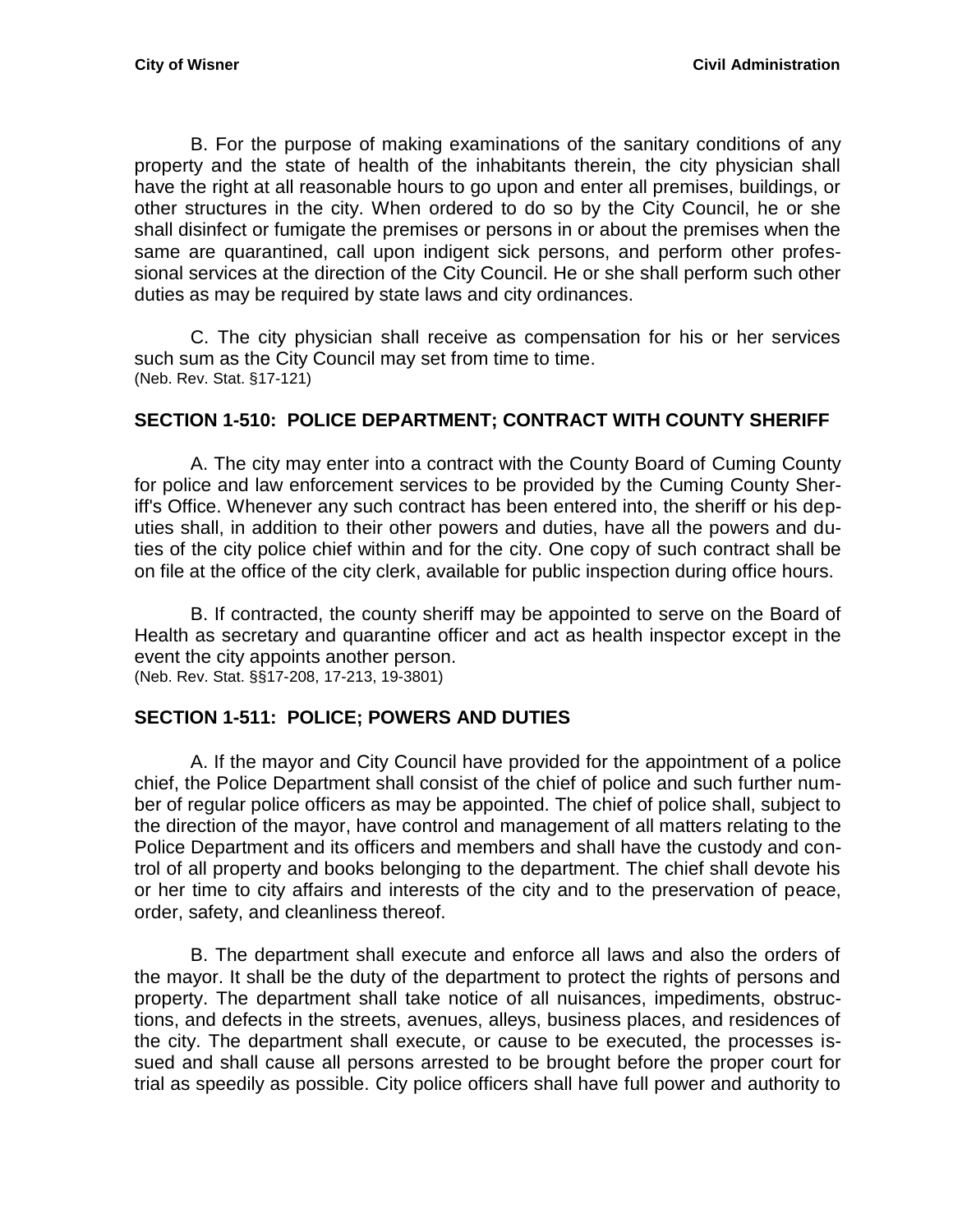B. For the purpose of making examinations of the sanitary conditions of any property and the state of health of the inhabitants therein, the city physician shall have the right at all reasonable hours to go upon and enter all premises, buildings, or other structures in the city. When ordered to do so by the City Council, he or she shall disinfect or fumigate the premises or persons in or about the premises when the same are quarantined, call upon indigent sick persons, and perform other professional services at the direction of the City Council. He or she shall perform such other duties as may be required by state laws and city ordinances.

C. The city physician shall receive as compensation for his or her services such sum as the City Council may set from time to time.
(Neb. Rev. Stat. §17-121)

### SECTION 1-510: POLICE DEPARTMENT; CONTRACT WITH COUNTY SHERIFF

A. The city may enter into a contract with the County Board of Cuming County for police and law enforcement services to be provided by the Cuming County Sheriff's Office. Whenever any such contract has been entered into, the sheriff or his deputies shall, in addition to their other powers and duties, have all the powers and duties of the city police chief within and for the city. One copy of such contract shall be on file at the office of the city clerk, available for public inspection during office hours.

B. If contracted, the county sheriff may be appointed to serve on the Board of Health as secretary and quarantine officer and act as health inspector except in the event the city appoints another person.
(Neb. Rev. Stat. §§17-208, 17-213, 19-3801)

### SECTION 1-511: POLICE; POWERS AND DUTIES

A. If the mayor and City Council have provided for the appointment of a police chief, the Police Department shall consist of the chief of police and such further number of regular police officers as may be appointed. The chief of police shall, subject to the direction of the mayor, have control and management of all matters relating to the Police Department and its officers and members and shall have the custody and control of all property and books belonging to the department. The chief shall devote his or her time to city affairs and interests of the city and to the preservation of peace, order, safety, and cleanliness thereof.

B. The department shall execute and enforce all laws and also the orders of the mayor. It shall be the duty of the department to protect the rights of persons and property. The department shall take notice of all nuisances, impediments, obstructions, and defects in the streets, avenues, alleys, business places, and residences of the city. The department shall execute, or cause to be executed, the processes issued and shall cause all persons arrested to be brought before the proper court for trial as speedily as possible. City police officers shall have full power and authority to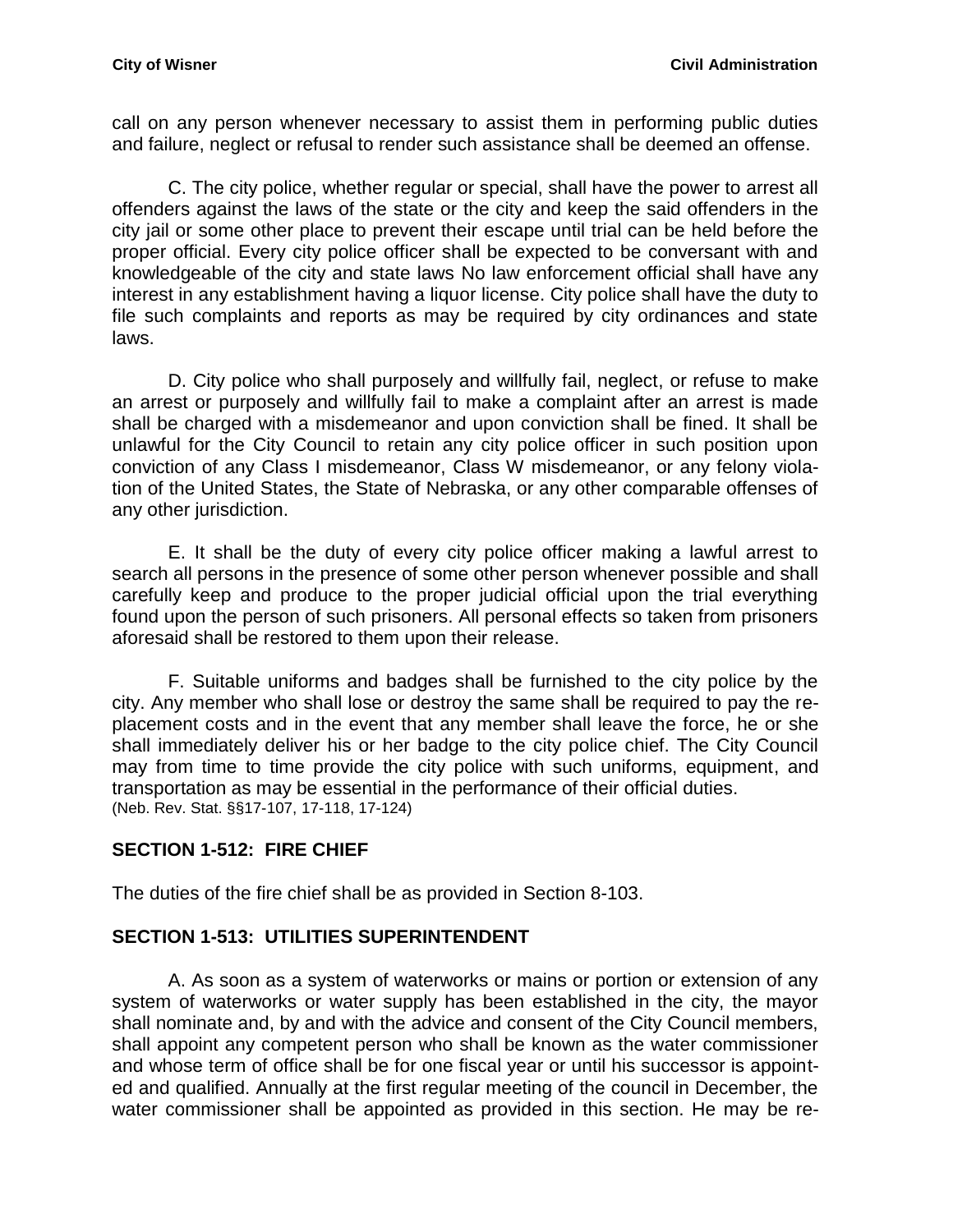call on any person whenever necessary to assist them in performing public duties and failure, neglect or refusal to render such assistance shall be deemed an offense.

C. The city police, whether regular or special, shall have the power to arrest all offenders against the laws of the state or the city and keep the said offenders in the city jail or some other place to prevent their escape until trial can be held before the proper official. Every city police officer shall be expected to be conversant with and knowledgeable of the city and state laws No law enforcement official shall have any interest in any establishment having a liquor license. City police shall have the duty to file such complaints and reports as may be required by city ordinances and state laws.

D. City police who shall purposely and willfully fail, neglect, or refuse to make an arrest or purposely and willfully fail to make a complaint after an arrest is made shall be charged with a misdemeanor and upon conviction shall be fined. It shall be unlawful for the City Council to retain any city police officer in such position upon conviction of any Class I misdemeanor, Class W misdemeanor, or any felony violation of the United States, the State of Nebraska, or any other comparable offenses of any other jurisdiction.

E. It shall be the duty of every city police officer making a lawful arrest to search all persons in the presence of some other person whenever possible and shall carefully keep and produce to the proper judicial official upon the trial everything found upon the person of such prisoners. All personal effects so taken from prisoners aforesaid shall be restored to them upon their release.

F. Suitable uniforms and badges shall be furnished to the city police by the city. Any member who shall lose or destroy the same shall be required to pay the replacement costs and in the event that any member shall leave the force, he or she shall immediately deliver his or her badge to the city police chief. The City Council may from time to time provide the city police with such uniforms, equipment, and transportation as may be essential in the performance of their official duties.
(Neb. Rev. Stat. §§17-107, 17-118, 17-124)

## SECTION 1-512: FIRE CHIEF

The duties of the fire chief shall be as provided in Section 8-103.

## SECTION 1-513: UTILITIES SUPERINTENDENT

A. As soon as a system of waterworks or mains or portion or extension of any system of waterworks or water supply has been established in the city, the mayor shall nominate and, by and with the advice and consent of the City Council members, shall appoint any competent person who shall be known as the water commissioner and whose term of office shall be for one fiscal year or until his successor is appointed and qualified. Annually at the first regular meeting of the council in December, the water commissioner shall be appointed as provided in this section. He may be re-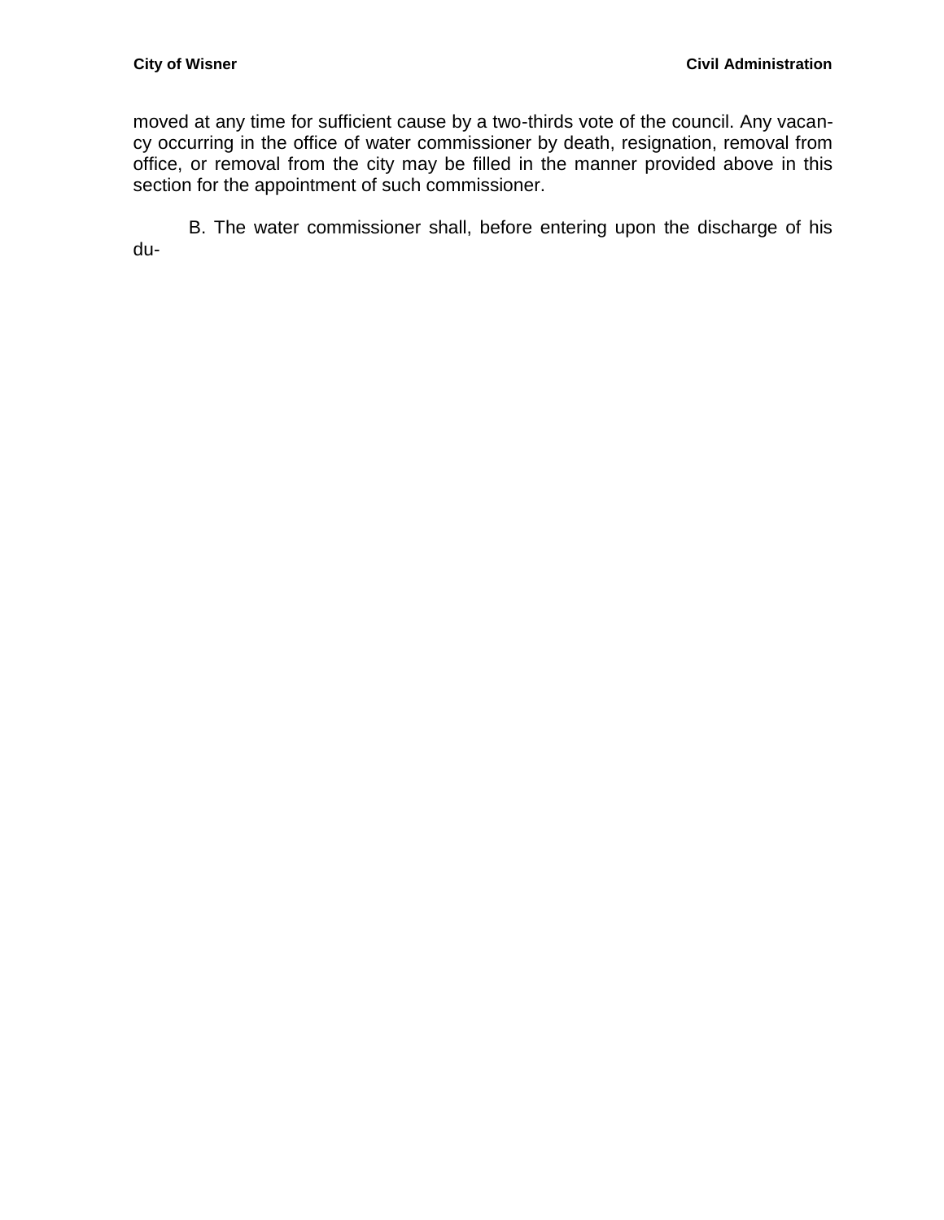moved at any time for sufficient cause by a two-thirds vote of the council. Any vacancy occurring in the office of water commissioner by death, resignation, removal from office, or removal from the city may be filled in the manner provided above in this section for the appointment of such commissioner.

B. The water commissioner shall, before entering upon the discharge of his du-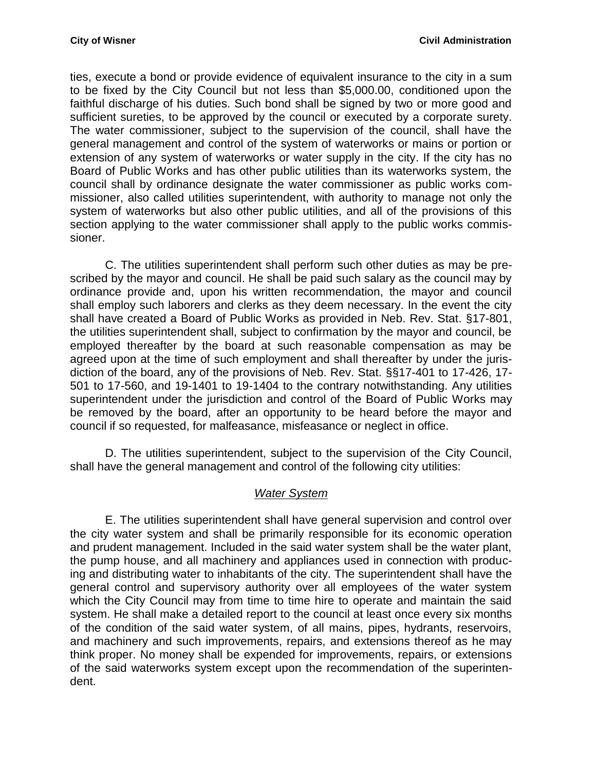ties, execute a bond or provide evidence of equivalent insurance to the city in a sum to be fixed by the City Council but not less than $5,000.00, conditioned upon the faithful discharge of his duties. Such bond shall be signed by two or more good and sufficient sureties, to be approved by the council or executed by a corporate surety. The water commissioner, subject to the supervision of the council, shall have the general management and control of the system of waterworks or mains or portion or extension of any system of waterworks or water supply in the city. If the city has no Board of Public Works and has other public utilities than its waterworks system, the council shall by ordinance designate the water commissioner as public works commissioner, also called utilities superintendent, with authority to manage not only the system of waterworks but also other public utilities, and all of the provisions of this section applying to the water commissioner shall apply to the public works commissioner.

C. The utilities superintendent shall perform such other duties as may be prescribed by the mayor and council. He shall be paid such salary as the council may by ordinance provide and, upon his written recommendation, the mayor and council shall employ such laborers and clerks as they deem necessary. In the event the city shall have created a Board of Public Works as provided in Neb. Rev. Stat. §17-801, the utilities superintendent shall, subject to confirmation by the mayor and council, be employed thereafter by the board at such reasonable compensation as may be agreed upon at the time of such employment and shall thereafter by under the jurisdiction of the board, any of the provisions of Neb. Rev. Stat. §§17-401 to 17-426, 17-501 to 17-560, and 19-1401 to 19-1404 to the contrary notwithstanding. Any utilities superintendent under the jurisdiction and control of the Board of Public Works may be removed by the board, after an opportunity to be heard before the mayor and council if so requested, for malfeasance, misfeasance or neglect in office.

D. The utilities superintendent, subject to the supervision of the City Council, shall have the general management and control of the following city utilities:

*Water System*

E. The utilities superintendent shall have general supervision and control over the city water system and shall be primarily responsible for its economic operation and prudent management. Included in the said water system shall be the water plant, the pump house, and all machinery and appliances used in connection with producing and distributing water to inhabitants of the city. The superintendent shall have the general control and supervisory authority over all employees of the water system which the City Council may from time to time hire to operate and maintain the said system. He shall make a detailed report to the council at least once every six months of the condition of the said water system, of all mains, pipes, hydrants, reservoirs, and machinery and such improvements, repairs, and extensions thereof as he may think proper. No money shall be expended for improvements, repairs, or extensions of the said waterworks system except upon the recommendation of the superintendent.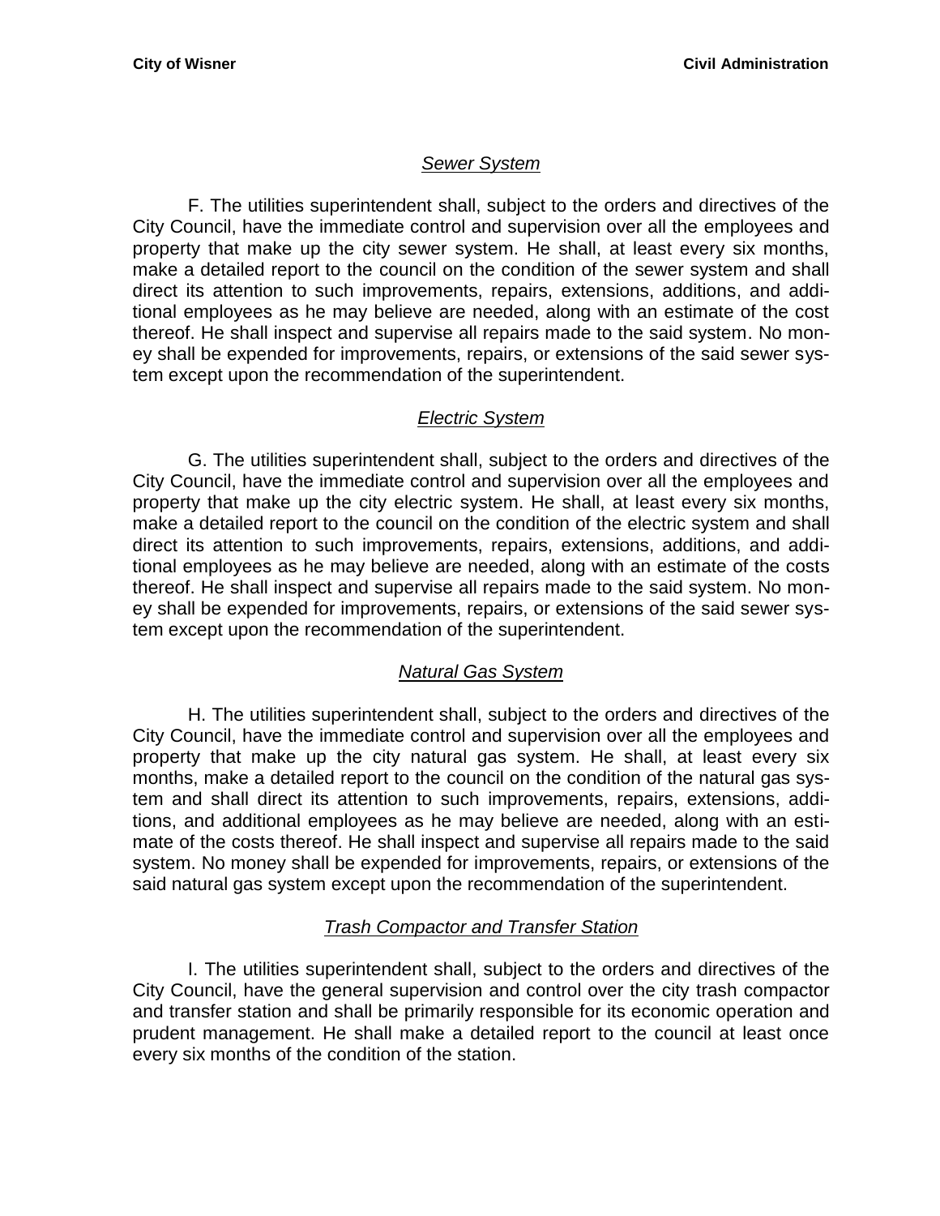*Sewer System*

F. The utilities superintendent shall, subject to the orders and directives of the City Council, have the immediate control and supervision over all the employees and property that make up the city sewer system. He shall, at least every six months, make a detailed report to the council on the condition of the sewer system and shall direct its attention to such improvements, repairs, extensions, additions, and additional employees as he may believe are needed, along with an estimate of the cost thereof. He shall inspect and supervise all repairs made to the said system. No money shall be expended for improvements, repairs, or extensions of the said sewer system except upon the recommendation of the superintendent.

*Electric System*

G. The utilities superintendent shall, subject to the orders and directives of the City Council, have the immediate control and supervision over all the employees and property that make up the city electric system. He shall, at least every six months, make a detailed report to the council on the condition of the electric system and shall direct its attention to such improvements, repairs, extensions, additions, and additional employees as he may believe are needed, along with an estimate of the costs thereof. He shall inspect and supervise all repairs made to the said system. No money shall be expended for improvements, repairs, or extensions of the said sewer system except upon the recommendation of the superintendent.

*Natural Gas System*

H. The utilities superintendent shall, subject to the orders and directives of the City Council, have the immediate control and supervision over all the employees and property that make up the city natural gas system. He shall, at least every six months, make a detailed report to the council on the condition of the natural gas system and shall direct its attention to such improvements, repairs, extensions, additions, and additional employees as he may believe are needed, along with an estimate of the costs thereof. He shall inspect and supervise all repairs made to the said system. No money shall be expended for improvements, repairs, or extensions of the said natural gas system except upon the recommendation of the superintendent.

*Trash Compactor and Transfer Station*

I. The utilities superintendent shall, subject to the orders and directives of the City Council, have the general supervision and control over the city trash compactor and transfer station and shall be primarily responsible for its economic operation and prudent management. He shall make a detailed report to the council at least once every six months of the condition of the station.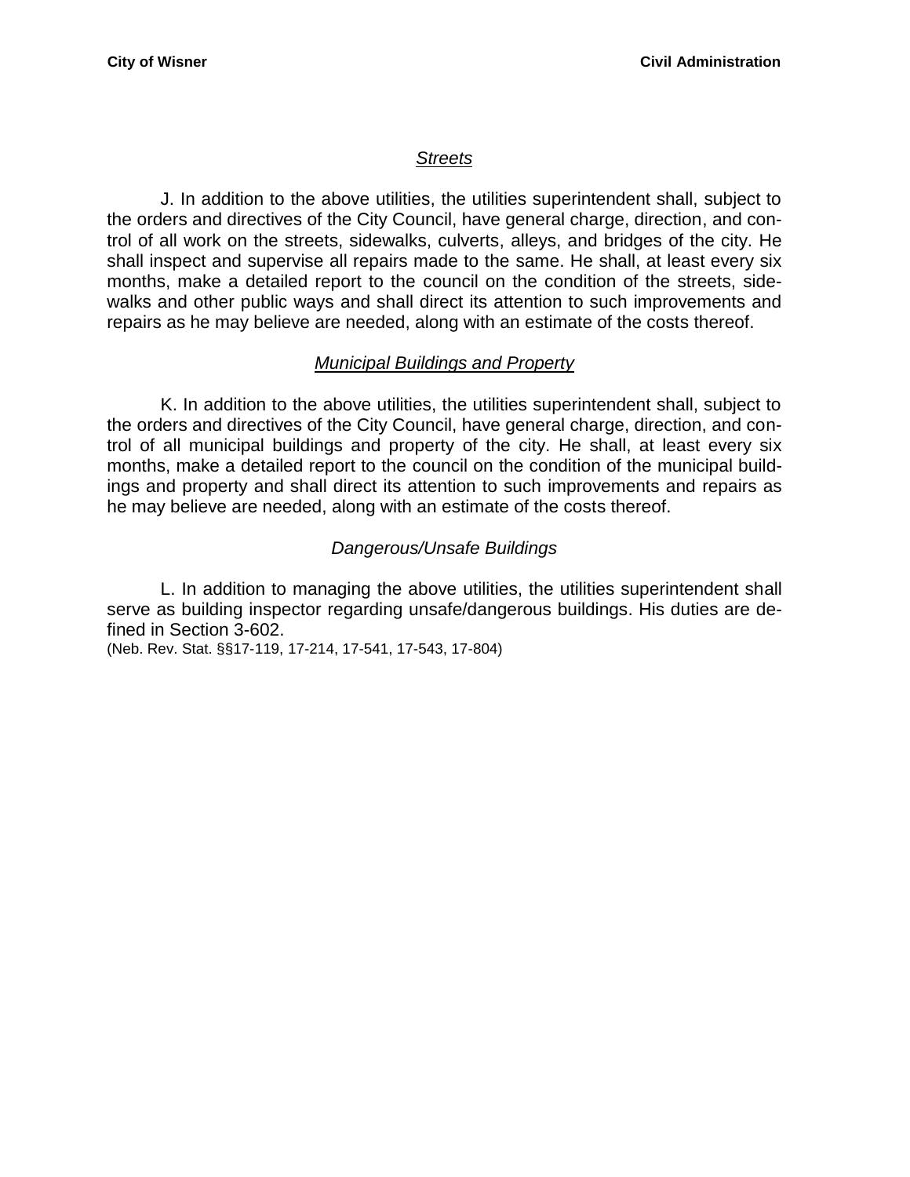*Streets*

J. In addition to the above utilities, the utilities superintendent shall, subject to the orders and directives of the City Council, have general charge, direction, and control of all work on the streets, sidewalks, culverts, alleys, and bridges of the city. He shall inspect and supervise all repairs made to the same. He shall, at least every six months, make a detailed report to the council on the condition of the streets, sidewalks and other public ways and shall direct its attention to such improvements and repairs as he may believe are needed, along with an estimate of the costs thereof.

*Municipal Buildings and Property*

K. In addition to the above utilities, the utilities superintendent shall, subject to the orders and directives of the City Council, have general charge, direction, and control of all municipal buildings and property of the city. He shall, at least every six months, make a detailed report to the council on the condition of the municipal buildings and property and shall direct its attention to such improvements and repairs as he may believe are needed, along with an estimate of the costs thereof.

*Dangerous/Unsafe Buildings*

L. In addition to managing the above utilities, the utilities superintendent shall serve as building inspector regarding unsafe/dangerous buildings. His duties are defined in Section 3-602.
(Neb. Rev. Stat. §§17-119, 17-214, 17-541, 17-543, 17-804)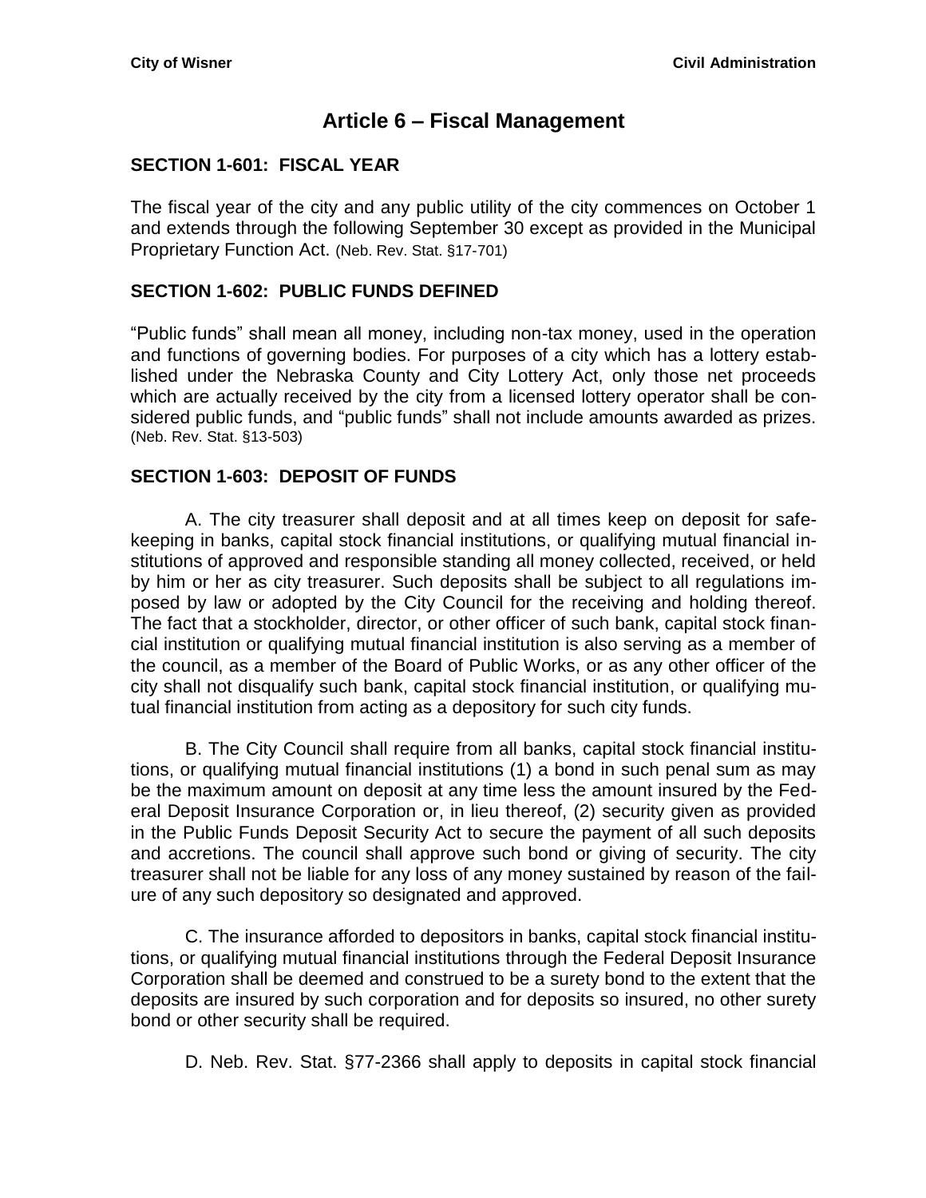# Article 6 – Fiscal Management

## SECTION 1-601: FISCAL YEAR

The fiscal year of the city and any public utility of the city commences on October 1 and extends through the following September 30 except as provided in the Municipal Proprietary Function Act. (Neb. Rev. Stat. §17-701)

## SECTION 1-602: PUBLIC FUNDS DEFINED

"Public funds" shall mean all money, including non-tax money, used in the operation and functions of governing bodies. For purposes of a city which has a lottery established under the Nebraska County and City Lottery Act, only those net proceeds which are actually received by the city from a licensed lottery operator shall be considered public funds, and "public funds" shall not include amounts awarded as prizes. (Neb. Rev. Stat. §13-503)

## SECTION 1-603: DEPOSIT OF FUNDS

A. The city treasurer shall deposit and at all times keep on deposit for safekeeping in banks, capital stock financial institutions, or qualifying mutual financial institutions of approved and responsible standing all money collected, received, or held by him or her as city treasurer. Such deposits shall be subject to all regulations imposed by law or adopted by the City Council for the receiving and holding thereof. The fact that a stockholder, director, or other officer of such bank, capital stock financial institution or qualifying mutual financial institution is also serving as a member of the council, as a member of the Board of Public Works, or as any other officer of the city shall not disqualify such bank, capital stock financial institution, or qualifying mutual financial institution from acting as a depository for such city funds.

B. The City Council shall require from all banks, capital stock financial institutions, or qualifying mutual financial institutions (1) a bond in such penal sum as may be the maximum amount on deposit at any time less the amount insured by the Federal Deposit Insurance Corporation or, in lieu thereof, (2) security given as provided in the Public Funds Deposit Security Act to secure the payment of all such deposits and accretions. The council shall approve such bond or giving of security. The city treasurer shall not be liable for any loss of any money sustained by reason of the failure of any such depository so designated and approved.

C. The insurance afforded to depositors in banks, capital stock financial institutions, or qualifying mutual financial institutions through the Federal Deposit Insurance Corporation shall be deemed and construed to be a surety bond to the extent that the deposits are insured by such corporation and for deposits so insured, no other surety bond or other security shall be required.

D. Neb. Rev. Stat. §77-2366 shall apply to deposits in capital stock financial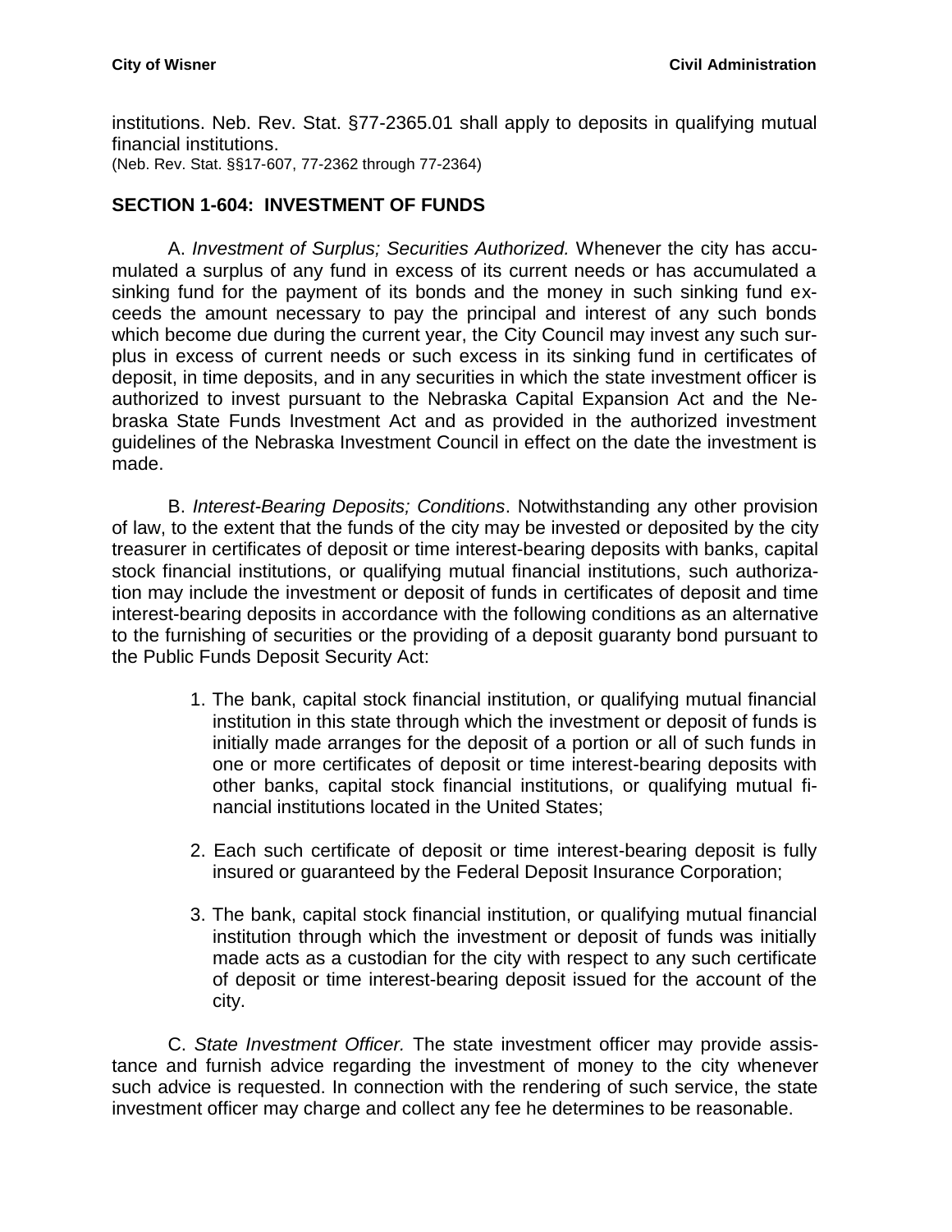institutions. Neb. Rev. Stat. §77-2365.01 shall apply to deposits in qualifying mutual financial institutions.
(Neb. Rev. Stat. §§17-607, 77-2362 through 77-2364)

## SECTION 1-604: INVESTMENT OF FUNDS

A. *Investment of Surplus; Securities Authorized.* Whenever the city has accumulated a surplus of any fund in excess of its current needs or has accumulated a sinking fund for the payment of its bonds and the money in such sinking fund exceeds the amount necessary to pay the principal and interest of any such bonds which become due during the current year, the City Council may invest any such surplus in excess of current needs or such excess in its sinking fund in certificates of deposit, in time deposits, and in any securities in which the state investment officer is authorized to invest pursuant to the Nebraska Capital Expansion Act and the Nebraska State Funds Investment Act and as provided in the authorized investment guidelines of the Nebraska Investment Council in effect on the date the investment is made.

B. *Interest-Bearing Deposits; Conditions*. Notwithstanding any other provision of law, to the extent that the funds of the city may be invested or deposited by the city treasurer in certificates of deposit or time interest-bearing deposits with banks, capital stock financial institutions, or qualifying mutual financial institutions, such authorization may include the investment or deposit of funds in certificates of deposit and time interest-bearing deposits in accordance with the following conditions as an alternative to the furnishing of securities or the providing of a deposit guaranty bond pursuant to the Public Funds Deposit Security Act:

1. The bank, capital stock financial institution, or qualifying mutual financial institution in this state through which the investment or deposit of funds is initially made arranges for the deposit of a portion or all of such funds in one or more certificates of deposit or time interest-bearing deposits with other banks, capital stock financial institutions, or qualifying mutual financial institutions located in the United States;

2. Each such certificate of deposit or time interest-bearing deposit is fully insured or guaranteed by the Federal Deposit Insurance Corporation;

3. The bank, capital stock financial institution, or qualifying mutual financial institution through which the investment or deposit of funds was initially made acts as a custodian for the city with respect to any such certificate of deposit or time interest-bearing deposit issued for the account of the city.

C. *State Investment Officer.* The state investment officer may provide assistance and furnish advice regarding the investment of money to the city whenever such advice is requested. In connection with the rendering of such service, the state investment officer may charge and collect any fee he determines to be reasonable.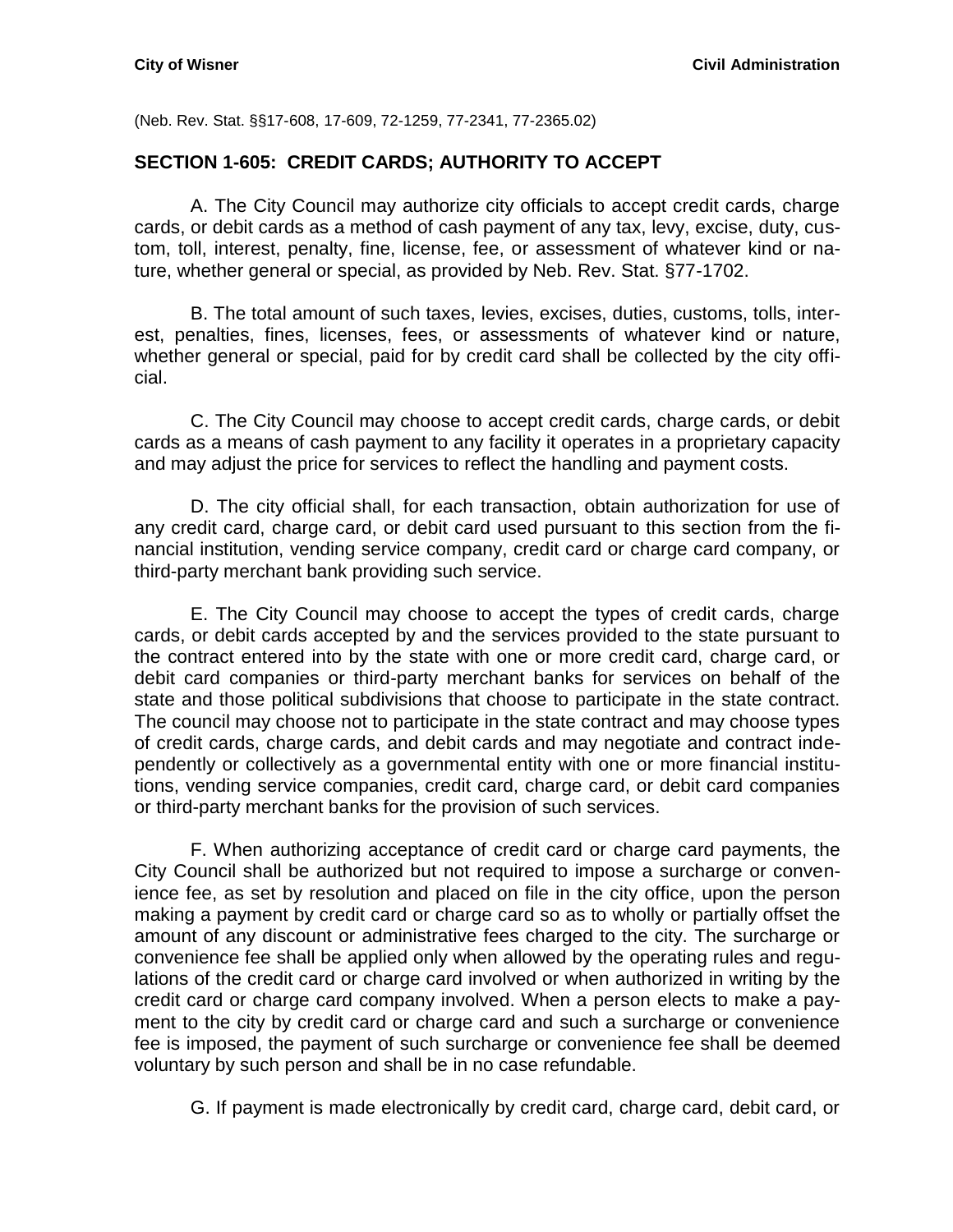(Neb. Rev. Stat. §§17-608, 17-609, 72-1259, 77-2341, 77-2365.02)

## SECTION 1-605: CREDIT CARDS; AUTHORITY TO ACCEPT

A. The City Council may authorize city officials to accept credit cards, charge cards, or debit cards as a method of cash payment of any tax, levy, excise, duty, custom, toll, interest, penalty, fine, license, fee, or assessment of whatever kind or nature, whether general or special, as provided by Neb. Rev. Stat. §77-1702.

B. The total amount of such taxes, levies, excises, duties, customs, tolls, interest, penalties, fines, licenses, fees, or assessments of whatever kind or nature, whether general or special, paid for by credit card shall be collected by the city official.

C. The City Council may choose to accept credit cards, charge cards, or debit cards as a means of cash payment to any facility it operates in a proprietary capacity and may adjust the price for services to reflect the handling and payment costs.

D. The city official shall, for each transaction, obtain authorization for use of any credit card, charge card, or debit card used pursuant to this section from the financial institution, vending service company, credit card or charge card company, or third-party merchant bank providing such service.

E. The City Council may choose to accept the types of credit cards, charge cards, or debit cards accepted by and the services provided to the state pursuant to the contract entered into by the state with one or more credit card, charge card, or debit card companies or third-party merchant banks for services on behalf of the state and those political subdivisions that choose to participate in the state contract. The council may choose not to participate in the state contract and may choose types of credit cards, charge cards, and debit cards and may negotiate and contract independently or collectively as a governmental entity with one or more financial institutions, vending service companies, credit card, charge card, or debit card companies or third-party merchant banks for the provision of such services.

F. When authorizing acceptance of credit card or charge card payments, the City Council shall be authorized but not required to impose a surcharge or convenience fee, as set by resolution and placed on file in the city office, upon the person making a payment by credit card or charge card so as to wholly or partially offset the amount of any discount or administrative fees charged to the city. The surcharge or convenience fee shall be applied only when allowed by the operating rules and regulations of the credit card or charge card involved or when authorized in writing by the credit card or charge card company involved. When a person elects to make a payment to the city by credit card or charge card and such a surcharge or convenience fee is imposed, the payment of such surcharge or convenience fee shall be deemed voluntary by such person and shall be in no case refundable.

G. If payment is made electronically by credit card, charge card, debit card, or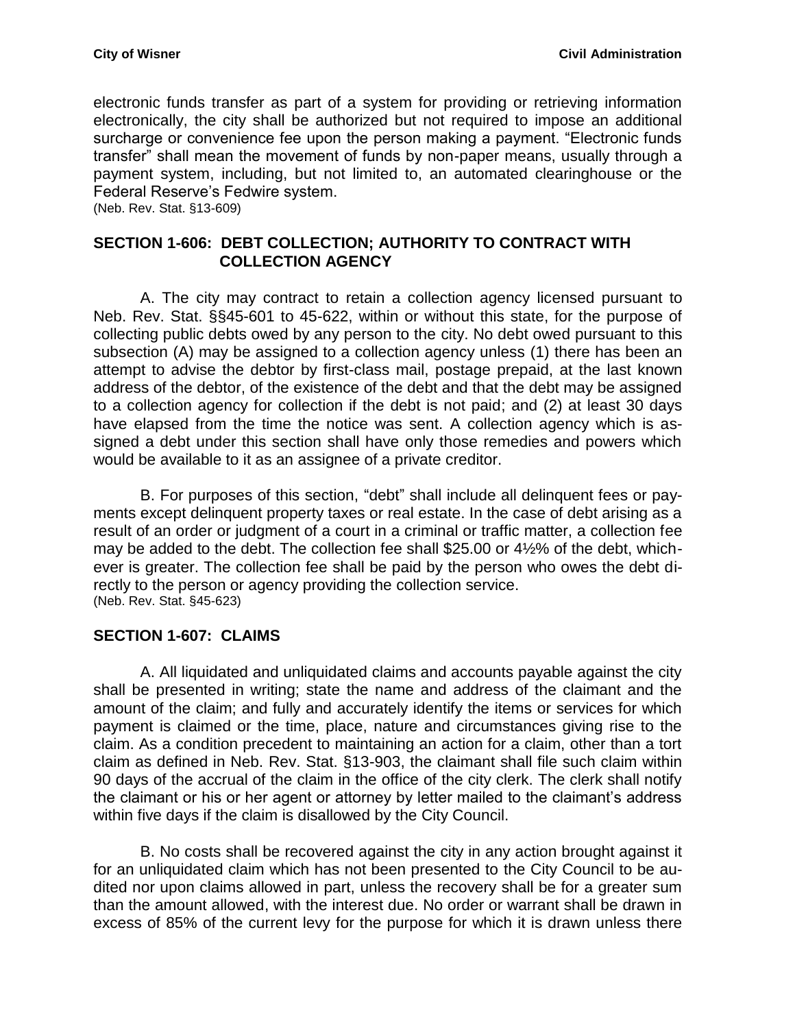electronic funds transfer as part of a system for providing or retrieving information electronically, the city shall be authorized but not required to impose an additional surcharge or convenience fee upon the person making a payment. "Electronic funds transfer" shall mean the movement of funds by non-paper means, usually through a payment system, including, but not limited to, an automated clearinghouse or the Federal Reserve's Fedwire system.
(Neb. Rev. Stat. §13-609)

## SECTION 1-606: DEBT COLLECTION; AUTHORITY TO CONTRACT WITH COLLECTION AGENCY

A. The city may contract to retain a collection agency licensed pursuant to Neb. Rev. Stat. §§45-601 to 45-622, within or without this state, for the purpose of collecting public debts owed by any person to the city. No debt owed pursuant to this subsection (A) may be assigned to a collection agency unless (1) there has been an attempt to advise the debtor by first-class mail, postage prepaid, at the last known address of the debtor, of the existence of the debt and that the debt may be assigned to a collection agency for collection if the debt is not paid; and (2) at least 30 days have elapsed from the time the notice was sent. A collection agency which is assigned a debt under this section shall have only those remedies and powers which would be available to it as an assignee of a private creditor.

B. For purposes of this section, "debt" shall include all delinquent fees or payments except delinquent property taxes or real estate. In the case of debt arising as a result of an order or judgment of a court in a criminal or traffic matter, a collection fee may be added to the debt. The collection fee shall $25.00 or 4½% of the debt, whichever is greater. The collection fee shall be paid by the person who owes the debt directly to the person or agency providing the collection service.
(Neb. Rev. Stat. §45-623)

## SECTION 1-607: CLAIMS

A. All liquidated and unliquidated claims and accounts payable against the city shall be presented in writing; state the name and address of the claimant and the amount of the claim; and fully and accurately identify the items or services for which payment is claimed or the time, place, nature and circumstances giving rise to the claim. As a condition precedent to maintaining an action for a claim, other than a tort claim as defined in Neb. Rev. Stat. §13-903, the claimant shall file such claim within 90 days of the accrual of the claim in the office of the city clerk. The clerk shall notify the claimant or his or her agent or attorney by letter mailed to the claimant's address within five days if the claim is disallowed by the City Council.

B. No costs shall be recovered against the city in any action brought against it for an unliquidated claim which has not been presented to the City Council to be audited nor upon claims allowed in part, unless the recovery shall be for a greater sum than the amount allowed, with the interest due. No order or warrant shall be drawn in excess of 85% of the current levy for the purpose for which it is drawn unless there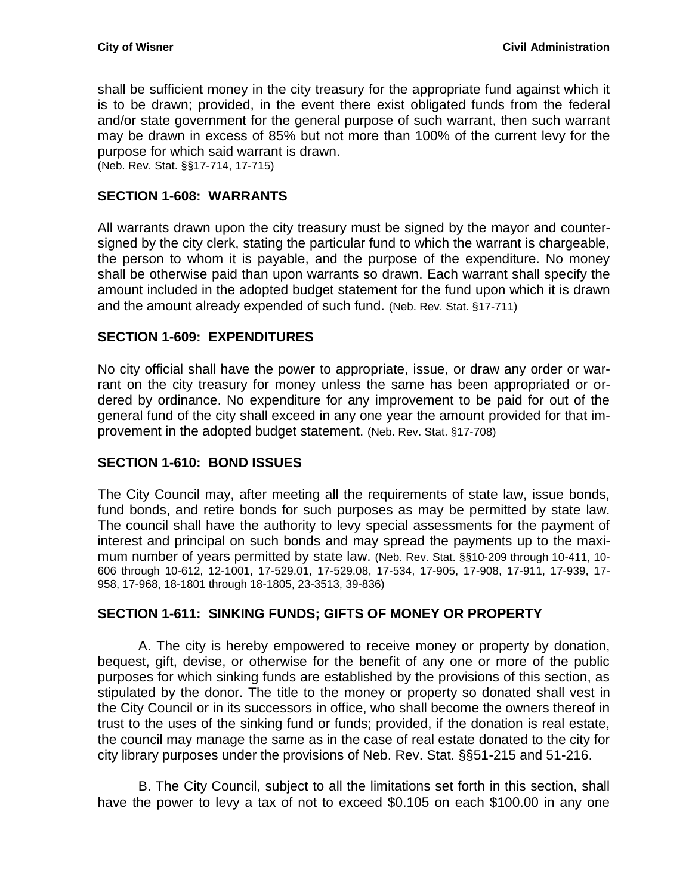shall be sufficient money in the city treasury for the appropriate fund against which it is to be drawn; provided, in the event there exist obligated funds from the federal and/or state government for the general purpose of such warrant, then such warrant may be drawn in excess of 85% but not more than 100% of the current levy for the purpose for which said warrant is drawn.
(Neb. Rev. Stat. §§17-714, 17-715)

### SECTION 1-608: WARRANTS

All warrants drawn upon the city treasury must be signed by the mayor and countersigned by the city clerk, stating the particular fund to which the warrant is chargeable, the person to whom it is payable, and the purpose of the expenditure. No money shall be otherwise paid than upon warrants so drawn. Each warrant shall specify the amount included in the adopted budget statement for the fund upon which it is drawn and the amount already expended of such fund. (Neb. Rev. Stat. §17-711)

### SECTION 1-609: EXPENDITURES

No city official shall have the power to appropriate, issue, or draw any order or warrant on the city treasury for money unless the same has been appropriated or ordered by ordinance. No expenditure for any improvement to be paid for out of the general fund of the city shall exceed in any one year the amount provided for that improvement in the adopted budget statement. (Neb. Rev. Stat. §17-708)

### SECTION 1-610: BOND ISSUES

The City Council may, after meeting all the requirements of state law, issue bonds, fund bonds, and retire bonds for such purposes as may be permitted by state law. The council shall have the authority to levy special assessments for the payment of interest and principal on such bonds and may spread the payments up to the maximum number of years permitted by state law. (Neb. Rev. Stat. §§10-209 through 10-411, 10-606 through 10-612, 12-1001, 17-529.01, 17-529.08, 17-534, 17-905, 17-908, 17-911, 17-939, 17-958, 17-968, 18-1801 through 18-1805, 23-3513, 39-836)

### SECTION 1-611: SINKING FUNDS; GIFTS OF MONEY OR PROPERTY

A. The city is hereby empowered to receive money or property by donation, bequest, gift, devise, or otherwise for the benefit of any one or more of the public purposes for which sinking funds are established by the provisions of this section, as stipulated by the donor. The title to the money or property so donated shall vest in the City Council or in its successors in office, who shall become the owners thereof in trust to the uses of the sinking fund or funds; provided, if the donation is real estate, the council may manage the same as in the case of real estate donated to the city for city library purposes under the provisions of Neb. Rev. Stat. §§51-215 and 51-216.

B. The City Council, subject to all the limitations set forth in this section, shall have the power to levy a tax of not to exceed $0.105 on each $100.00 in any one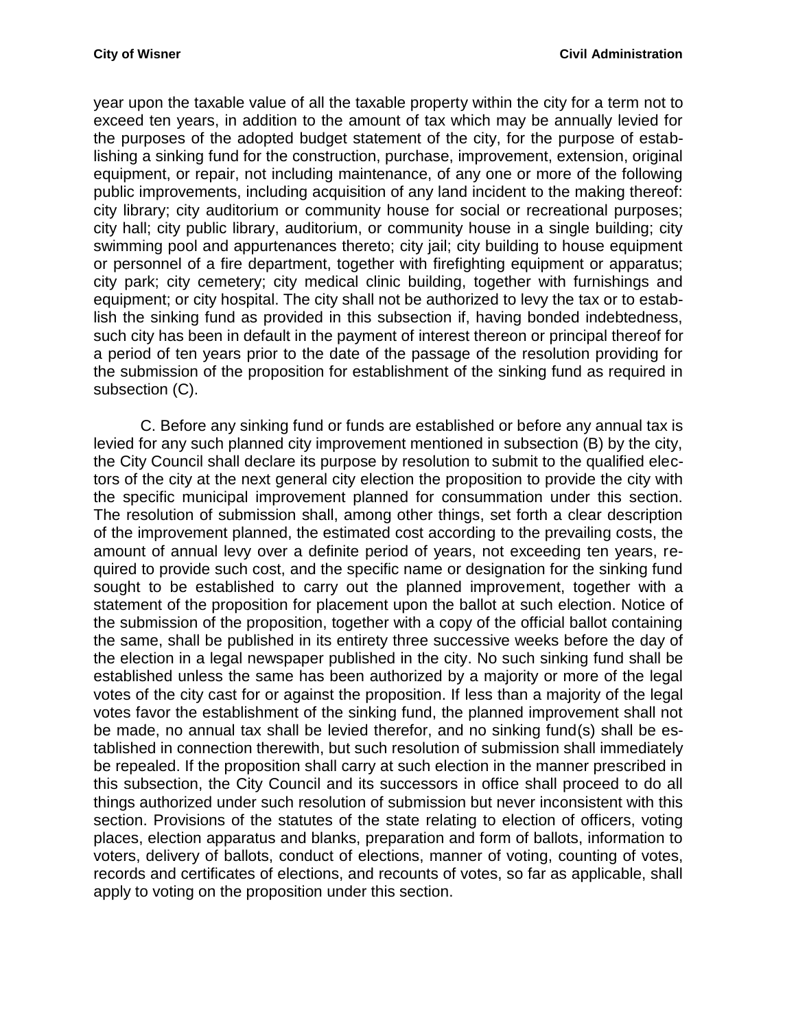year upon the taxable value of all the taxable property within the city for a term not to exceed ten years, in addition to the amount of tax which may be annually levied for the purposes of the adopted budget statement of the city, for the purpose of establishing a sinking fund for the construction, purchase, improvement, extension, original equipment, or repair, not including maintenance, of any one or more of the following public improvements, including acquisition of any land incident to the making thereof: city library; city auditorium or community house for social or recreational purposes; city hall; city public library, auditorium, or community house in a single building; city swimming pool and appurtenances thereto; city jail; city building to house equipment or personnel of a fire department, together with firefighting equipment or apparatus; city park; city cemetery; city medical clinic building, together with furnishings and equipment; or city hospital. The city shall not be authorized to levy the tax or to establish the sinking fund as provided in this subsection if, having bonded indebtedness, such city has been in default in the payment of interest thereon or principal thereof for a period of ten years prior to the date of the passage of the resolution providing for the submission of the proposition for establishment of the sinking fund as required in subsection (C).

C. Before any sinking fund or funds are established or before any annual tax is levied for any such planned city improvement mentioned in subsection (B) by the city, the City Council shall declare its purpose by resolution to submit to the qualified electors of the city at the next general city election the proposition to provide the city with the specific municipal improvement planned for consummation under this section. The resolution of submission shall, among other things, set forth a clear description of the improvement planned, the estimated cost according to the prevailing costs, the amount of annual levy over a definite period of years, not exceeding ten years, required to provide such cost, and the specific name or designation for the sinking fund sought to be established to carry out the planned improvement, together with a statement of the proposition for placement upon the ballot at such election. Notice of the submission of the proposition, together with a copy of the official ballot containing the same, shall be published in its entirety three successive weeks before the day of the election in a legal newspaper published in the city. No such sinking fund shall be established unless the same has been authorized by a majority or more of the legal votes of the city cast for or against the proposition. If less than a majority of the legal votes favor the establishment of the sinking fund, the planned improvement shall not be made, no annual tax shall be levied therefor, and no sinking fund(s) shall be established in connection therewith, but such resolution of submission shall immediately be repealed. If the proposition shall carry at such election in the manner prescribed in this subsection, the City Council and its successors in office shall proceed to do all things authorized under such resolution of submission but never inconsistent with this section. Provisions of the statutes of the state relating to election of officers, voting places, election apparatus and blanks, preparation and form of ballots, information to voters, delivery of ballots, conduct of elections, manner of voting, counting of votes, records and certificates of elections, and recounts of votes, so far as applicable, shall apply to voting on the proposition under this section.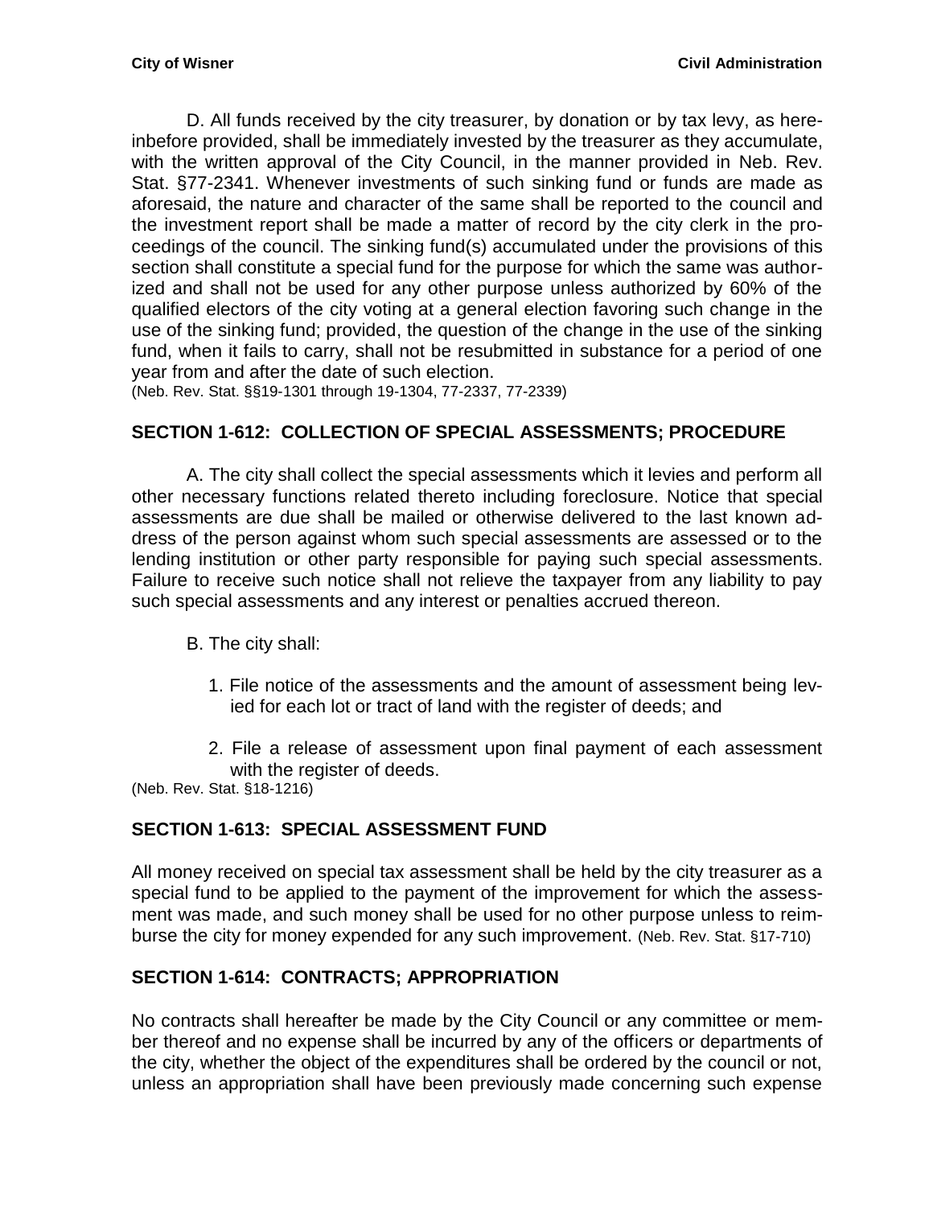D. All funds received by the city treasurer, by donation or by tax levy, as hereinbefore provided, shall be immediately invested by the treasurer as they accumulate, with the written approval of the City Council, in the manner provided in Neb. Rev. Stat. §77-2341. Whenever investments of such sinking fund or funds are made as aforesaid, the nature and character of the same shall be reported to the council and the investment report shall be made a matter of record by the city clerk in the proceedings of the council. The sinking fund(s) accumulated under the provisions of this section shall constitute a special fund for the purpose for which the same was authorized and shall not be used for any other purpose unless authorized by 60% of the qualified electors of the city voting at a general election favoring such change in the use of the sinking fund; provided, the question of the change in the use of the sinking fund, when it fails to carry, shall not be resubmitted in substance for a period of one year from and after the date of such election.
(Neb. Rev. Stat. §§19-1301 through 19-1304, 77-2337, 77-2339)

## SECTION 1-612: COLLECTION OF SPECIAL ASSESSMENTS; PROCEDURE

A. The city shall collect the special assessments which it levies and perform all other necessary functions related thereto including foreclosure. Notice that special assessments are due shall be mailed or otherwise delivered to the last known address of the person against whom such special assessments are assessed or to the lending institution or other party responsible for paying such special assessments. Failure to receive such notice shall not relieve the taxpayer from any liability to pay such special assessments and any interest or penalties accrued thereon.

B. The city shall:

1. File notice of the assessments and the amount of assessment being levied for each lot or tract of land with the register of deeds; and

2. File a release of assessment upon final payment of each assessment with the register of deeds.

(Neb. Rev. Stat. §18-1216)

## SECTION 1-613: SPECIAL ASSESSMENT FUND

All money received on special tax assessment shall be held by the city treasurer as a special fund to be applied to the payment of the improvement for which the assessment was made, and such money shall be used for no other purpose unless to reimburse the city for money expended for any such improvement. (Neb. Rev. Stat. §17-710)

## SECTION 1-614: CONTRACTS; APPROPRIATION

No contracts shall hereafter be made by the City Council or any committee or member thereof and no expense shall be incurred by any of the officers or departments of the city, whether the object of the expenditures shall be ordered by the council or not, unless an appropriation shall have been previously made concerning such expense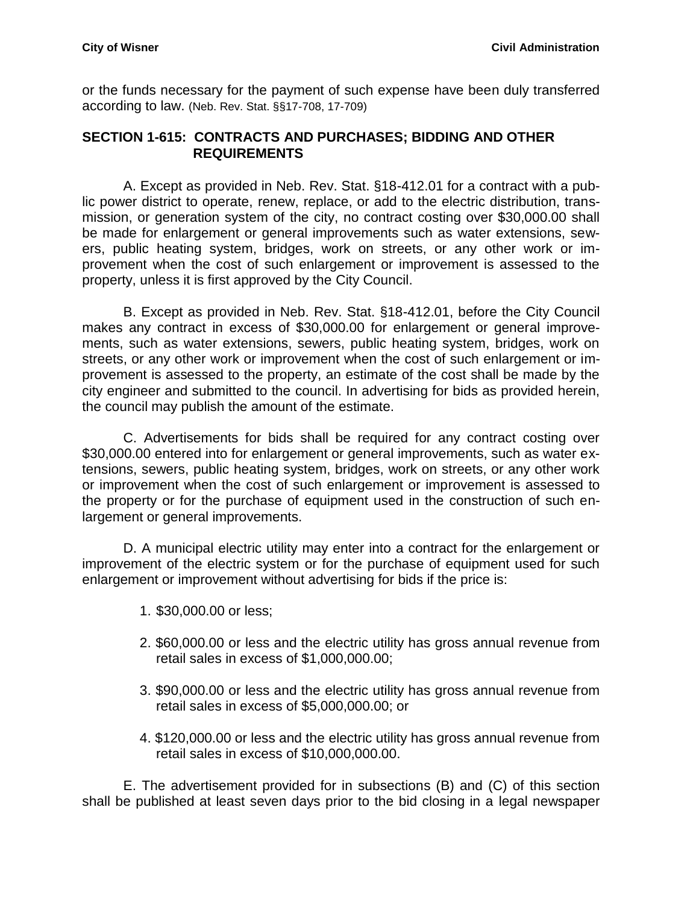or the funds necessary for the payment of such expense have been duly transferred according to law. (Neb. Rev. Stat. §§17-708, 17-709)

## SECTION 1-615: CONTRACTS AND PURCHASES; BIDDING AND OTHER REQUIREMENTS

A. Except as provided in Neb. Rev. Stat. §18-412.01 for a contract with a public power district to operate, renew, replace, or add to the electric distribution, transmission, or generation system of the city, no contract costing over $30,000.00 shall be made for enlargement or general improvements such as water extensions, sewers, public heating system, bridges, work on streets, or any other work or improvement when the cost of such enlargement or improvement is assessed to the property, unless it is first approved by the City Council.

B. Except as provided in Neb. Rev. Stat. §18-412.01, before the City Council makes any contract in excess of $30,000.00 for enlargement or general improvements, such as water extensions, sewers, public heating system, bridges, work on streets, or any other work or improvement when the cost of such enlargement or improvement is assessed to the property, an estimate of the cost shall be made by the city engineer and submitted to the council. In advertising for bids as provided herein, the council may publish the amount of the estimate.

C. Advertisements for bids shall be required for any contract costing over $30,000.00 entered into for enlargement or general improvements, such as water extensions, sewers, public heating system, bridges, work on streets, or any other work or improvement when the cost of such enlargement or improvement is assessed to the property or for the purchase of equipment used in the construction of such enlargement or general improvements.

D. A municipal electric utility may enter into a contract for the enlargement or improvement of the electric system or for the purchase of equipment used for such enlargement or improvement without advertising for bids if the price is:

1. $30,000.00 or less;
2. $60,000.00 or less and the electric utility has gross annual revenue from retail sales in excess of $1,000,000.00;
3. $90,000.00 or less and the electric utility has gross annual revenue from retail sales in excess of $5,000,000.00; or
4. $120,000.00 or less and the electric utility has gross annual revenue from retail sales in excess of $10,000,000.00.

E. The advertisement provided for in subsections (B) and (C) of this section shall be published at least seven days prior to the bid closing in a legal newspaper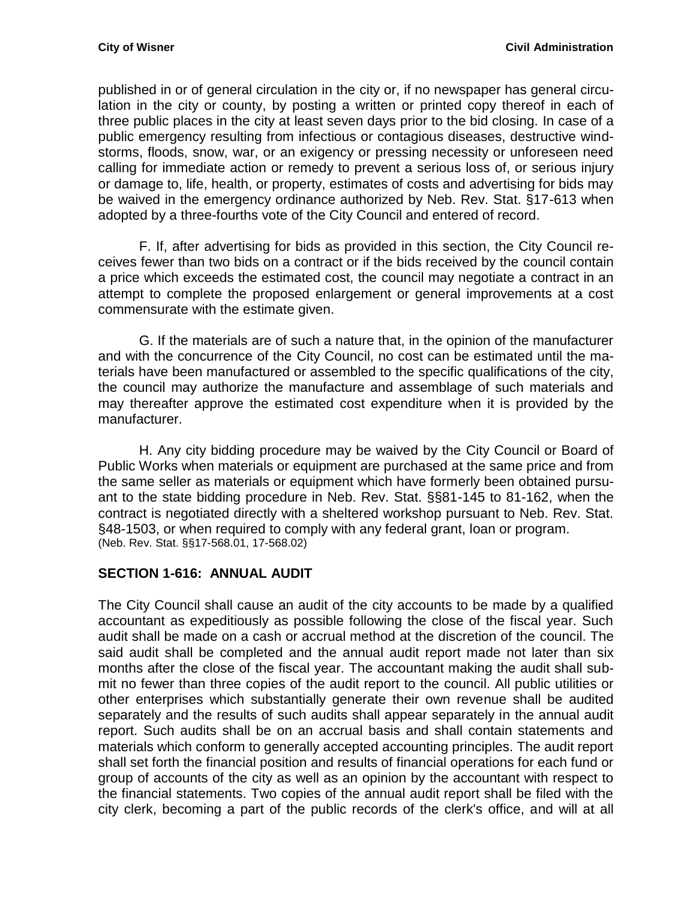published in or of general circulation in the city or, if no newspaper has general circulation in the city or county, by posting a written or printed copy thereof in each of three public places in the city at least seven days prior to the bid closing. In case of a public emergency resulting from infectious or contagious diseases, destructive windstorms, floods, snow, war, or an exigency or pressing necessity or unforeseen need calling for immediate action or remedy to prevent a serious loss of, or serious injury or damage to, life, health, or property, estimates of costs and advertising for bids may be waived in the emergency ordinance authorized by Neb. Rev. Stat. §17-613 when adopted by a three-fourths vote of the City Council and entered of record.

F. If, after advertising for bids as provided in this section, the City Council receives fewer than two bids on a contract or if the bids received by the council contain a price which exceeds the estimated cost, the council may negotiate a contract in an attempt to complete the proposed enlargement or general improvements at a cost commensurate with the estimate given.

G. If the materials are of such a nature that, in the opinion of the manufacturer and with the concurrence of the City Council, no cost can be estimated until the materials have been manufactured or assembled to the specific qualifications of the city, the council may authorize the manufacture and assemblage of such materials and may thereafter approve the estimated cost expenditure when it is provided by the manufacturer.

H. Any city bidding procedure may be waived by the City Council or Board of Public Works when materials or equipment are purchased at the same price and from the same seller as materials or equipment which have formerly been obtained pursuant to the state bidding procedure in Neb. Rev. Stat. §§81-145 to 81-162, when the contract is negotiated directly with a sheltered workshop pursuant to Neb. Rev. Stat. §48-1503, or when required to comply with any federal grant, loan or program.
(Neb. Rev. Stat. §§17-568.01, 17-568.02)

## SECTION 1-616: ANNUAL AUDIT

The City Council shall cause an audit of the city accounts to be made by a qualified accountant as expeditiously as possible following the close of the fiscal year. Such audit shall be made on a cash or accrual method at the discretion of the council. The said audit shall be completed and the annual audit report made not later than six months after the close of the fiscal year. The accountant making the audit shall submit no fewer than three copies of the audit report to the council. All public utilities or other enterprises which substantially generate their own revenue shall be audited separately and the results of such audits shall appear separately in the annual audit report. Such audits shall be on an accrual basis and shall contain statements and materials which conform to generally accepted accounting principles. The audit report shall set forth the financial position and results of financial operations for each fund or group of accounts of the city as well as an opinion by the accountant with respect to the financial statements. Two copies of the annual audit report shall be filed with the city clerk, becoming a part of the public records of the clerk's office, and will at all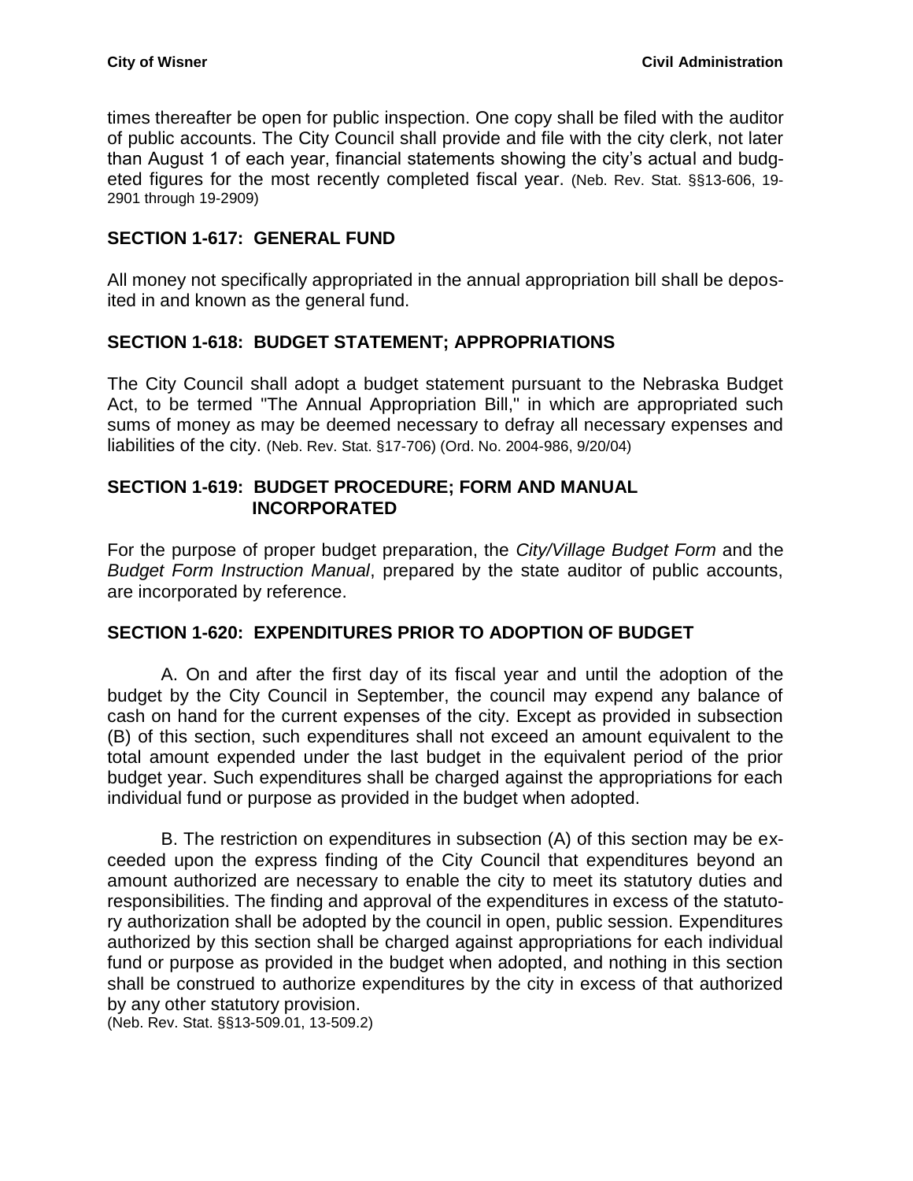times thereafter be open for public inspection. One copy shall be filed with the auditor of public accounts. The City Council shall provide and file with the city clerk, not later than August 1 of each year, financial statements showing the city's actual and budgeted figures for the most recently completed fiscal year. (Neb. Rev. Stat. §§13-606, 19-2901 through 19-2909)

## SECTION 1-617: GENERAL FUND

All money not specifically appropriated in the annual appropriation bill shall be deposited in and known as the general fund.

## SECTION 1-618: BUDGET STATEMENT; APPROPRIATIONS

The City Council shall adopt a budget statement pursuant to the Nebraska Budget Act, to be termed "The Annual Appropriation Bill," in which are appropriated such sums of money as may be deemed necessary to defray all necessary expenses and liabilities of the city. (Neb. Rev. Stat. §17-706) (Ord. No. 2004-986, 9/20/04)

## SECTION 1-619: BUDGET PROCEDURE; FORM AND MANUAL INCORPORATED

For the purpose of proper budget preparation, the *City/Village Budget Form* and the *Budget Form Instruction Manual*, prepared by the state auditor of public accounts, are incorporated by reference.

## SECTION 1-620: EXPENDITURES PRIOR TO ADOPTION OF BUDGET

A. On and after the first day of its fiscal year and until the adoption of the budget by the City Council in September, the council may expend any balance of cash on hand for the current expenses of the city. Except as provided in subsection (B) of this section, such expenditures shall not exceed an amount equivalent to the total amount expended under the last budget in the equivalent period of the prior budget year. Such expenditures shall be charged against the appropriations for each individual fund or purpose as provided in the budget when adopted.

B. The restriction on expenditures in subsection (A) of this section may be exceeded upon the express finding of the City Council that expenditures beyond an amount authorized are necessary to enable the city to meet its statutory duties and responsibilities. The finding and approval of the expenditures in excess of the statutory authorization shall be adopted by the council in open, public session. Expenditures authorized by this section shall be charged against appropriations for each individual fund or purpose as provided in the budget when adopted, and nothing in this section shall be construed to authorize expenditures by the city in excess of that authorized by any other statutory provision.
(Neb. Rev. Stat. §§13-509.01, 13-509.2)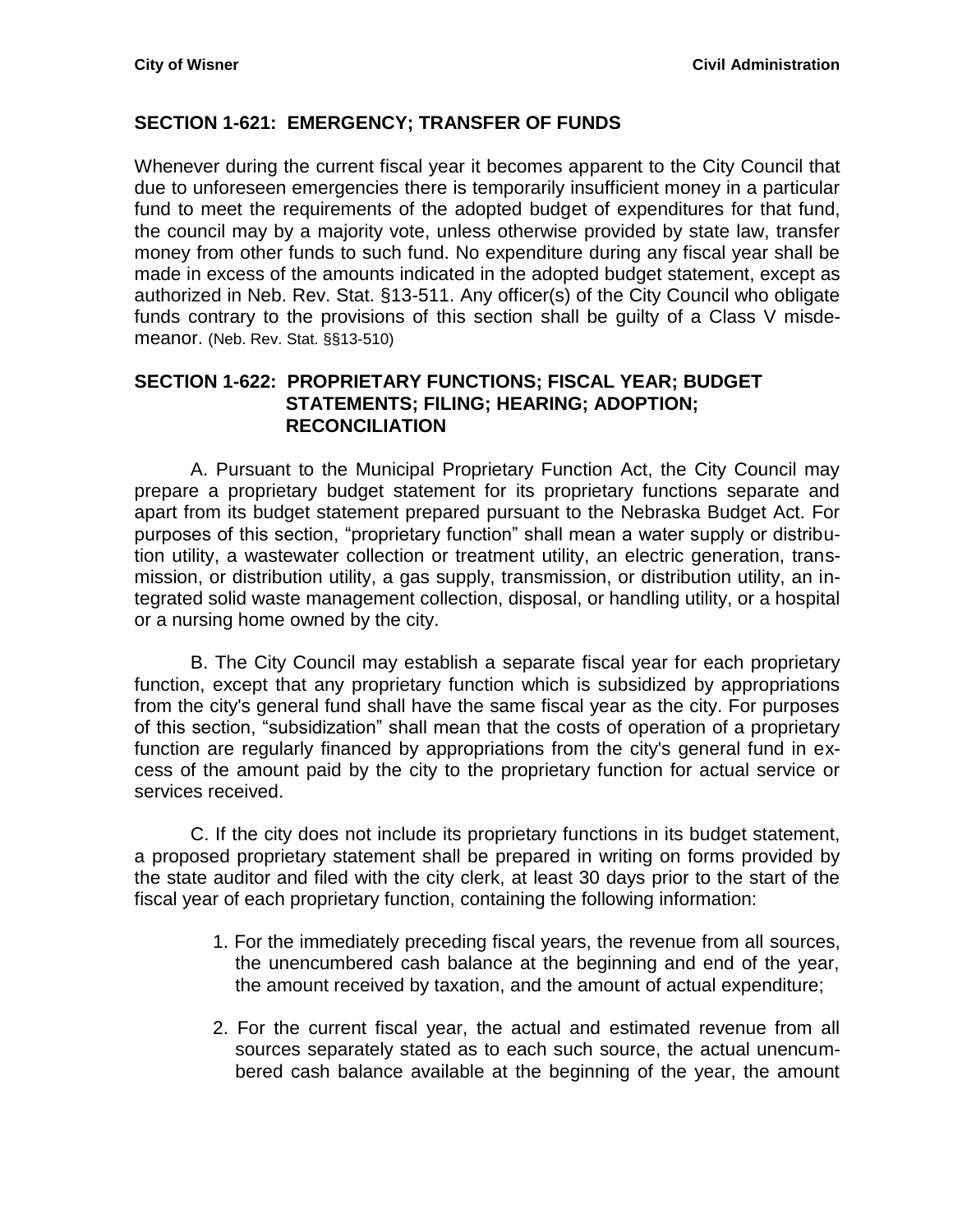## SECTION 1-621: EMERGENCY; TRANSFER OF FUNDS

Whenever during the current fiscal year it becomes apparent to the City Council that due to unforeseen emergencies there is temporarily insufficient money in a particular fund to meet the requirements of the adopted budget of expenditures for that fund, the council may by a majority vote, unless otherwise provided by state law, transfer money from other funds to such fund. No expenditure during any fiscal year shall be made in excess of the amounts indicated in the adopted budget statement, except as authorized in Neb. Rev. Stat. §13-511. Any officer(s) of the City Council who obligate funds contrary to the provisions of this section shall be guilty of a Class V misdemeanor. (Neb. Rev. Stat. §§13-510)

## SECTION 1-622: PROPRIETARY FUNCTIONS; FISCAL YEAR; BUDGET STATEMENTS; FILING; HEARING; ADOPTION; RECONCILIATION

A. Pursuant to the Municipal Proprietary Function Act, the City Council may prepare a proprietary budget statement for its proprietary functions separate and apart from its budget statement prepared pursuant to the Nebraska Budget Act. For purposes of this section, "proprietary function" shall mean a water supply or distribution utility, a wastewater collection or treatment utility, an electric generation, transmission, or distribution utility, a gas supply, transmission, or distribution utility, an integrated solid waste management collection, disposal, or handling utility, or a hospital or a nursing home owned by the city.

B. The City Council may establish a separate fiscal year for each proprietary function, except that any proprietary function which is subsidized by appropriations from the city's general fund shall have the same fiscal year as the city. For purposes of this section, "subsidization" shall mean that the costs of operation of a proprietary function are regularly financed by appropriations from the city's general fund in excess of the amount paid by the city to the proprietary function for actual service or services received.

C. If the city does not include its proprietary functions in its budget statement, a proposed proprietary statement shall be prepared in writing on forms provided by the state auditor and filed with the city clerk, at least 30 days prior to the start of the fiscal year of each proprietary function, containing the following information:

1. For the immediately preceding fiscal years, the revenue from all sources, the unencumbered cash balance at the beginning and end of the year, the amount received by taxation, and the amount of actual expenditure;

2. For the current fiscal year, the actual and estimated revenue from all sources separately stated as to each such source, the actual unencumbered cash balance available at the beginning of the year, the amount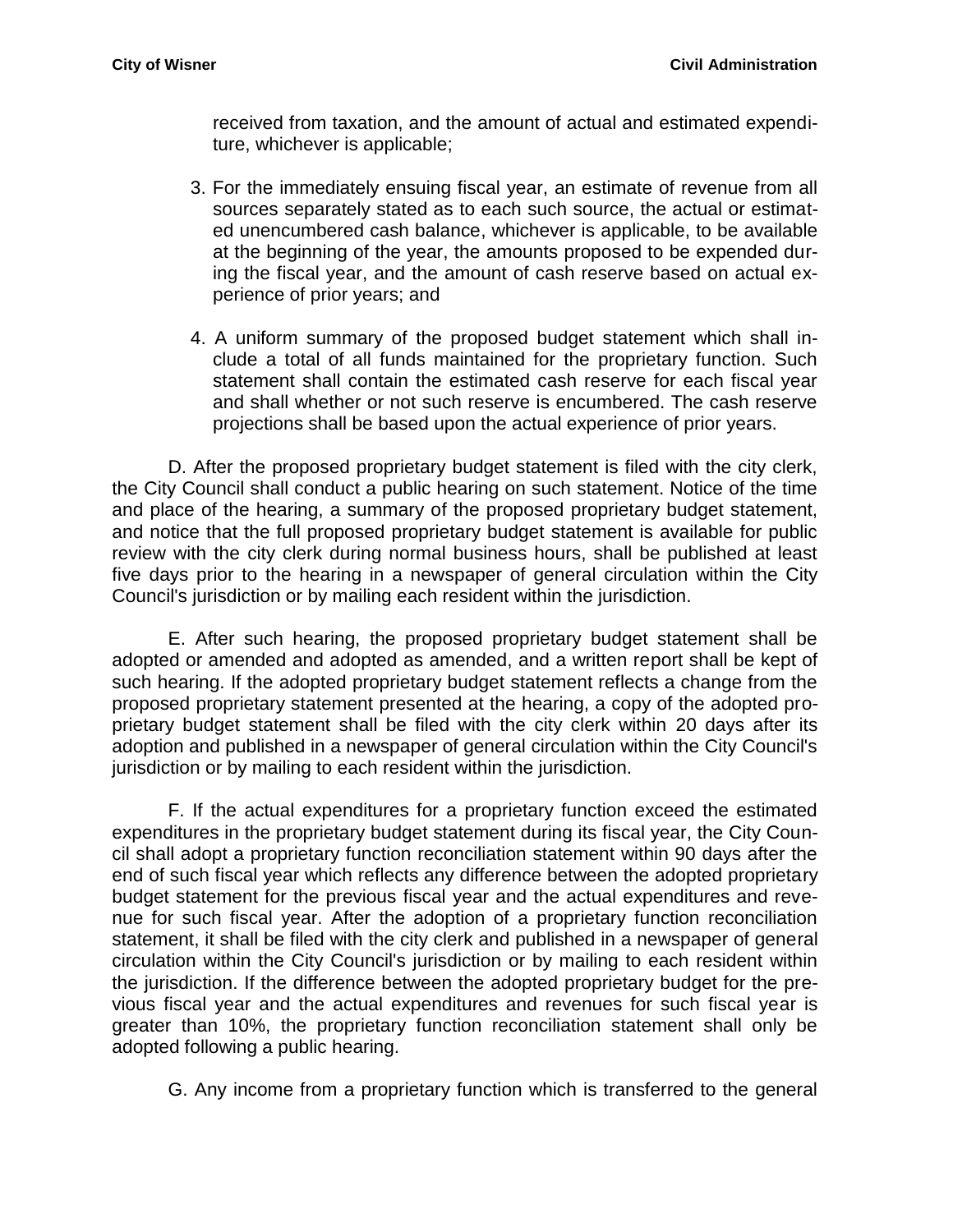received from taxation, and the amount of actual and estimated expenditure, whichever is applicable;

3. For the immediately ensuing fiscal year, an estimate of revenue from all sources separately stated as to each such source, the actual or estimated unencumbered cash balance, whichever is applicable, to be available at the beginning of the year, the amounts proposed to be expended during the fiscal year, and the amount of cash reserve based on actual experience of prior years; and

4. A uniform summary of the proposed budget statement which shall include a total of all funds maintained for the proprietary function. Such statement shall contain the estimated cash reserve for each fiscal year and shall whether or not such reserve is encumbered. The cash reserve projections shall be based upon the actual experience of prior years.

D. After the proposed proprietary budget statement is filed with the city clerk, the City Council shall conduct a public hearing on such statement. Notice of the time and place of the hearing, a summary of the proposed proprietary budget statement, and notice that the full proposed proprietary budget statement is available for public review with the city clerk during normal business hours, shall be published at least five days prior to the hearing in a newspaper of general circulation within the City Council's jurisdiction or by mailing each resident within the jurisdiction.

E. After such hearing, the proposed proprietary budget statement shall be adopted or amended and adopted as amended, and a written report shall be kept of such hearing. If the adopted proprietary budget statement reflects a change from the proposed proprietary statement presented at the hearing, a copy of the adopted proprietary budget statement shall be filed with the city clerk within 20 days after its adoption and published in a newspaper of general circulation within the City Council's jurisdiction or by mailing to each resident within the jurisdiction.

F. If the actual expenditures for a proprietary function exceed the estimated expenditures in the proprietary budget statement during its fiscal year, the City Council shall adopt a proprietary function reconciliation statement within 90 days after the end of such fiscal year which reflects any difference between the adopted proprietary budget statement for the previous fiscal year and the actual expenditures and revenue for such fiscal year. After the adoption of a proprietary function reconciliation statement, it shall be filed with the city clerk and published in a newspaper of general circulation within the City Council's jurisdiction or by mailing to each resident within the jurisdiction. If the difference between the adopted proprietary budget for the previous fiscal year and the actual expenditures and revenues for such fiscal year is greater than 10%, the proprietary function reconciliation statement shall only be adopted following a public hearing.

G. Any income from a proprietary function which is transferred to the general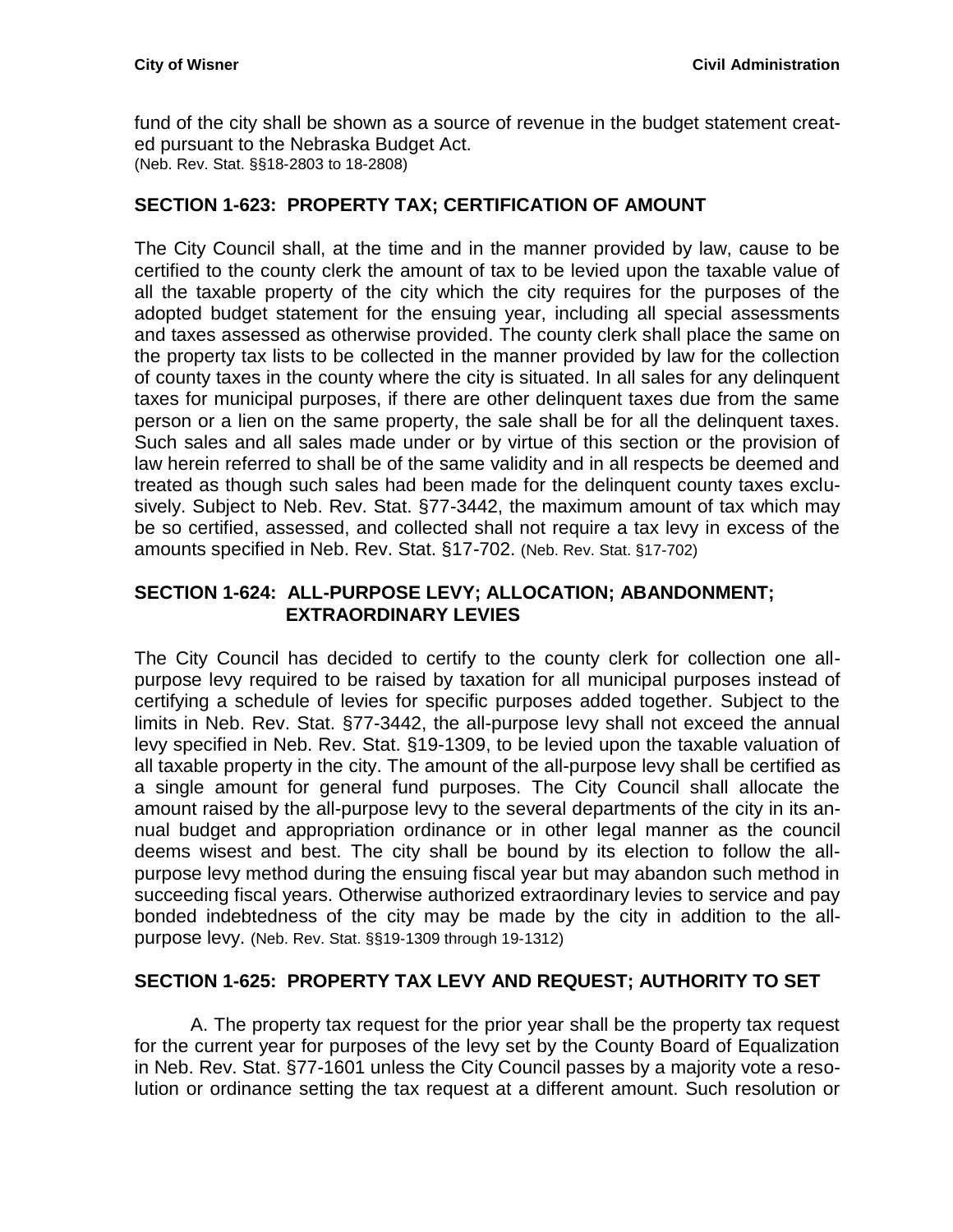fund of the city shall be shown as a source of revenue in the budget statement created pursuant to the Nebraska Budget Act.
(Neb. Rev. Stat. §§18-2803 to 18-2808)

## SECTION 1-623: PROPERTY TAX; CERTIFICATION OF AMOUNT

The City Council shall, at the time and in the manner provided by law, cause to be certified to the county clerk the amount of tax to be levied upon the taxable value of all the taxable property of the city which the city requires for the purposes of the adopted budget statement for the ensuing year, including all special assessments and taxes assessed as otherwise provided. The county clerk shall place the same on the property tax lists to be collected in the manner provided by law for the collection of county taxes in the county where the city is situated. In all sales for any delinquent taxes for municipal purposes, if there are other delinquent taxes due from the same person or a lien on the same property, the sale shall be for all the delinquent taxes. Such sales and all sales made under or by virtue of this section or the provision of law herein referred to shall be of the same validity and in all respects be deemed and treated as though such sales had been made for the delinquent county taxes exclusively. Subject to Neb. Rev. Stat. §77-3442, the maximum amount of tax which may be so certified, assessed, and collected shall not require a tax levy in excess of the amounts specified in Neb. Rev. Stat. §17-702. (Neb. Rev. Stat. §17-702)

## SECTION 1-624: ALL-PURPOSE LEVY; ALLOCATION; ABANDONMENT; EXTRAORDINARY LEVIES

The City Council has decided to certify to the county clerk for collection one all-purpose levy required to be raised by taxation for all municipal purposes instead of certifying a schedule of levies for specific purposes added together. Subject to the limits in Neb. Rev. Stat. §77-3442, the all-purpose levy shall not exceed the annual levy specified in Neb. Rev. Stat. §19-1309, to be levied upon the taxable valuation of all taxable property in the city. The amount of the all-purpose levy shall be certified as a single amount for general fund purposes. The City Council shall allocate the amount raised by the all-purpose levy to the several departments of the city in its annual budget and appropriation ordinance or in other legal manner as the council deems wisest and best. The city shall be bound by its election to follow the all-purpose levy method during the ensuing fiscal year but may abandon such method in succeeding fiscal years. Otherwise authorized extraordinary levies to service and pay bonded indebtedness of the city may be made by the city in addition to the all-purpose levy. (Neb. Rev. Stat. §§19-1309 through 19-1312)

## SECTION 1-625: PROPERTY TAX LEVY AND REQUEST; AUTHORITY TO SET

A. The property tax request for the prior year shall be the property tax request for the current year for purposes of the levy set by the County Board of Equalization in Neb. Rev. Stat. §77-1601 unless the City Council passes by a majority vote a resolution or ordinance setting the tax request at a different amount. Such resolution or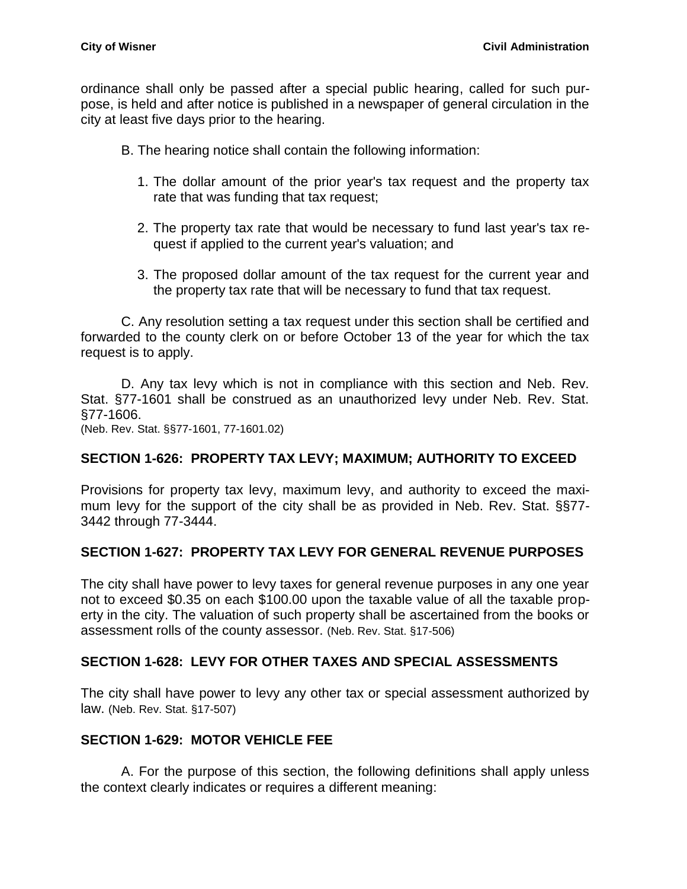ordinance shall only be passed after a special public hearing, called for such purpose, is held and after notice is published in a newspaper of general circulation in the city at least five days prior to the hearing.

B. The hearing notice shall contain the following information:

1. The dollar amount of the prior year's tax request and the property tax rate that was funding that tax request;

2. The property tax rate that would be necessary to fund last year's tax request if applied to the current year's valuation; and

3. The proposed dollar amount of the tax request for the current year and the property tax rate that will be necessary to fund that tax request.

C. Any resolution setting a tax request under this section shall be certified and forwarded to the county clerk on or before October 13 of the year for which the tax request is to apply.

D. Any tax levy which is not in compliance with this section and Neb. Rev. Stat. §77-1601 shall be construed as an unauthorized levy under Neb. Rev. Stat. §77-1606.
(Neb. Rev. Stat. §§77-1601, 77-1601.02)

## SECTION 1-626: PROPERTY TAX LEVY; MAXIMUM; AUTHORITY TO EXCEED

Provisions for property tax levy, maximum levy, and authority to exceed the maximum levy for the support of the city shall be as provided in Neb. Rev. Stat. §§77-3442 through 77-3444.

## SECTION 1-627: PROPERTY TAX LEVY FOR GENERAL REVENUE PURPOSES

The city shall have power to levy taxes for general revenue purposes in any one year not to exceed $0.35 on each $100.00 upon the taxable value of all the taxable property in the city. The valuation of such property shall be ascertained from the books or assessment rolls of the county assessor. (Neb. Rev. Stat. §17-506)

## SECTION 1-628: LEVY FOR OTHER TAXES AND SPECIAL ASSESSMENTS

The city shall have power to levy any other tax or special assessment authorized by law. (Neb. Rev. Stat. §17-507)

## SECTION 1-629: MOTOR VEHICLE FEE

A. For the purpose of this section, the following definitions shall apply unless the context clearly indicates or requires a different meaning: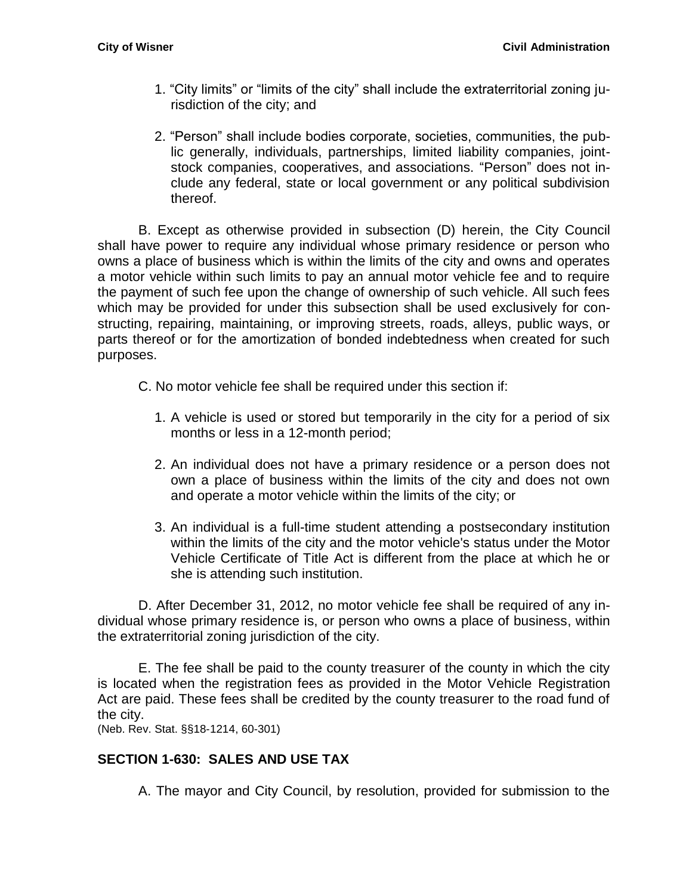1. "City limits" or "limits of the city" shall include the extraterritorial zoning jurisdiction of the city; and

2. "Person" shall include bodies corporate, societies, communities, the public generally, individuals, partnerships, limited liability companies, joint-stock companies, cooperatives, and associations. "Person" does not include any federal, state or local government or any political subdivision thereof.

B. Except as otherwise provided in subsection (D) herein, the City Council shall have power to require any individual whose primary residence or person who owns a place of business which is within the limits of the city and owns and operates a motor vehicle within such limits to pay an annual motor vehicle fee and to require the payment of such fee upon the change of ownership of such vehicle. All such fees which may be provided for under this subsection shall be used exclusively for constructing, repairing, maintaining, or improving streets, roads, alleys, public ways, or parts thereof or for the amortization of bonded indebtedness when created for such purposes.

C. No motor vehicle fee shall be required under this section if:

1. A vehicle is used or stored but temporarily in the city for a period of six months or less in a 12-month period;

2. An individual does not have a primary residence or a person does not own a place of business within the limits of the city and does not own and operate a motor vehicle within the limits of the city; or

3. An individual is a full-time student attending a postsecondary institution within the limits of the city and the motor vehicle's status under the Motor Vehicle Certificate of Title Act is different from the place at which he or she is attending such institution.

D. After December 31, 2012, no motor vehicle fee shall be required of any individual whose primary residence is, or person who owns a place of business, within the extraterritorial zoning jurisdiction of the city.

E. The fee shall be paid to the county treasurer of the county in which the city is located when the registration fees as provided in the Motor Vehicle Registration Act are paid. These fees shall be credited by the county treasurer to the road fund of the city.
(Neb. Rev. Stat. §§18-1214, 60-301)

## SECTION 1-630: SALES AND USE TAX

A. The mayor and City Council, by resolution, provided for submission to the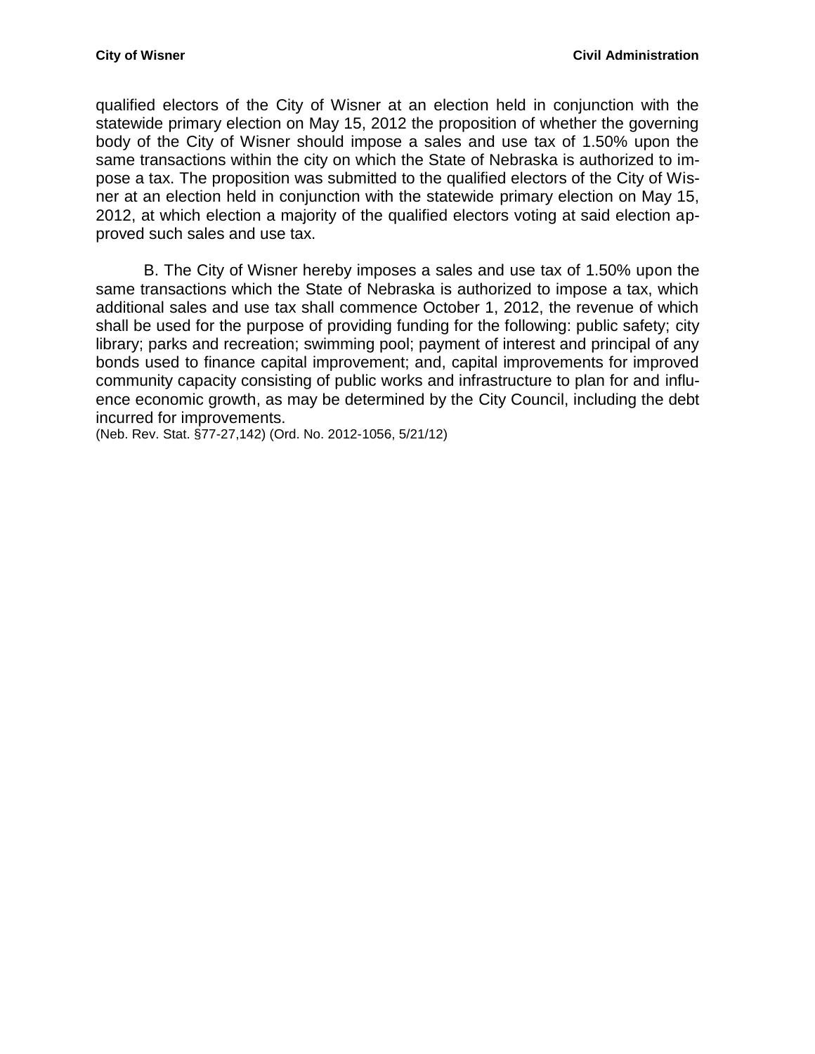qualified electors of the City of Wisner at an election held in conjunction with the statewide primary election on May 15, 2012 the proposition of whether the governing body of the City of Wisner should impose a sales and use tax of 1.50% upon the same transactions within the city on which the State of Nebraska is authorized to impose a tax. The proposition was submitted to the qualified electors of the City of Wisner at an election held in conjunction with the statewide primary election on May 15, 2012, at which election a majority of the qualified electors voting at said election approved such sales and use tax.

B. The City of Wisner hereby imposes a sales and use tax of 1.50% upon the same transactions which the State of Nebraska is authorized to impose a tax, which additional sales and use tax shall commence October 1, 2012, the revenue of which shall be used for the purpose of providing funding for the following: public safety; city library; parks and recreation; swimming pool; payment of interest and principal of any bonds used to finance capital improvement; and, capital improvements for improved community capacity consisting of public works and infrastructure to plan for and influence economic growth, as may be determined by the City Council, including the debt incurred for improvements.
(Neb. Rev. Stat. §77-27,142) (Ord. No. 2012-1056, 5/21/12)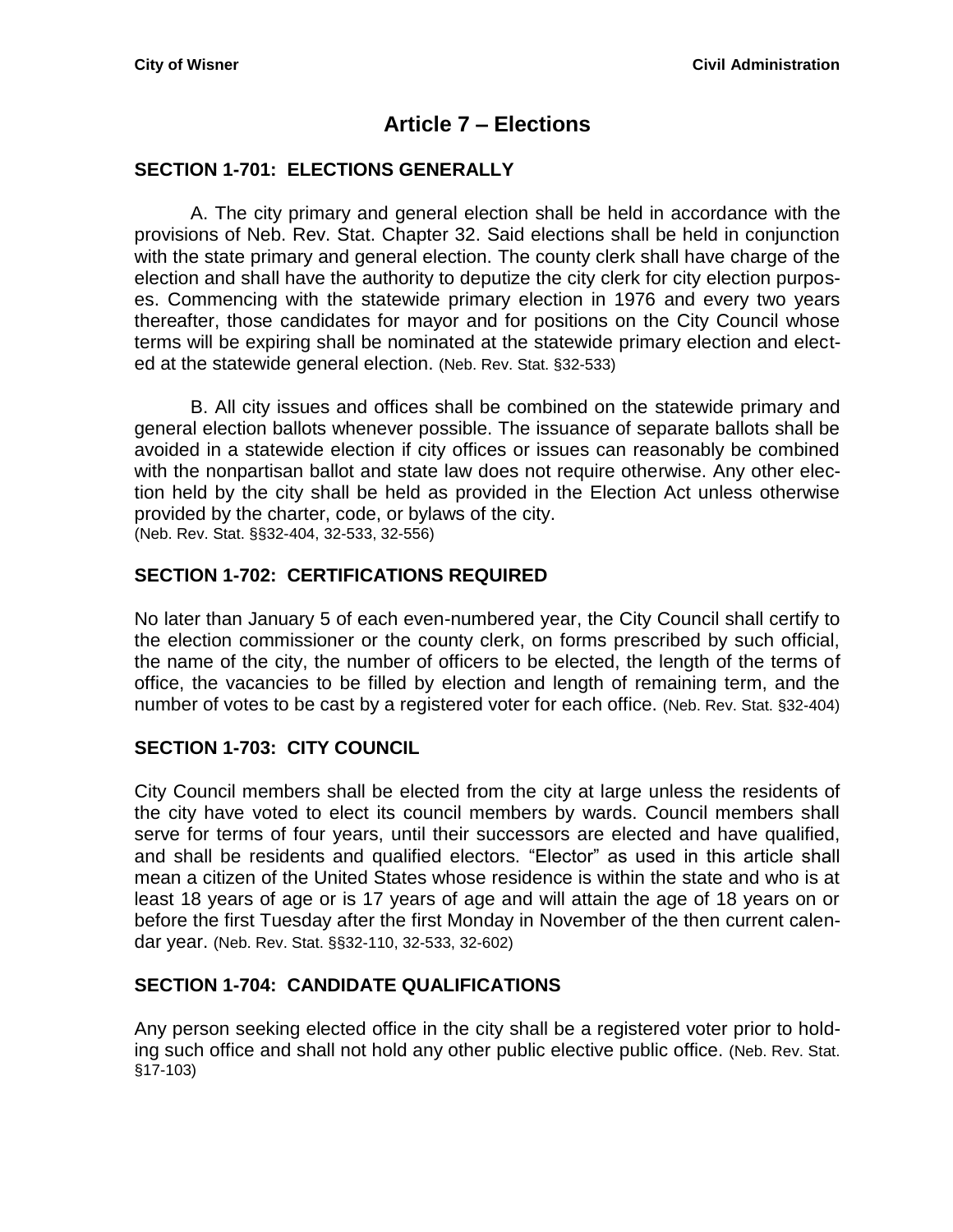# Article 7 – Elections

## SECTION 1-701: ELECTIONS GENERALLY

A. The city primary and general election shall be held in accordance with the provisions of Neb. Rev. Stat. Chapter 32. Said elections shall be held in conjunction with the state primary and general election. The county clerk shall have charge of the election and shall have the authority to deputize the city clerk for city election purposes. Commencing with the statewide primary election in 1976 and every two years thereafter, those candidates for mayor and for positions on the City Council whose terms will be expiring shall be nominated at the statewide primary election and elected at the statewide general election. (Neb. Rev. Stat. §32-533)

B. All city issues and offices shall be combined on the statewide primary and general election ballots whenever possible. The issuance of separate ballots shall be avoided in a statewide election if city offices or issues can reasonably be combined with the nonpartisan ballot and state law does not require otherwise. Any other election held by the city shall be held as provided in the Election Act unless otherwise provided by the charter, code, or bylaws of the city.
(Neb. Rev. Stat. §§32-404, 32-533, 32-556)

## SECTION 1-702: CERTIFICATIONS REQUIRED

No later than January 5 of each even-numbered year, the City Council shall certify to the election commissioner or the county clerk, on forms prescribed by such official, the name of the city, the number of officers to be elected, the length of the terms of office, the vacancies to be filled by election and length of remaining term, and the number of votes to be cast by a registered voter for each office. (Neb. Rev. Stat. §32-404)

## SECTION 1-703: CITY COUNCIL

City Council members shall be elected from the city at large unless the residents of the city have voted to elect its council members by wards. Council members shall serve for terms of four years, until their successors are elected and have qualified, and shall be residents and qualified electors. "Elector" as used in this article shall mean a citizen of the United States whose residence is within the state and who is at least 18 years of age or is 17 years of age and will attain the age of 18 years on or before the first Tuesday after the first Monday in November of the then current calendar year. (Neb. Rev. Stat. §§32-110, 32-533, 32-602)

## SECTION 1-704: CANDIDATE QUALIFICATIONS

Any person seeking elected office in the city shall be a registered voter prior to holding such office and shall not hold any other public elective public office. (Neb. Rev. Stat. §17-103)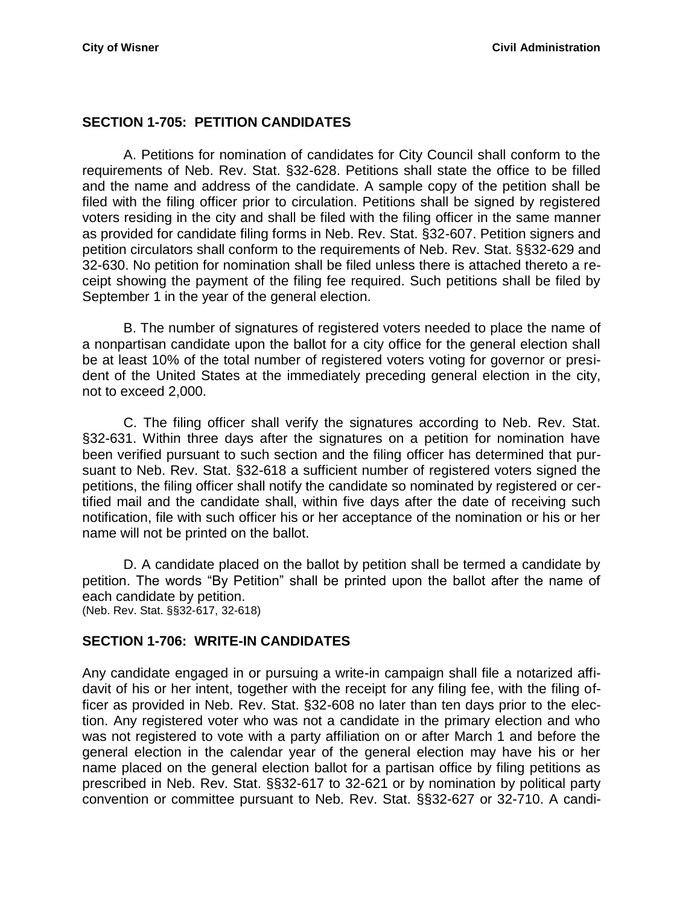## SECTION 1-705: PETITION CANDIDATES

A. Petitions for nomination of candidates for City Council shall conform to the requirements of Neb. Rev. Stat. §32-628. Petitions shall state the office to be filled and the name and address of the candidate. A sample copy of the petition shall be filed with the filing officer prior to circulation. Petitions shall be signed by registered voters residing in the city and shall be filed with the filing officer in the same manner as provided for candidate filing forms in Neb. Rev. Stat. §32-607. Petition signers and petition circulators shall conform to the requirements of Neb. Rev. Stat. §§32-629 and 32-630. No petition for nomination shall be filed unless there is attached thereto a receipt showing the payment of the filing fee required. Such petitions shall be filed by September 1 in the year of the general election.

B. The number of signatures of registered voters needed to place the name of a nonpartisan candidate upon the ballot for a city office for the general election shall be at least 10% of the total number of registered voters voting for governor or president of the United States at the immediately preceding general election in the city, not to exceed 2,000.

C. The filing officer shall verify the signatures according to Neb. Rev. Stat. §32-631. Within three days after the signatures on a petition for nomination have been verified pursuant to such section and the filing officer has determined that pursuant to Neb. Rev. Stat. §32-618 a sufficient number of registered voters signed the petitions, the filing officer shall notify the candidate so nominated by registered or certified mail and the candidate shall, within five days after the date of receiving such notification, file with such officer his or her acceptance of the nomination or his or her name will not be printed on the ballot.

D. A candidate placed on the ballot by petition shall be termed a candidate by petition. The words "By Petition" shall be printed upon the ballot after the name of each candidate by petition.
(Neb. Rev. Stat. §§32-617, 32-618)

## SECTION 1-706: WRITE-IN CANDIDATES

Any candidate engaged in or pursuing a write-in campaign shall file a notarized affidavit of his or her intent, together with the receipt for any filing fee, with the filing officer as provided in Neb. Rev. Stat. §32-608 no later than ten days prior to the election. Any registered voter who was not a candidate in the primary election and who was not registered to vote with a party affiliation on or after March 1 and before the general election in the calendar year of the general election may have his or her name placed on the general election ballot for a partisan office by filing petitions as prescribed in Neb. Rev. Stat. §§32-617 to 32-621 or by nomination by political party convention or committee pursuant to Neb. Rev. Stat. §§32-627 or 32-710. A candi-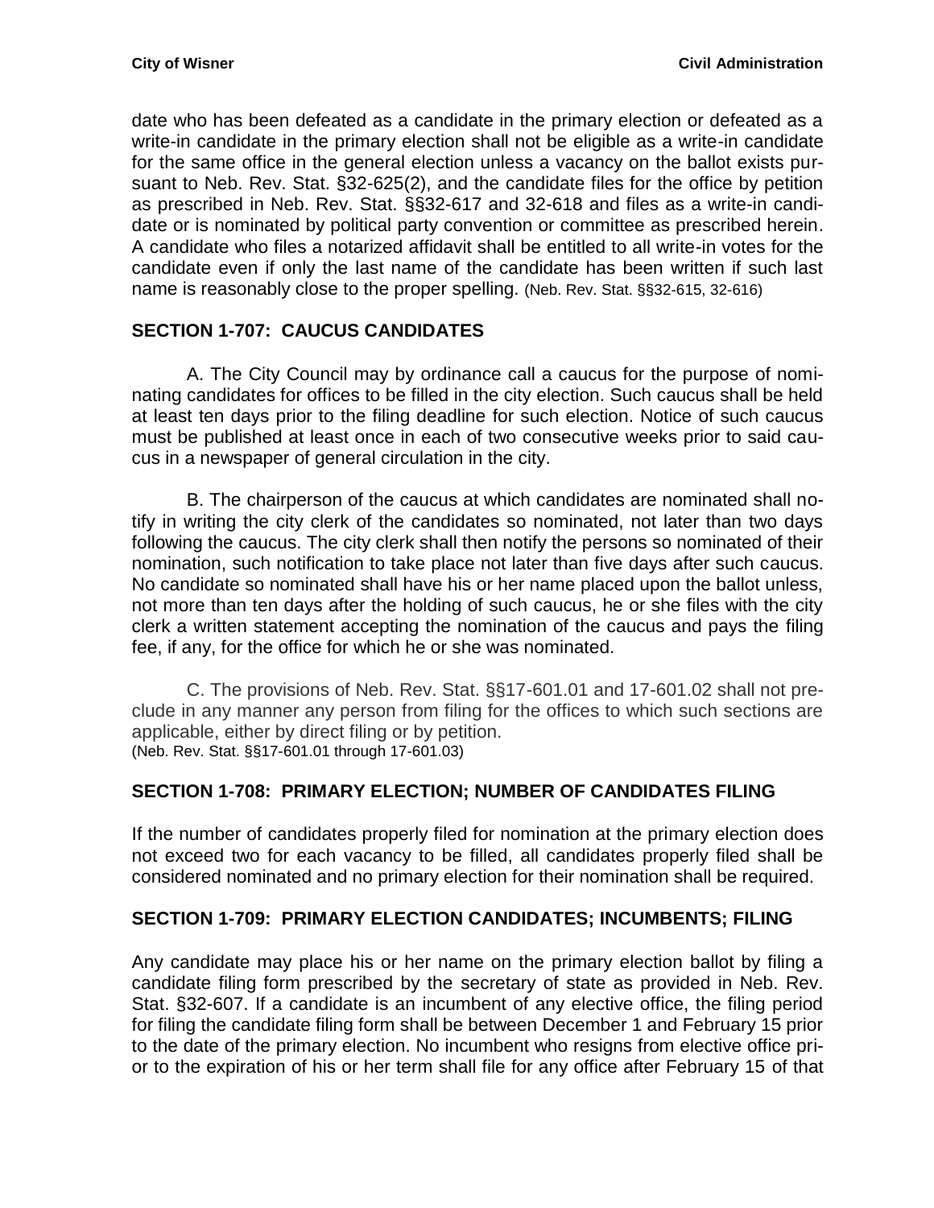date who has been defeated as a candidate in the primary election or defeated as a write-in candidate in the primary election shall not be eligible as a write-in candidate for the same office in the general election unless a vacancy on the ballot exists pursuant to Neb. Rev. Stat. §32-625(2), and the candidate files for the office by petition as prescribed in Neb. Rev. Stat. §§32-617 and 32-618 and files as a write-in candidate or is nominated by political party convention or committee as prescribed herein. A candidate who files a notarized affidavit shall be entitled to all write-in votes for the candidate even if only the last name of the candidate has been written if such last name is reasonably close to the proper spelling. (Neb. Rev. Stat. §§32-615, 32-616)

## SECTION 1-707: CAUCUS CANDIDATES

A. The City Council may by ordinance call a caucus for the purpose of nominating candidates for offices to be filled in the city election. Such caucus shall be held at least ten days prior to the filing deadline for such election. Notice of such caucus must be published at least once in each of two consecutive weeks prior to said caucus in a newspaper of general circulation in the city.

B. The chairperson of the caucus at which candidates are nominated shall notify in writing the city clerk of the candidates so nominated, not later than two days following the caucus. The city clerk shall then notify the persons so nominated of their nomination, such notification to take place not later than five days after such caucus. No candidate so nominated shall have his or her name placed upon the ballot unless, not more than ten days after the holding of such caucus, he or she files with the city clerk a written statement accepting the nomination of the caucus and pays the filing fee, if any, for the office for which he or she was nominated.

C. The provisions of Neb. Rev. Stat. §§17-601.01 and 17-601.02 shall not preclude in any manner any person from filing for the offices to which such sections are applicable, either by direct filing or by petition.
(Neb. Rev. Stat. §§17-601.01 through 17-601.03)

## SECTION 1-708: PRIMARY ELECTION; NUMBER OF CANDIDATES FILING

If the number of candidates properly filed for nomination at the primary election does not exceed two for each vacancy to be filled, all candidates properly filed shall be considered nominated and no primary election for their nomination shall be required.

## SECTION 1-709: PRIMARY ELECTION CANDIDATES; INCUMBENTS; FILING

Any candidate may place his or her name on the primary election ballot by filing a candidate filing form prescribed by the secretary of state as provided in Neb. Rev. Stat. §32-607. If a candidate is an incumbent of any elective office, the filing period for filing the candidate filing form shall be between December 1 and February 15 prior to the date of the primary election. No incumbent who resigns from elective office prior to the expiration of his or her term shall file for any office after February 15 of that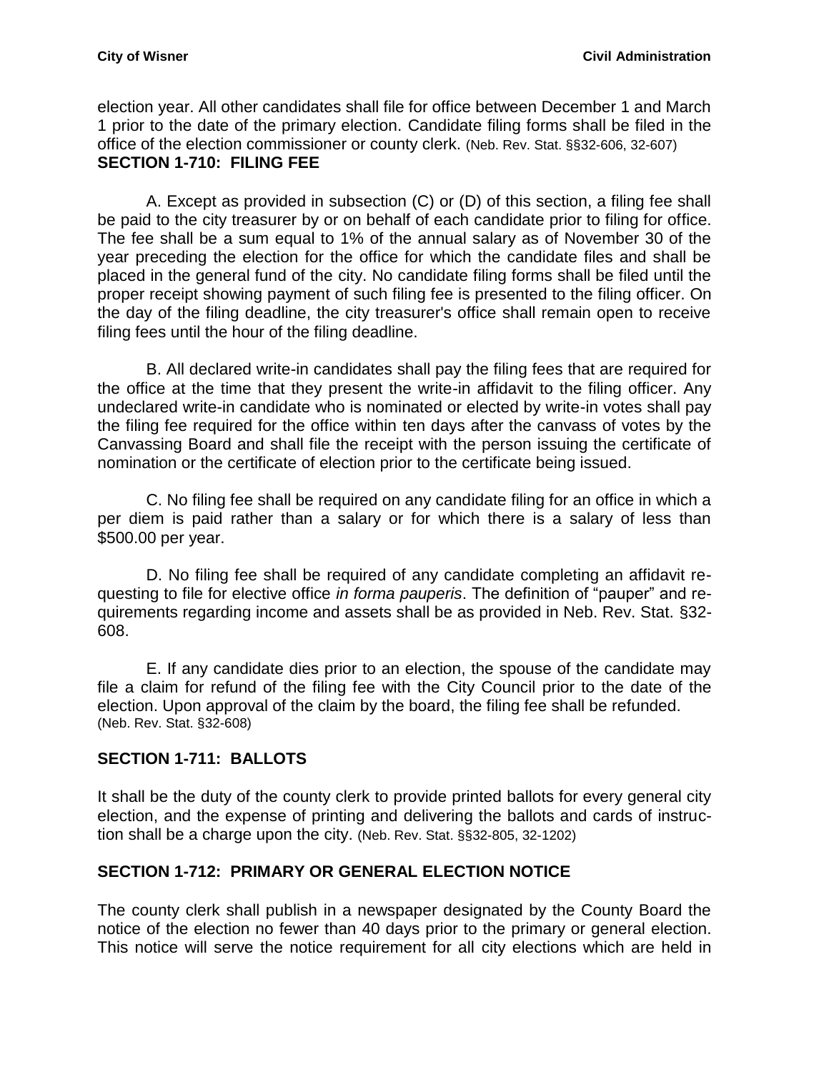election year. All other candidates shall file for office between December 1 and March 1 prior to the date of the primary election. Candidate filing forms shall be filed in the office of the election commissioner or county clerk. (Neb. Rev. Stat. §§32-606, 32-607)

## SECTION 1-710: FILING FEE

A. Except as provided in subsection (C) or (D) of this section, a filing fee shall be paid to the city treasurer by or on behalf of each candidate prior to filing for office. The fee shall be a sum equal to 1% of the annual salary as of November 30 of the year preceding the election for the office for which the candidate files and shall be placed in the general fund of the city. No candidate filing forms shall be filed until the proper receipt showing payment of such filing fee is presented to the filing officer. On the day of the filing deadline, the city treasurer's office shall remain open to receive filing fees until the hour of the filing deadline.

B. All declared write-in candidates shall pay the filing fees that are required for the office at the time that they present the write-in affidavit to the filing officer. Any undeclared write-in candidate who is nominated or elected by write-in votes shall pay the filing fee required for the office within ten days after the canvass of votes by the Canvassing Board and shall file the receipt with the person issuing the certificate of nomination or the certificate of election prior to the certificate being issued.

C. No filing fee shall be required on any candidate filing for an office in which a per diem is paid rather than a salary or for which there is a salary of less than $500.00 per year.

D. No filing fee shall be required of any candidate completing an affidavit requesting to file for elective office *in forma pauperis*. The definition of "pauper" and requirements regarding income and assets shall be as provided in Neb. Rev. Stat. §32-608.

E. If any candidate dies prior to an election, the spouse of the candidate may file a claim for refund of the filing fee with the City Council prior to the date of the election. Upon approval of the claim by the board, the filing fee shall be refunded. (Neb. Rev. Stat. §32-608)

## SECTION 1-711: BALLOTS

It shall be the duty of the county clerk to provide printed ballots for every general city election, and the expense of printing and delivering the ballots and cards of instruction shall be a charge upon the city. (Neb. Rev. Stat. §§32-805, 32-1202)

## SECTION 1-712: PRIMARY OR GENERAL ELECTION NOTICE

The county clerk shall publish in a newspaper designated by the County Board the notice of the election no fewer than 40 days prior to the primary or general election. This notice will serve the notice requirement for all city elections which are held in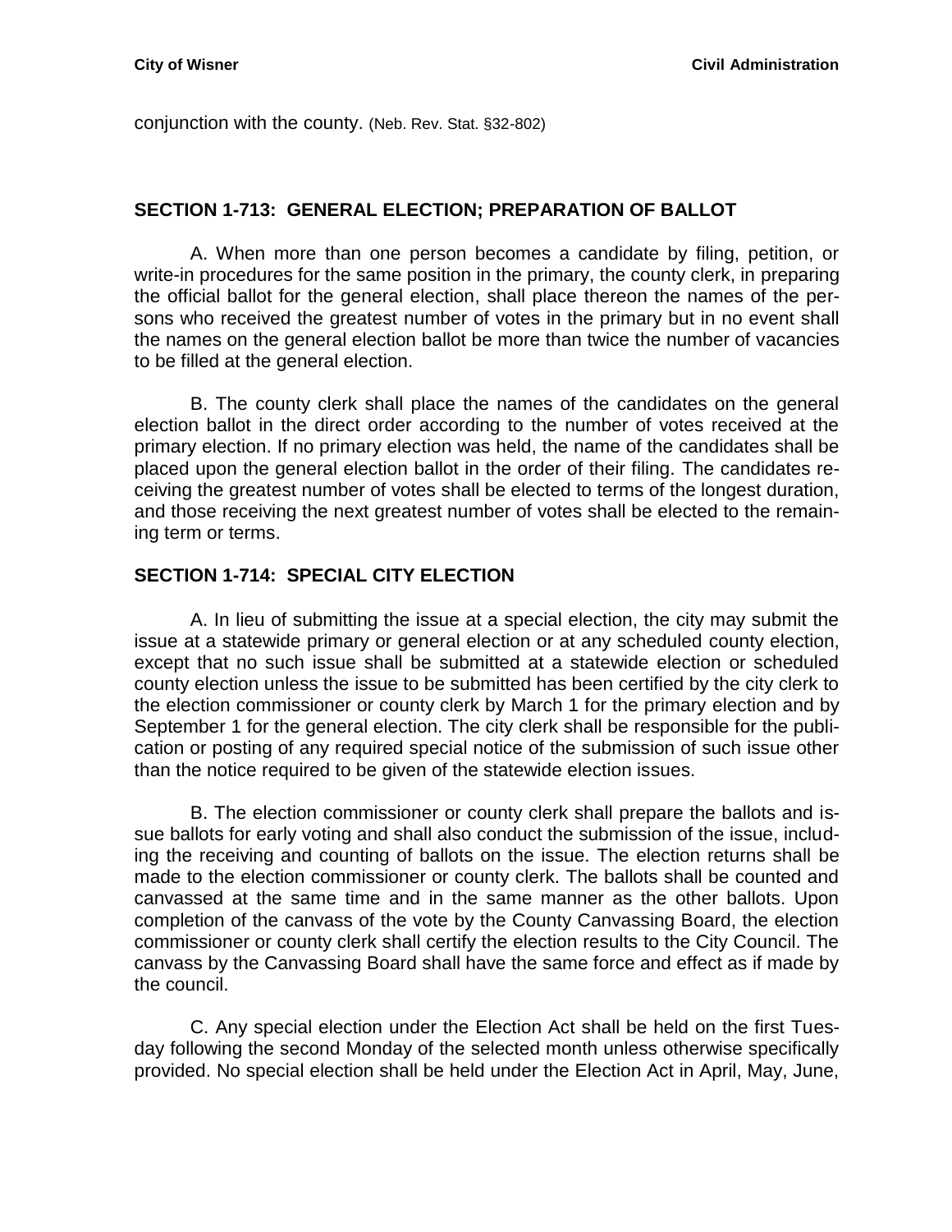conjunction with the county. (Neb. Rev. Stat. §32-802)

### SECTION 1-713: GENERAL ELECTION; PREPARATION OF BALLOT

A. When more than one person becomes a candidate by filing, petition, or write-in procedures for the same position in the primary, the county clerk, in preparing the official ballot for the general election, shall place thereon the names of the persons who received the greatest number of votes in the primary but in no event shall the names on the general election ballot be more than twice the number of vacancies to be filled at the general election.

B. The county clerk shall place the names of the candidates on the general election ballot in the direct order according to the number of votes received at the primary election. If no primary election was held, the name of the candidates shall be placed upon the general election ballot in the order of their filing. The candidates receiving the greatest number of votes shall be elected to terms of the longest duration, and those receiving the next greatest number of votes shall be elected to the remaining term or terms.

### SECTION 1-714: SPECIAL CITY ELECTION

A. In lieu of submitting the issue at a special election, the city may submit the issue at a statewide primary or general election or at any scheduled county election, except that no such issue shall be submitted at a statewide election or scheduled county election unless the issue to be submitted has been certified by the city clerk to the election commissioner or county clerk by March 1 for the primary election and by September 1 for the general election. The city clerk shall be responsible for the publication or posting of any required special notice of the submission of such issue other than the notice required to be given of the statewide election issues.

B. The election commissioner or county clerk shall prepare the ballots and issue ballots for early voting and shall also conduct the submission of the issue, including the receiving and counting of ballots on the issue. The election returns shall be made to the election commissioner or county clerk. The ballots shall be counted and canvassed at the same time and in the same manner as the other ballots. Upon completion of the canvass of the vote by the County Canvassing Board, the election commissioner or county clerk shall certify the election results to the City Council. The canvass by the Canvassing Board shall have the same force and effect as if made by the council.

C. Any special election under the Election Act shall be held on the first Tuesday following the second Monday of the selected month unless otherwise specifically provided. No special election shall be held under the Election Act in April, May, June,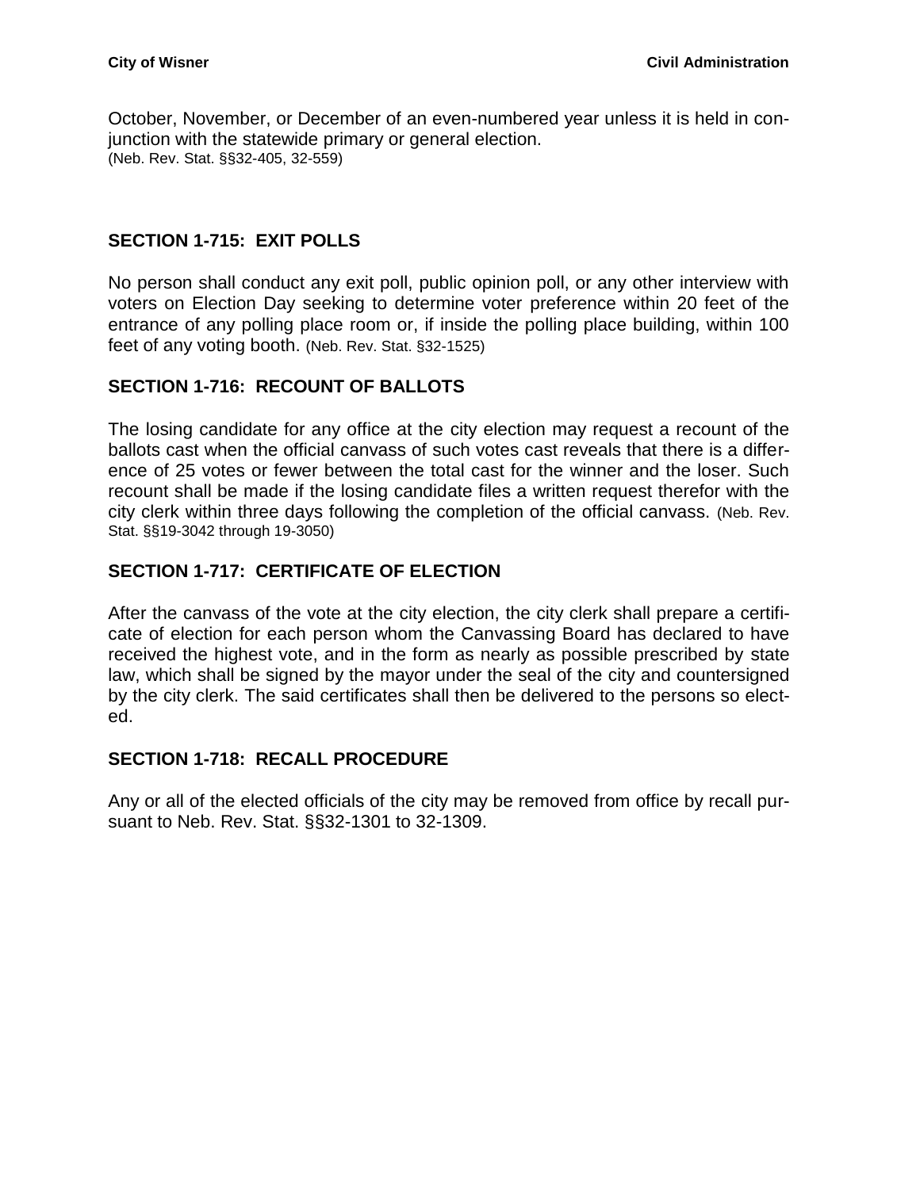October, November, or December of an even-numbered year unless it is held in conjunction with the statewide primary or general election.
(Neb. Rev. Stat. §§32-405, 32-559)

## SECTION 1-715: EXIT POLLS

No person shall conduct any exit poll, public opinion poll, or any other interview with voters on Election Day seeking to determine voter preference within 20 feet of the entrance of any polling place room or, if inside the polling place building, within 100 feet of any voting booth. (Neb. Rev. Stat. §32-1525)

## SECTION 1-716: RECOUNT OF BALLOTS

The losing candidate for any office at the city election may request a recount of the ballots cast when the official canvass of such votes cast reveals that there is a difference of 25 votes or fewer between the total cast for the winner and the loser. Such recount shall be made if the losing candidate files a written request therefor with the city clerk within three days following the completion of the official canvass. (Neb. Rev. Stat. §§19-3042 through 19-3050)

## SECTION 1-717: CERTIFICATE OF ELECTION

After the canvass of the vote at the city election, the city clerk shall prepare a certificate of election for each person whom the Canvassing Board has declared to have received the highest vote, and in the form as nearly as possible prescribed by state law, which shall be signed by the mayor under the seal of the city and countersigned by the city clerk. The said certificates shall then be delivered to the persons so elected.

## SECTION 1-718: RECALL PROCEDURE

Any or all of the elected officials of the city may be removed from office by recall pursuant to Neb. Rev. Stat. §§32-1301 to 32-1309.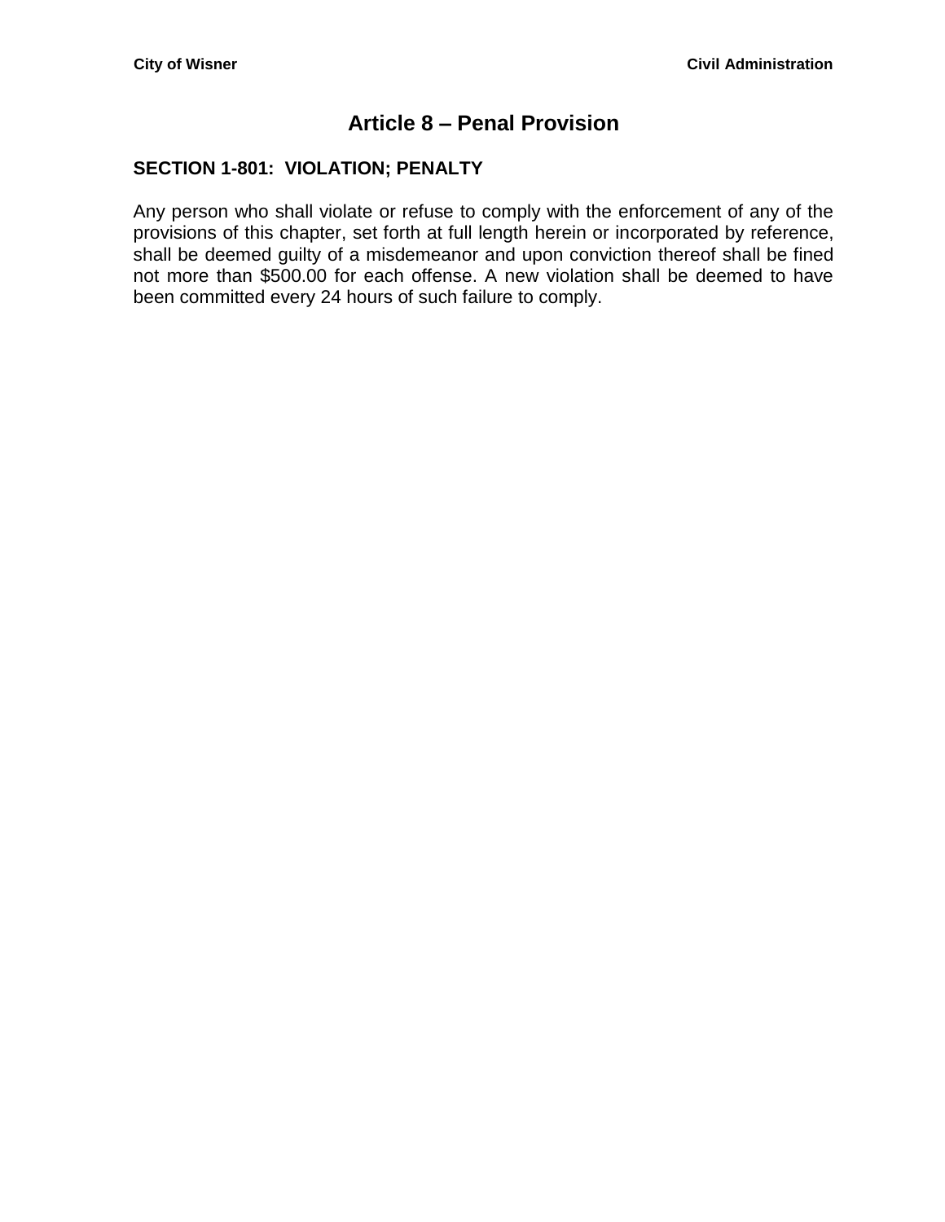# Article 8 – Penal Provision

## SECTION 1-801: VIOLATION; PENALTY

Any person who shall violate or refuse to comply with the enforcement of any of the provisions of this chapter, set forth at full length herein or incorporated by reference, shall be deemed guilty of a misdemeanor and upon conviction thereof shall be fined not more than $500.00 for each offense. A new violation shall be deemed to have been committed every 24 hours of such failure to comply.